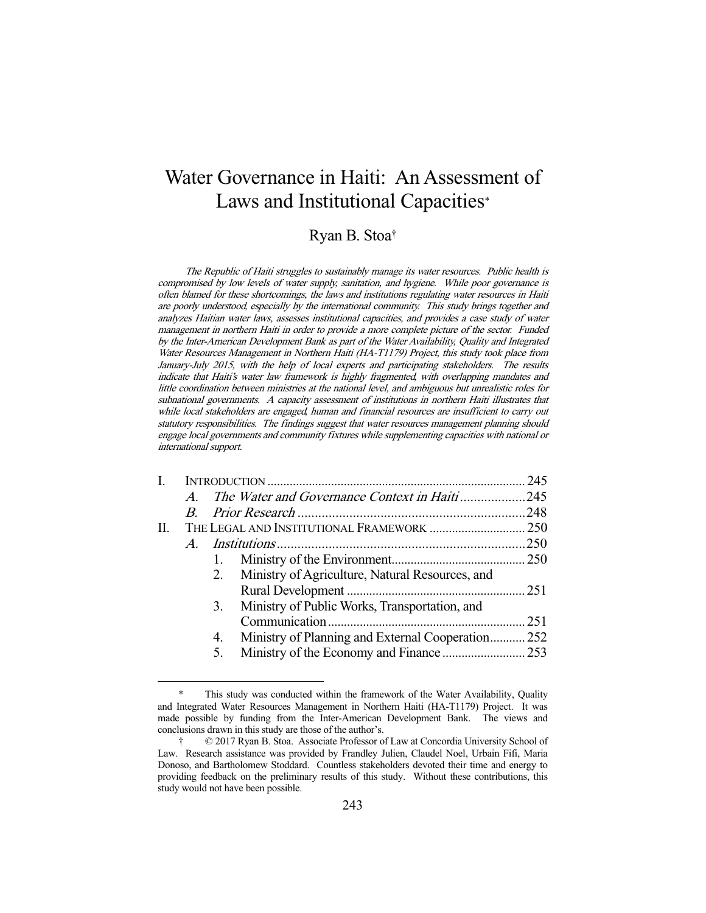# Water Governance in Haiti: An Assessment of Laws and Institutional Capacities*

Ryan B. Stoa†

*The Republic of Haiti struggles to sustainably manage its water resources. Public health is compromised by low levels of water supply, sanitation, and hygiene. While poor governance is often blamed for these shortcomings, the laws and institutions regulating water resources in Haiti are poorly understood, especially by the international community. This study brings together and analyzes Haitian water laws, assesses institutional capacities, and provides a case study of water management in northern Haiti in order to provide a more complete picture of the sector. Funded by the Inter-American Development Bank as part of the Water Availability, Quality and Integrated Water Resources Management in Northern Haiti (HA-T1179) Project, this study took place from January-July 2015, with the help of local experts and participating stakeholders. The results indicate that Haiti's water law framework is highly fragmented, with overlapping mandates and little coordination between ministries at the national level, and ambiguous but unrealistic roles for subnational governments. A capacity assessment of institutions in northern Haiti illustrates that while local stakeholders are engaged, human and financial resources are insufficient to carry out statutory responsibilities. The findings suggest that water resources management planning should engage local governments and community fixtures while supplementing capacities with national or international support.*

I. INTRODUCTION .......... 245
  A. *The Water and Governance Context in Haiti* .......... 245
  B. *Prior Research* .......... 248
II. THE LEGAL AND INSTITUTIONAL FRAMEWORK .......... 250
  A. *Institutions* .......... 250
    1. Ministry of the Environment .......... 250
    2. Ministry of Agriculture, Natural Resources, and Rural Development .......... 251
    3. Ministry of Public Works, Transportation, and Communication .......... 251
    4. Ministry of Planning and External Cooperation .......... 252
    5. Ministry of the Economy and Finance .......... 253

---

\* This study was conducted within the framework of the Water Availability, Quality and Integrated Water Resources Management in Northern Haiti (HA-T1179) Project. It was made possible by funding from the Inter-American Development Bank. The views and conclusions drawn in this study are those of the author's.

† © 2017 Ryan B. Stoa. Associate Professor of Law at Concordia University School of Law. Research assistance was provided by Frandley Julien, Claudel Noel, Urbain Fifi, Maria Donoso, and Bartholomew Stoddard. Countless stakeholders devoted their time and energy to providing feedback on the preliminary results of this study. Without these contributions, this study would not have been possible.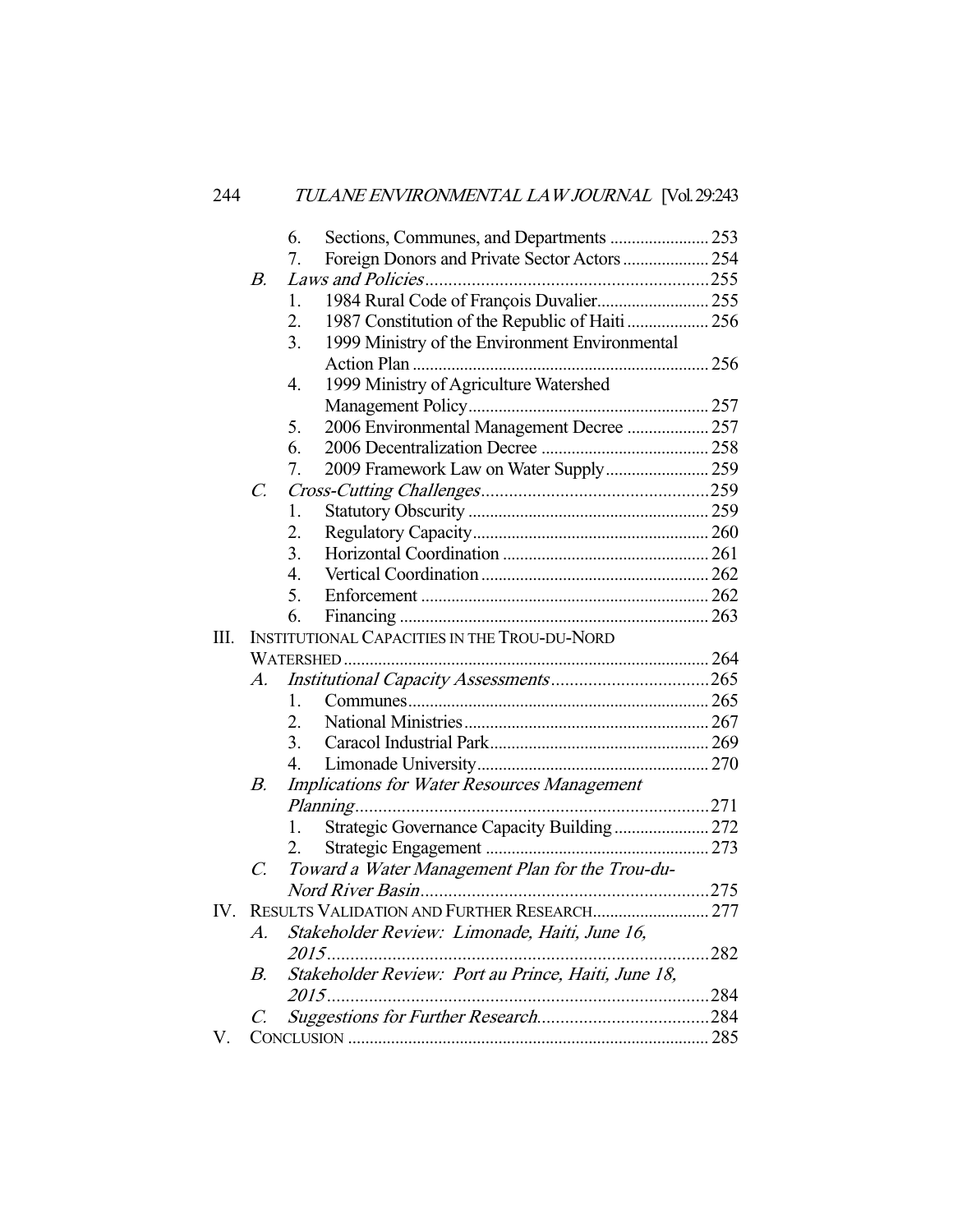6. Sections, Communes, and Departments ....................... 253
7. Foreign Donors and Private Sector Actors .................... 254

B. *Laws and Policies* ............................................................. 255
1. 1984 Rural Code of François Duvalier.......................... 255
2. 1987 Constitution of the Republic of Haiti ................... 256
3. 1999 Ministry of the Environment Environmental Action Plan ..................................................................... 256
4. 1999 Ministry of Agriculture Watershed Management Policy......................................................... 257
5. 2006 Environmental Management Decree ................... 257
6. 2006 Decentralization Decree ....................................... 258
7. 2009 Framework Law on Water Supply........................ 259

C. *Cross-Cutting Challenges* ................................................. 259
1. Statutory Obscurity ........................................................ 259
2. Regulatory Capacity....................................................... 260
3. Horizontal Coordination ................................................ 261
4. Vertical Coordination ..................................................... 262
5. Enforcement ................................................................... 262
6. Financing ........................................................................ 263

III. INSTITUTIONAL CAPACITIES IN THE TROU-DU-NORD WATERSHED ......................................................................................... 264

A. *Institutional Capacity Assessments* .................................. 265
1. Communes...................................................................... 265
2. National Ministries......................................................... 267
3. Caracol Industrial Park................................................... 269
4. Limonade University...................................................... 270

B. *Implications for Water Resources Management Planning* ............................................................................ 271
1. Strategic Governance Capacity Building ...................... 272
2. Strategic Engagement .................................................... 273

C. *Toward a Water Management Plan for the Trou-du-Nord River Basin* ............................................................... 275

IV. RESULTS VALIDATION AND FURTHER RESEARCH........................... 277

A. *Stakeholder Review: Limonade, Haiti, June 16, 2015* ...................................................................................... 282

B. *Stakeholder Review: Port au Prince, Haiti, June 18, 2015* ...................................................................................... 284

C. *Suggestions for Further Research*...................................... 284

V. CONCLUSION ................................................................................... 285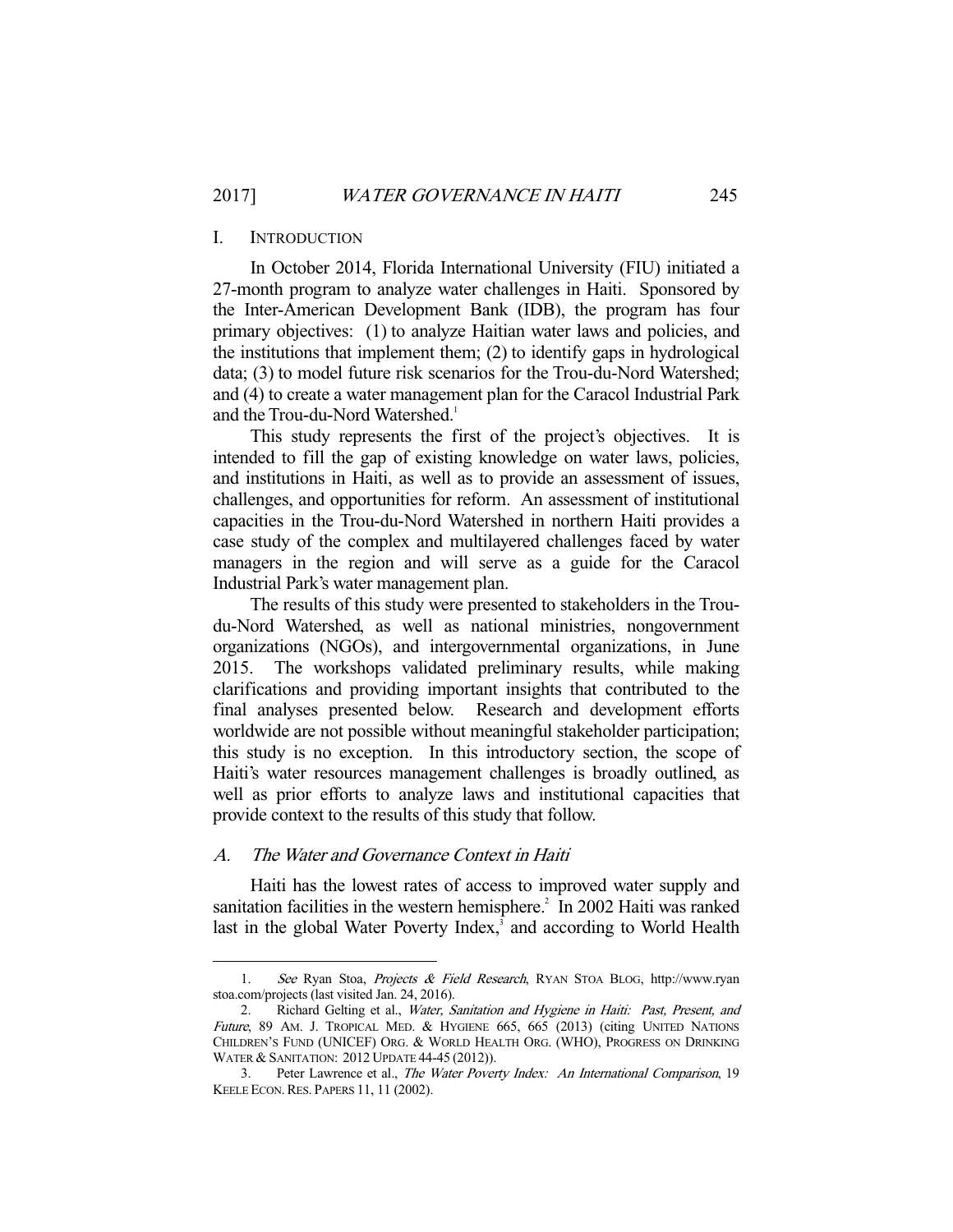## I. INTRODUCTION

In October 2014, Florida International University (FIU) initiated a 27-month program to analyze water challenges in Haiti. Sponsored by the Inter-American Development Bank (IDB), the program has four primary objectives: (1) to analyze Haitian water laws and policies, and the institutions that implement them; (2) to identify gaps in hydrological data; (3) to model future risk scenarios for the Trou-du-Nord Watershed; and (4) to create a water management plan for the Caracol Industrial Park and the Trou-du-Nord Watershed.[1]

This study represents the first of the project's objectives. It is intended to fill the gap of existing knowledge on water laws, policies, and institutions in Haiti, as well as to provide an assessment of issues, challenges, and opportunities for reform. An assessment of institutional capacities in the Trou-du-Nord Watershed in northern Haiti provides a case study of the complex and multilayered challenges faced by water managers in the region and will serve as a guide for the Caracol Industrial Park's water management plan.

The results of this study were presented to stakeholders in the Trou-du-Nord Watershed, as well as national ministries, nongovernment organizations (NGOs), and intergovernmental organizations, in June 2015. The workshops validated preliminary results, while making clarifications and providing important insights that contributed to the final analyses presented below. Research and development efforts worldwide are not possible without meaningful stakeholder participation; this study is no exception. In this introductory section, the scope of Haiti's water resources management challenges is broadly outlined, as well as prior efforts to analyze laws and institutional capacities that provide context to the results of this study that follow.

### A. *The Water and Governance Context in Haiti*

Haiti has the lowest rates of access to improved water supply and sanitation facilities in the western hemisphere.[2] In 2002 Haiti was ranked last in the global Water Poverty Index,[3] and according to World Health

---

1. *See* Ryan Stoa, *Projects & Field Research*, RYAN STOA BLOG, http://www.ryanstoa.com/projects (last visited Jan. 24, 2016).

2. Richard Gelting et al., *Water, Sanitation and Hygiene in Haiti: Past, Present, and Future*, 89 AM. J. TROPICAL MED. & HYGIENE 665, 665 (2013) (citing UNITED NATIONS CHILDREN'S FUND (UNICEF) ORG. & WORLD HEALTH ORG. (WHO), PROGRESS ON DRINKING WATER & SANITATION: 2012 UPDATE 44-45 (2012)).

3. Peter Lawrence et al., *The Water Poverty Index: An International Comparison*, 19 KEELE ECON. RES. PAPERS 11, 11 (2002).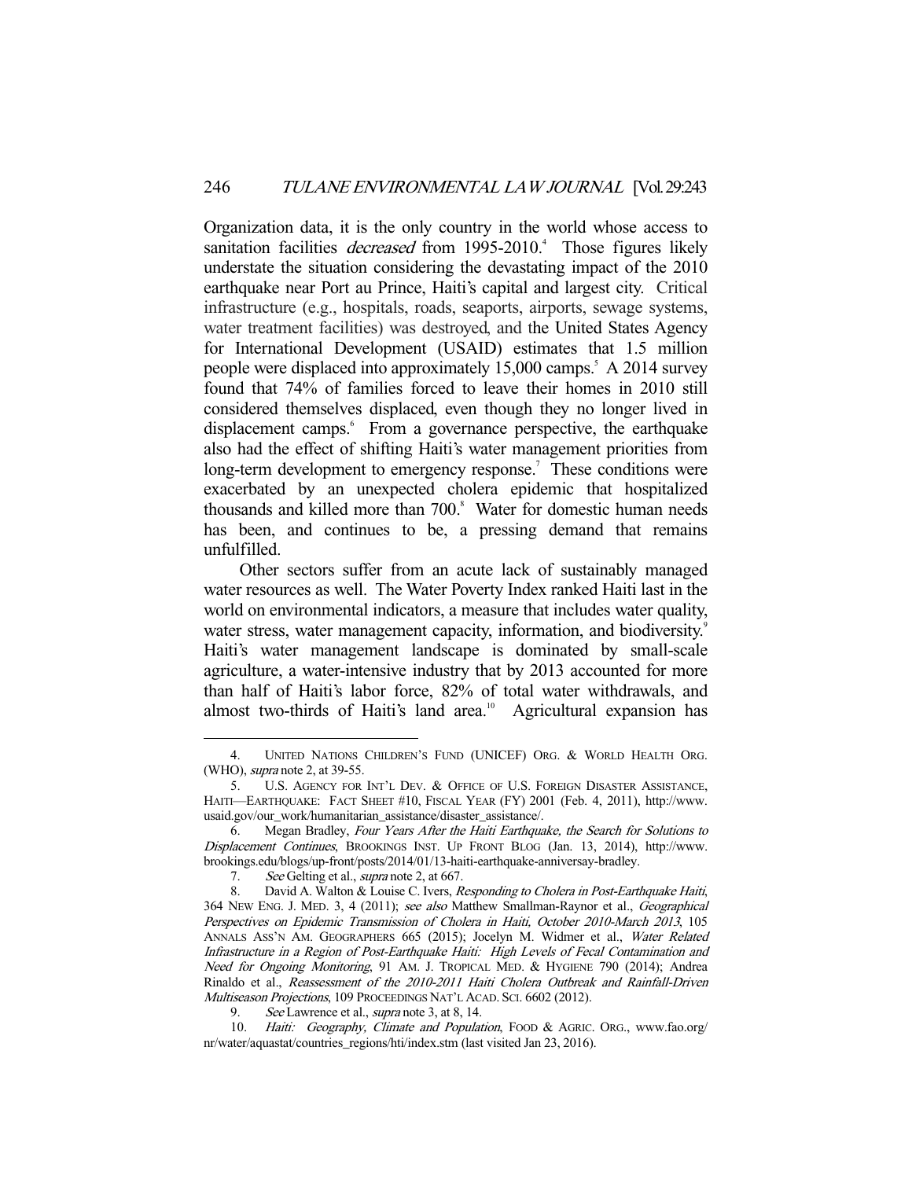Organization data, it is the only country in the world whose access to sanitation facilities *decreased* from 1995-2010.[4] Those figures likely understate the situation considering the devastating impact of the 2010 earthquake near Port au Prince, Haiti's capital and largest city. Critical infrastructure (e.g., hospitals, roads, seaports, airports, sewage systems, water treatment facilities) was destroyed, and the United States Agency for International Development (USAID) estimates that 1.5 million people were displaced into approximately 15,000 camps.[5] A 2014 survey found that 74% of families forced to leave their homes in 2010 still considered themselves displaced, even though they no longer lived in displacement camps.[6] From a governance perspective, the earthquake also had the effect of shifting Haiti's water management priorities from long-term development to emergency response.[7] These conditions were exacerbated by an unexpected cholera epidemic that hospitalized thousands and killed more than 700.[8] Water for domestic human needs has been, and continues to be, a pressing demand that remains unfulfilled.

Other sectors suffer from an acute lack of sustainably managed water resources as well. The Water Poverty Index ranked Haiti last in the world on environmental indicators, a measure that includes water quality, water stress, water management capacity, information, and biodiversity.[9] Haiti's water management landscape is dominated by small-scale agriculture, a water-intensive industry that by 2013 accounted for more than half of Haiti's labor force, 82% of total water withdrawals, and almost two-thirds of Haiti's land area.[10] Agricultural expansion has

---

4. UNITED NATIONS CHILDREN'S FUND (UNICEF) ORG. & WORLD HEALTH ORG. (WHO), *supra* note 2, at 39-55.

5. U.S. AGENCY FOR INT'L DEV. & OFFICE OF U.S. FOREIGN DISASTER ASSISTANCE, HAITI—EARTHQUAKE: FACT SHEET #10, FISCAL YEAR (FY) 2001 (Feb. 4, 2011), http://www.usaid.gov/our_work/humanitarian_assistance/disaster_assistance/.

6. Megan Bradley, *Four Years After the Haiti Earthquake, the Search for Solutions to Displacement Continues*, BROOKINGS INST. UP FRONT BLOG (Jan. 13, 2014), http://www.brookings.edu/blogs/up-front/posts/2014/01/13-haiti-earthquake-anniversay-bradley.

7. *See* Gelting et al., *supra* note 2, at 667.

8. David A. Walton & Louise C. Ivers, *Responding to Cholera in Post-Earthquake Haiti*, 364 NEW ENG. J. MED. 3, 4 (2011); *see also* Matthew Smallman-Raynor et al., *Geographical Perspectives on Epidemic Transmission of Cholera in Haiti, October 2010-March 2013*, 105 ANNALS ASS'N AM. GEOGRAPHERS 665 (2015); Jocelyn M. Widmer et al., *Water Related Infrastructure in a Region of Post-Earthquake Haiti: High Levels of Fecal Contamination and Need for Ongoing Monitoring*, 91 AM. J. TROPICAL MED. & HYGIENE 790 (2014); Andrea Rinaldo et al., *Reassessment of the 2010-2011 Haiti Cholera Outbreak and Rainfall-Driven Multiseason Projections*, 109 PROCEEDINGS NAT'L ACAD. SCI. 6602 (2012).

9. *See* Lawrence et al., *supra* note 3, at 8, 14.

10. *Haiti: Geography, Climate and Population*, FOOD & AGRIC. ORG., www.fao.org/nr/water/aquastat/countries_regions/hti/index.stm (last visited Jan 23, 2016).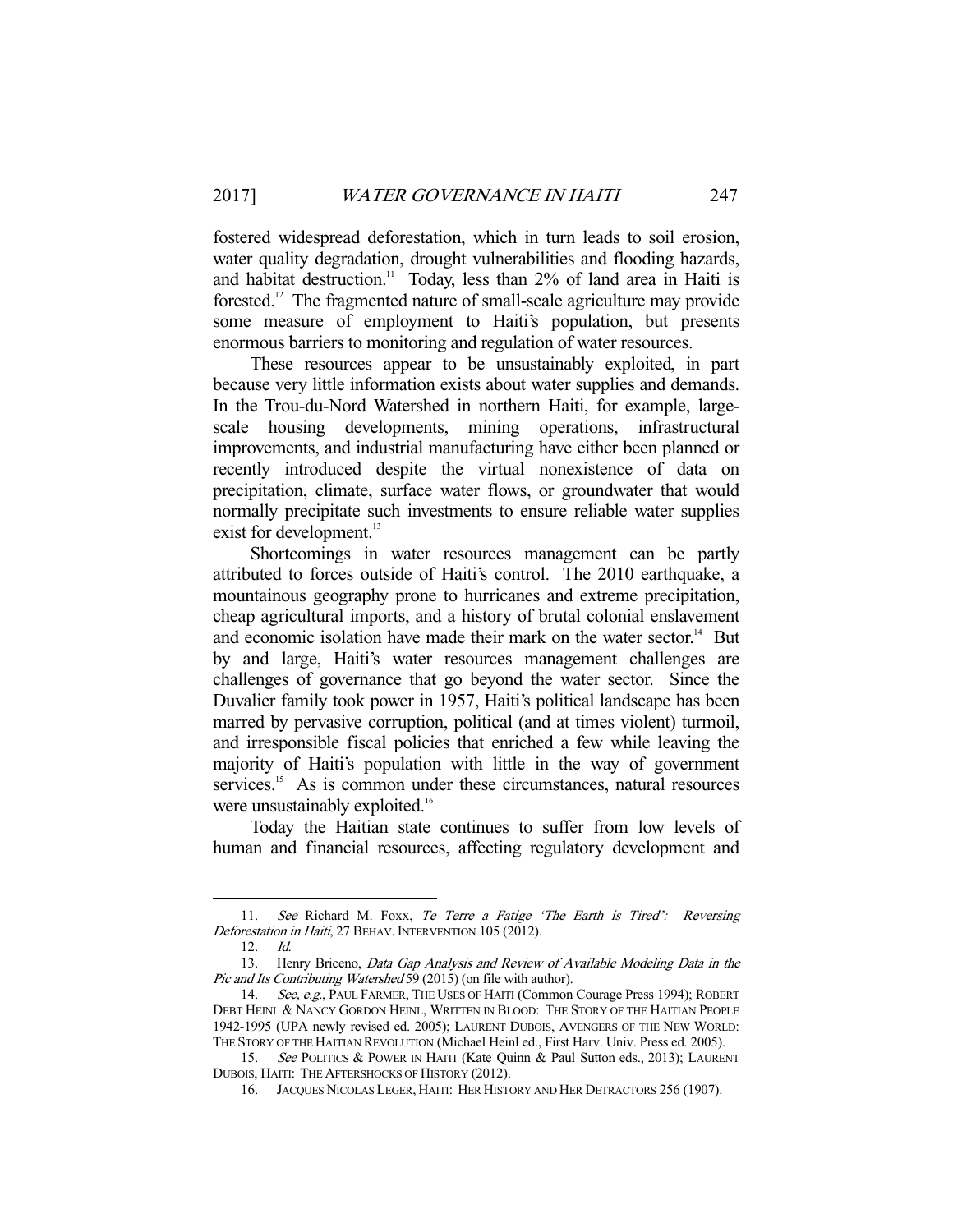fostered widespread deforestation, which in turn leads to soil erosion, water quality degradation, drought vulnerabilities and flooding hazards, and habitat destruction.[11] Today, less than 2% of land area in Haiti is forested.[12] The fragmented nature of small-scale agriculture may provide some measure of employment to Haiti's population, but presents enormous barriers to monitoring and regulation of water resources.

These resources appear to be unsustainably exploited, in part because very little information exists about water supplies and demands. In the Trou-du-Nord Watershed in northern Haiti, for example, large-scale housing developments, mining operations, infrastructural improvements, and industrial manufacturing have either been planned or recently introduced despite the virtual nonexistence of data on precipitation, climate, surface water flows, or groundwater that would normally precipitate such investments to ensure reliable water supplies exist for development.[13]

Shortcomings in water resources management can be partly attributed to forces outside of Haiti's control. The 2010 earthquake, a mountainous geography prone to hurricanes and extreme precipitation, cheap agricultural imports, and a history of brutal colonial enslavement and economic isolation have made their mark on the water sector.[14] But by and large, Haiti's water resources management challenges are challenges of governance that go beyond the water sector. Since the Duvalier family took power in 1957, Haiti's political landscape has been marred by pervasive corruption, political (and at times violent) turmoil, and irresponsible fiscal policies that enriched a few while leaving the majority of Haiti's population with little in the way of government services.[15] As is common under these circumstances, natural resources were unsustainably exploited.[16]

Today the Haitian state continues to suffer from low levels of human and financial resources, affecting regulatory development and

---

11. *See* Richard M. Foxx, *Te Terre a Fatige 'The Earth is Tired': Reversing Deforestation in Haiti*, 27 BEHAV. INTERVENTION 105 (2012).

12. *Id.*

13. Henry Briceno, *Data Gap Analysis and Review of Available Modeling Data in the Pic and Its Contributing Watershed* 59 (2015) (on file with author).

14. *See, e.g.*, PAUL FARMER, THE USES OF HAITI (Common Courage Press 1994); ROBERT DEBT HEINL & NANCY GORDON HEINL, WRITTEN IN BLOOD: THE STORY OF THE HAITIAN PEOPLE 1942-1995 (UPA newly revised ed. 2005); LAURENT DUBOIS, AVENGERS OF THE NEW WORLD: THE STORY OF THE HAITIAN REVOLUTION (Michael Heinl ed., First Harv. Univ. Press ed. 2005).

15. *See* POLITICS & POWER IN HAITI (Kate Quinn & Paul Sutton eds., 2013); LAURENT DUBOIS, HAITI: THE AFTERSHOCKS OF HISTORY (2012).

16. JACQUES NICOLAS LEGER, HAITI: HER HISTORY AND HER DETRACTORS 256 (1907).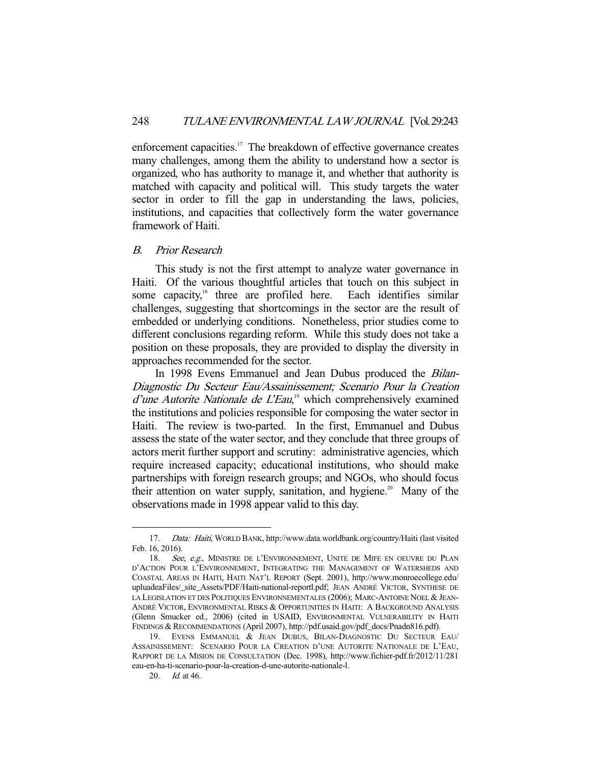enforcement capacities.[17] The breakdown of effective governance creates many challenges, among them the ability to understand how a sector is organized, who has authority to manage it, and whether that authority is matched with capacity and political will. This study targets the water sector in order to fill the gap in understanding the laws, policies, institutions, and capacities that collectively form the water governance framework of Haiti.

### *B. Prior Research*

This study is not the first attempt to analyze water governance in Haiti. Of the various thoughtful articles that touch on this subject in some capacity,[18] three are profiled here. Each identifies similar challenges, suggesting that shortcomings in the sector are the result of embedded or underlying conditions. Nonetheless, prior studies come to different conclusions regarding reform. While this study does not take a position on these proposals, they are provided to display the diversity in approaches recommended for the sector.

In 1998 Evens Emmanuel and Jean Dubus produced the *Bilan-Diagnostic Du Secteur Eau/Assainissement; Scenario Pour la Creation d'une Autorite Nationale de L'Eau*,[19] which comprehensively examined the institutions and policies responsible for composing the water sector in Haiti. The review is two-parted. In the first, Emmanuel and Dubus assess the state of the water sector, and they conclude that three groups of actors merit further support and scrutiny: administrative agencies, which require increased capacity; educational institutions, who should make partnerships with foreign research groups; and NGOs, who should focus their attention on water supply, sanitation, and hygiene.[20] Many of the observations made in 1998 appear valid to this day.

---

17. *Data: Haiti*, WORLD BANK, http://www.data.worldbank.org/country/Haiti (last visited Feb. 16, 2016).

18. *See, e.g.*, MINISTRE DE L'ENVIRONNEMENT, UNITE DE MIFE EN OEUVRE DU PLAN D'ACTION POUR L'ENVIRONNEMENT, INTEGRATING THE MANAGEMENT OF WATERSHEDS AND COASTAL AREAS IN HAITI, HAITI NAT'L REPORT (Sept. 2001), http://www.monroecollege.edu/upluadeaFiles/_site_Assets/PDF/Haiti-national-reportl.pdf; JEAN ANDRÉ VICTOR, SYNTHESE DE LA LEGISLATION ET DES POLITIQUES ENVIRONNEMENTALES (2006); MARC-ANTOINE NOEL & JEAN-ANDRÉ VICTOR, ENVIRONMENTAL RISKS & OPPORTUNITIES IN HAITI: A BACKGROUND ANALYSIS (Glenn Smucker ed., 2006) (cited in USAID, ENVIRONMENTAL VULNERABILITY IN HAITI FINDINGS & RECOMMENDATIONS (April 2007), http://pdf.usaid.gov/pdf_docs/Pnadn816.pdf).

19. EVENS EMMANUEL & JEAN DUBUS, BILAN-DIAGNOSTIC DU SECTEUR EAU/ ASSAINISSEMENT: SCENARIO POUR LA CREATION D'UNE AUTORITE NATIONALE DE L'EAU, RAPPORT DE LA MISION DE CONSULTATION (Dec. 1998), http://www.fichier-pdf.fr/2012/11/281 eau-en-ha-ti-scenario-pour-la-creation-d-une-autorite-nationale-l.

20. *Id.* at 46.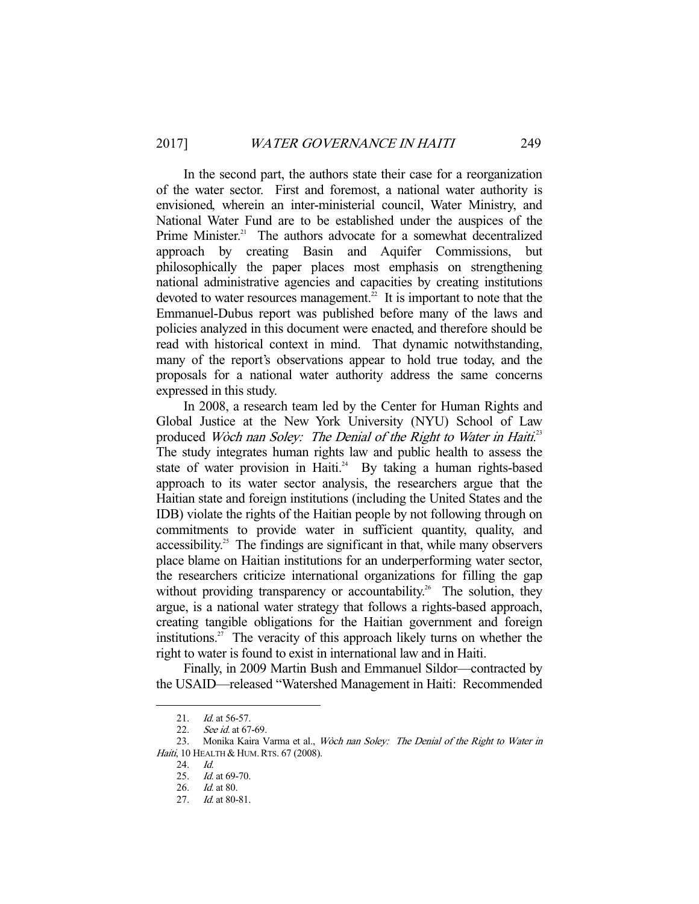In the second part, the authors state their case for a reorganization of the water sector. First and foremost, a national water authority is envisioned, wherein an inter-ministerial council, Water Ministry, and National Water Fund are to be established under the auspices of the Prime Minister.[21] The authors advocate for a somewhat decentralized approach by creating Basin and Aquifer Commissions, but philosophically the paper places most emphasis on strengthening national administrative agencies and capacities by creating institutions devoted to water resources management.[22] It is important to note that the Emmanuel-Dubus report was published before many of the laws and policies analyzed in this document were enacted, and therefore should be read with historical context in mind. That dynamic notwithstanding, many of the report's observations appear to hold true today, and the proposals for a national water authority address the same concerns expressed in this study.

In 2008, a research team led by the Center for Human Rights and Global Justice at the New York University (NYU) School of Law produced *Wòch nan Soley: The Denial of the Right to Water in Haiti*.[23] The study integrates human rights law and public health to assess the state of water provision in Haiti.[24] By taking a human rights-based approach to its water sector analysis, the researchers argue that the Haitian state and foreign institutions (including the United States and the IDB) violate the rights of the Haitian people by not following through on commitments to provide water in sufficient quantity, quality, and accessibility.[25] The findings are significant in that, while many observers place blame on Haitian institutions for an underperforming water sector, the researchers criticize international organizations for filling the gap without providing transparency or accountability.[26] The solution, they argue, is a national water strategy that follows a rights-based approach, creating tangible obligations for the Haitian government and foreign institutions.[27] The veracity of this approach likely turns on whether the right to water is found to exist in international law and in Haiti.

Finally, in 2009 Martin Bush and Emmanuel Sildor—contracted by the USAID—released "Watershed Management in Haiti: Recommended

---

21. *Id.* at 56-57.
22. *See id.* at 67-69.
23. Monika Kaira Varma et al., *Wòch nan Soley: The Denial of the Right to Water in Haiti*, 10 HEALTH & HUM. RTS. 67 (2008).
24. *Id.*
25. *Id.* at 69-70.
26. *Id.* at 80.
27. *Id.* at 80-81.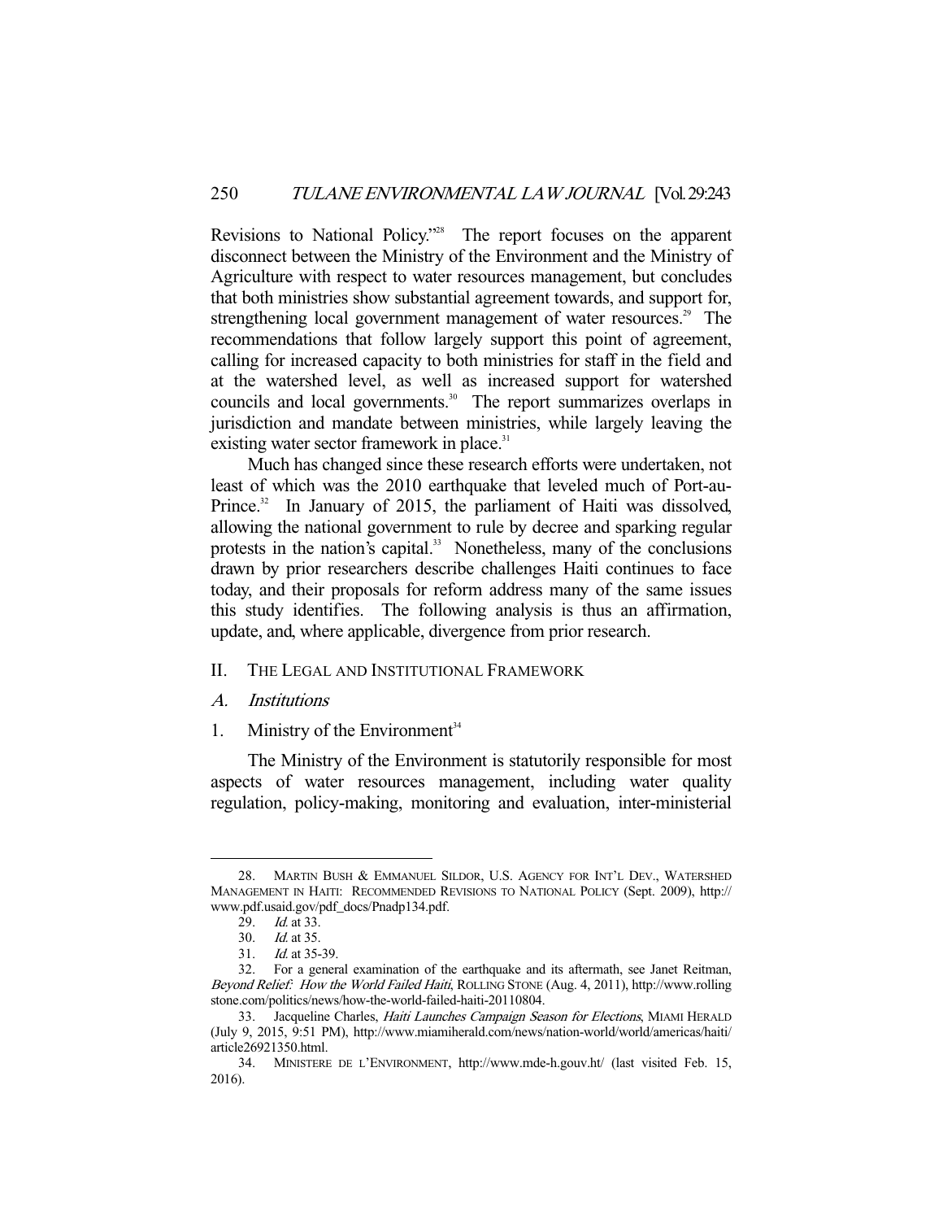Revisions to National Policy."[28] The report focuses on the apparent disconnect between the Ministry of the Environment and the Ministry of Agriculture with respect to water resources management, but concludes that both ministries show substantial agreement towards, and support for, strengthening local government management of water resources.[29] The recommendations that follow largely support this point of agreement, calling for increased capacity to both ministries for staff in the field and at the watershed level, as well as increased support for watershed councils and local governments.[30] The report summarizes overlaps in jurisdiction and mandate between ministries, while largely leaving the existing water sector framework in place.[31]

Much has changed since these research efforts were undertaken, not least of which was the 2010 earthquake that leveled much of Port-au-Prince.[32] In January of 2015, the parliament of Haiti was dissolved, allowing the national government to rule by decree and sparking regular protests in the nation's capital.[33] Nonetheless, many of the conclusions drawn by prior researchers describe challenges Haiti continues to face today, and their proposals for reform address many of the same issues this study identifies. The following analysis is thus an affirmation, update, and, where applicable, divergence from prior research.

## II. The Legal and Institutional Framework

### *A. Institutions*

#### 1. Ministry of the Environment[34]

The Ministry of the Environment is statutorily responsible for most aspects of water resources management, including water quality regulation, policy-making, monitoring and evaluation, inter-ministerial

---

28. Martin Bush & Emmanuel Sildor, U.S. Agency for Int'l Dev., Watershed Management in Haiti: Recommended Revisions to National Policy (Sept. 2009), http://www.pdf.usaid.gov/pdf_docs/Pnadp134.pdf.

29. *Id.* at 33.

30. *Id.* at 35.

31. *Id.* at 35-39.

32. For a general examination of the earthquake and its aftermath, see Janet Reitman, *Beyond Relief: How the World Failed Haiti*, Rolling Stone (Aug. 4, 2011), http://www.rollingstone.com/politics/news/how-the-world-failed-haiti-20110804.

33. Jacqueline Charles, *Haiti Launches Campaign Season for Elections*, Miami Herald (July 9, 2015, 9:51 PM), http://www.miamiherald.com/news/nation-world/world/americas/haiti/article26921350.html.

34. Ministere de l'Environment, http://www.mde-h.gouv.ht/ (last visited Feb. 15, 2016).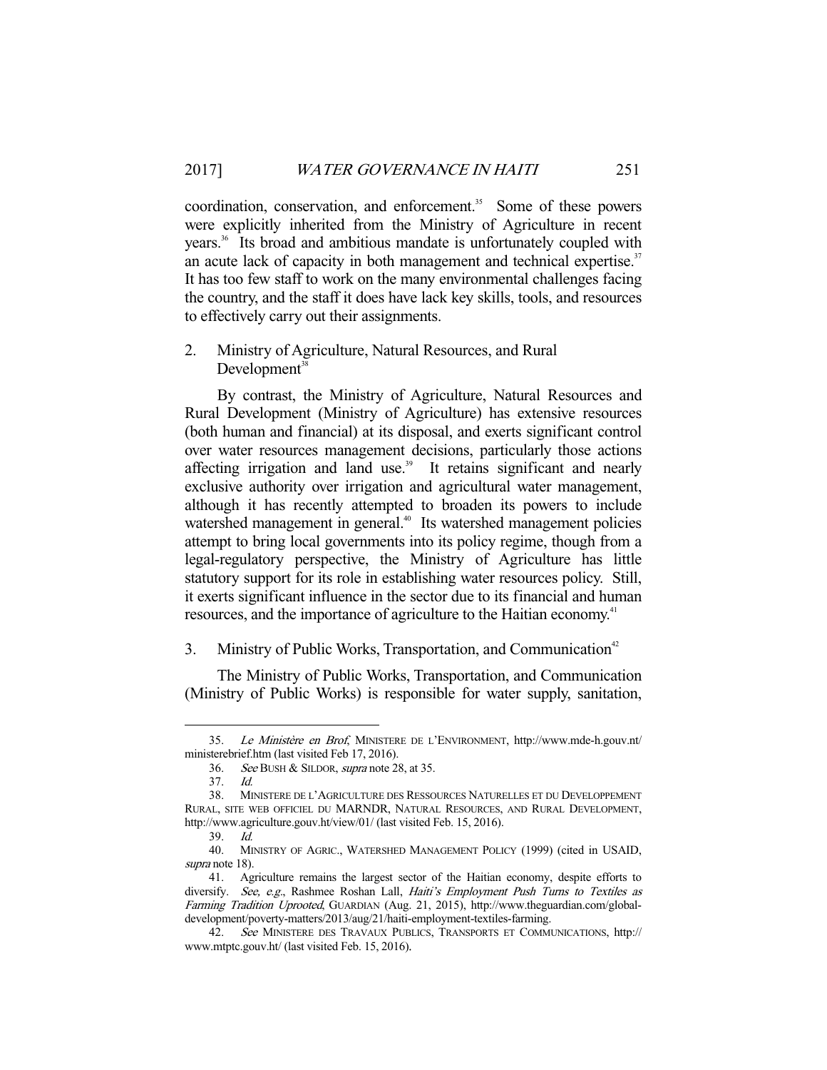coordination, conservation, and enforcement.[35] Some of these powers were explicitly inherited from the Ministry of Agriculture in recent years.[36] Its broad and ambitious mandate is unfortunately coupled with an acute lack of capacity in both management and technical expertise.[37] It has too few staff to work on the many environmental challenges facing the country, and the staff it does have lack key skills, tools, and resources to effectively carry out their assignments.

### 2. Ministry of Agriculture, Natural Resources, and Rural Development[38]

By contrast, the Ministry of Agriculture, Natural Resources and Rural Development (Ministry of Agriculture) has extensive resources (both human and financial) at its disposal, and exerts significant control over water resources management decisions, particularly those actions affecting irrigation and land use.[39] It retains significant and nearly exclusive authority over irrigation and agricultural water management, although it has recently attempted to broaden its powers to include watershed management in general.[40] Its watershed management policies attempt to bring local governments into its policy regime, though from a legal-regulatory perspective, the Ministry of Agriculture has little statutory support for its role in establishing water resources policy. Still, it exerts significant influence in the sector due to its financial and human resources, and the importance of agriculture to the Haitian economy.[41]

### 3. Ministry of Public Works, Transportation, and Communication[42]

The Ministry of Public Works, Transportation, and Communication (Ministry of Public Works) is responsible for water supply, sanitation,

---

35. *Le Ministère en Brof*, MINISTERE DE L'ENVIRONMENT, http://www.mde-h.gouv.nt/ministerebrief.htm (last visited Feb 17, 2016).

36. *See* BUSH & SILDOR, *supra* note 28, at 35.

37. *Id.*

38. MINISTERE DE L'AGRICULTURE DES RESSOURCES NATURELLES ET DU DEVELOPPEMENT RURAL, SITE WEB OFFICIEL DU MARNDR, NATURAL RESOURCES, AND RURAL DEVELOPMENT, http://www.agriculture.gouv.ht/view/01/ (last visited Feb. 15, 2016).

39. *Id.*

40. MINISTRY OF AGRIC., WATERSHED MANAGEMENT POLICY (1999) (cited in USAID, *supra* note 18).

41. Agriculture remains the largest sector of the Haitian economy, despite efforts to diversify. *See, e.g.*, Rashmee Roshan Lall, *Haiti's Employment Push Turns to Textiles as Farming Tradition Uprooted*, GUARDIAN (Aug. 21, 2015), http://www.theguardian.com/global-development/poverty-matters/2013/aug/21/haiti-employment-textiles-farming.

42. *See* MINISTERE DES TRAVAUX PUBLICS, TRANSPORTS ET COMMUNICATIONS, http://www.mtptc.gouv.ht/ (last visited Feb. 15, 2016).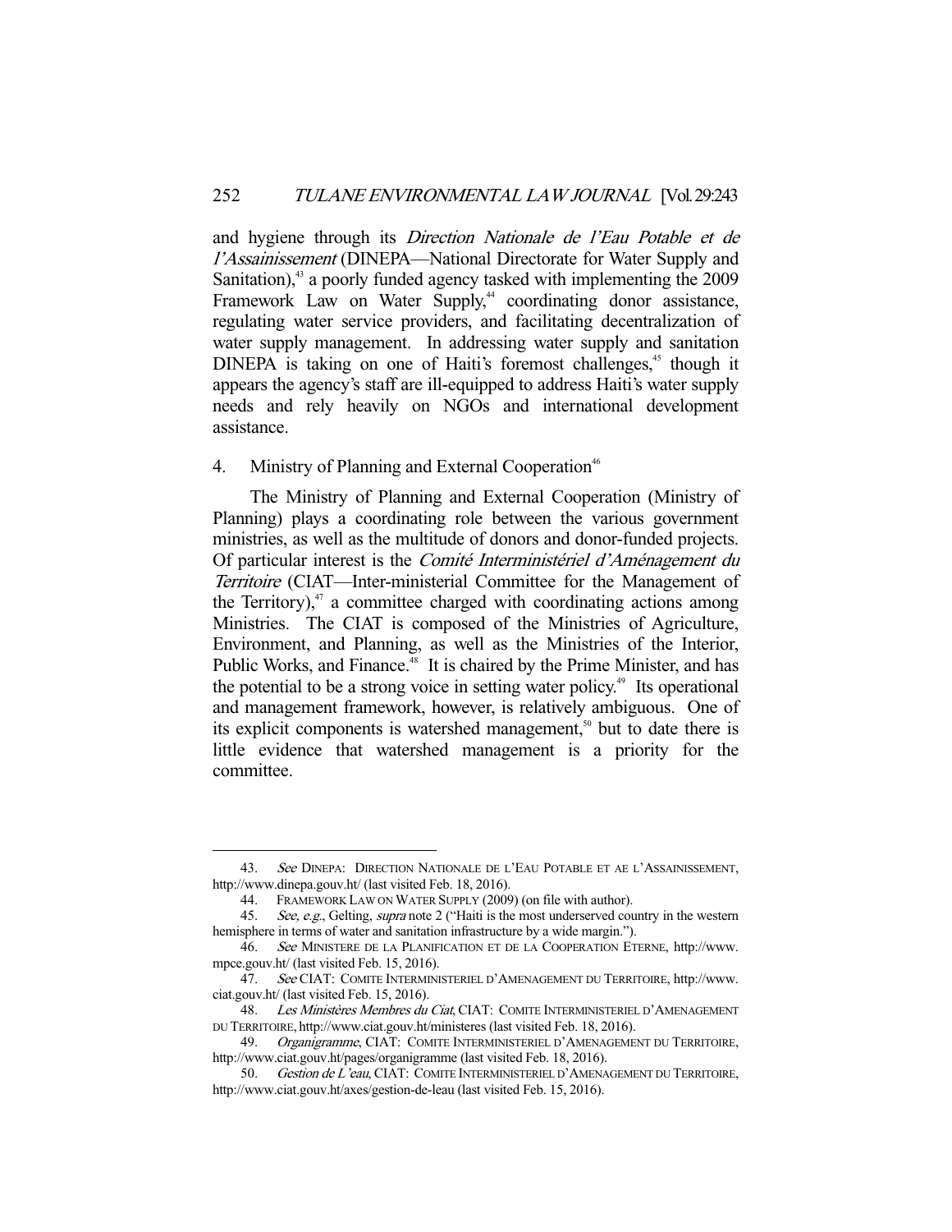and hygiene through its *Direction Nationale de l'Eau Potable et de l'Assainissement* (DINEPA—National Directorate for Water Supply and Sanitation),[43] a poorly funded agency tasked with implementing the 2009 Framework Law on Water Supply,[44] coordinating donor assistance, regulating water service providers, and facilitating decentralization of water supply management. In addressing water supply and sanitation DINEPA is taking on one of Haiti's foremost challenges,[45] though it appears the agency's staff are ill-equipped to address Haiti's water supply needs and rely heavily on NGOs and international development assistance.

4. Ministry of Planning and External Cooperation[46]

The Ministry of Planning and External Cooperation (Ministry of Planning) plays a coordinating role between the various government ministries, as well as the multitude of donors and donor-funded projects. Of particular interest is the *Comité Interministériel d'Aménagement du Territoire* (CIAT—Inter-ministerial Committee for the Management of the Territory),[47] a committee charged with coordinating actions among Ministries. The CIAT is composed of the Ministries of Agriculture, Environment, and Planning, as well as the Ministries of the Interior, Public Works, and Finance.[48] It is chaired by the Prime Minister, and has the potential to be a strong voice in setting water policy.[49] Its operational and management framework, however, is relatively ambiguous. One of its explicit components is watershed management,[50] but to date there is little evidence that watershed management is a priority for the committee.

---

43. *See* DINEPA: DIRECTION NATIONALE DE L'EAU POTABLE ET AE L'ASSAINISSEMENT, http://www.dinepa.gouv.ht/ (last visited Feb. 18, 2016).

44. FRAMEWORK LAW ON WATER SUPPLY (2009) (on file with author).

45. *See, e.g.*, Gelting, *supra* note 2 ("Haiti is the most underserved country in the western hemisphere in terms of water and sanitation infrastructure by a wide margin.").

46. *See* MINISTERE DE LA PLANIFICATION ET DE LA COOPERATION ETERNE, http://www.mpce.gouv.ht/ (last visited Feb. 15, 2016).

47. *See* CIAT: COMITE INTERMINISTERIEL D'AMENAGEMENT DU TERRITOIRE, http://www.ciat.gouv.ht/ (last visited Feb. 15, 2016).

48. *Les Ministères Membres du Ciat*, CIAT: COMITE INTERMINISTERIEL D'AMENAGEMENT DU TERRITOIRE, http://www.ciat.gouv.ht/ministeres (last visited Feb. 18, 2016).

49. *Organigramme*, CIAT: COMITE INTERMINISTERIEL D'AMENAGEMENT DU TERRITOIRE, http://www.ciat.gouv.ht/pages/organigramme (last visited Feb. 18, 2016).

50. *Gestion de L'eau*, CIAT: COMITE INTERMINISTERIEL D'AMENAGEMENT DU TERRITOIRE, http://www.ciat.gouv.ht/axes/gestion-de-leau (last visited Feb. 15, 2016).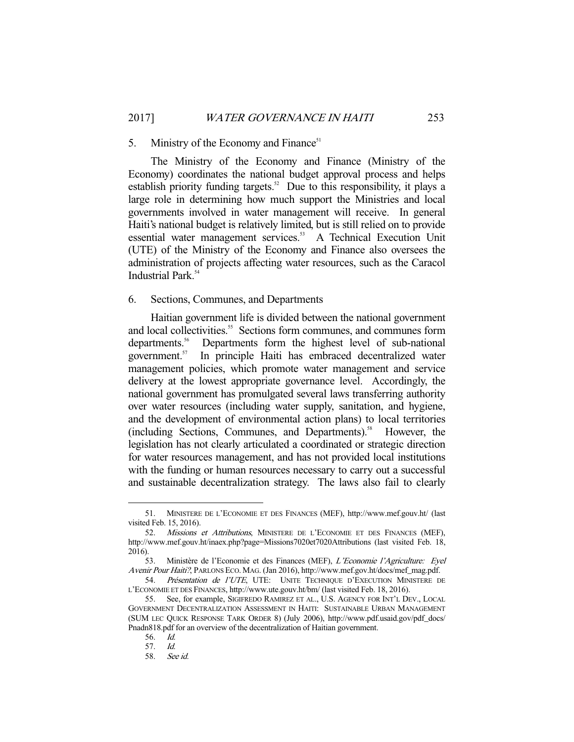### 5. Ministry of the Economy and Finance[51]

The Ministry of the Economy and Finance (Ministry of the Economy) coordinates the national budget approval process and helps establish priority funding targets.[52] Due to this responsibility, it plays a large role in determining how much support the Ministries and local governments involved in water management will receive. In general Haiti's national budget is relatively limited, but is still relied on to provide essential water management services.[53] A Technical Execution Unit (UTE) of the Ministry of the Economy and Finance also oversees the administration of projects affecting water resources, such as the Caracol Industrial Park.[54]

### 6. Sections, Communes, and Departments

Haitian government life is divided between the national government and local collectivities.[55] Sections form communes, and communes form departments.[56] Departments form the highest level of sub-national government.[57] In principle Haiti has embraced decentralized water management policies, which promote water management and service delivery at the lowest appropriate governance level. Accordingly, the national government has promulgated several laws transferring authority over water resources (including water supply, sanitation, and hygiene, and the development of environmental action plans) to local territories (including Sections, Communes, and Departments).[58] However, the legislation has not clearly articulated a coordinated or strategic direction for water resources management, and has not provided local institutions with the funding or human resources necessary to carry out a successful and sustainable decentralization strategy. The laws also fail to clearly

---

51. MINISTERE DE L'ECONOMIE ET DES FINANCES (MEF), http://www.mef.gouv.ht/ (last visited Feb. 15, 2016).

52. *Missions et Attributions*, MINISTERE DE L'ECONOMIE ET DES FINANCES (MEF), http://www.mef.gouv.ht/inaex.php?page=Missions7020et7020Attributions (last visited Feb. 18, 2016).

53. Ministère de l'Economie et des Finances (MEF), *L'Economie l'Agriculture: Eyel Avenir Pour Haiti?*, PARLONS ECO. MAG. (Jan 2016), http://www.mef.gov.ht/docs/mef_mag.pdf.

54. *Présentation de l'UTE*, UTE: UNITE TECHNIQUE D'EXECUTION MINISTERE DE L'ECONOMIE ET DES FINANCES, http://www.ute.gouv.ht/bm/ (last visited Feb. 18, 2016).

55. See, for example, SIGIFREDO RAMIREZ ET AL., U.S. AGENCY FOR INT'L DEV., LOCAL GOVERNMENT DECENTRALIZATION ASSESSMENT IN HAITI: SUSTAINABLE URBAN MANAGEMENT (SUM LEC QUICK RESPONSE TARK ORDER 8) (July 2006), http://www.pdf.usaid.gov/pdf_docs/Pnadn818.pdf for an overview of the decentralization of Haitian government.

56. *Id.*

57. *Id.*

58. *See id.*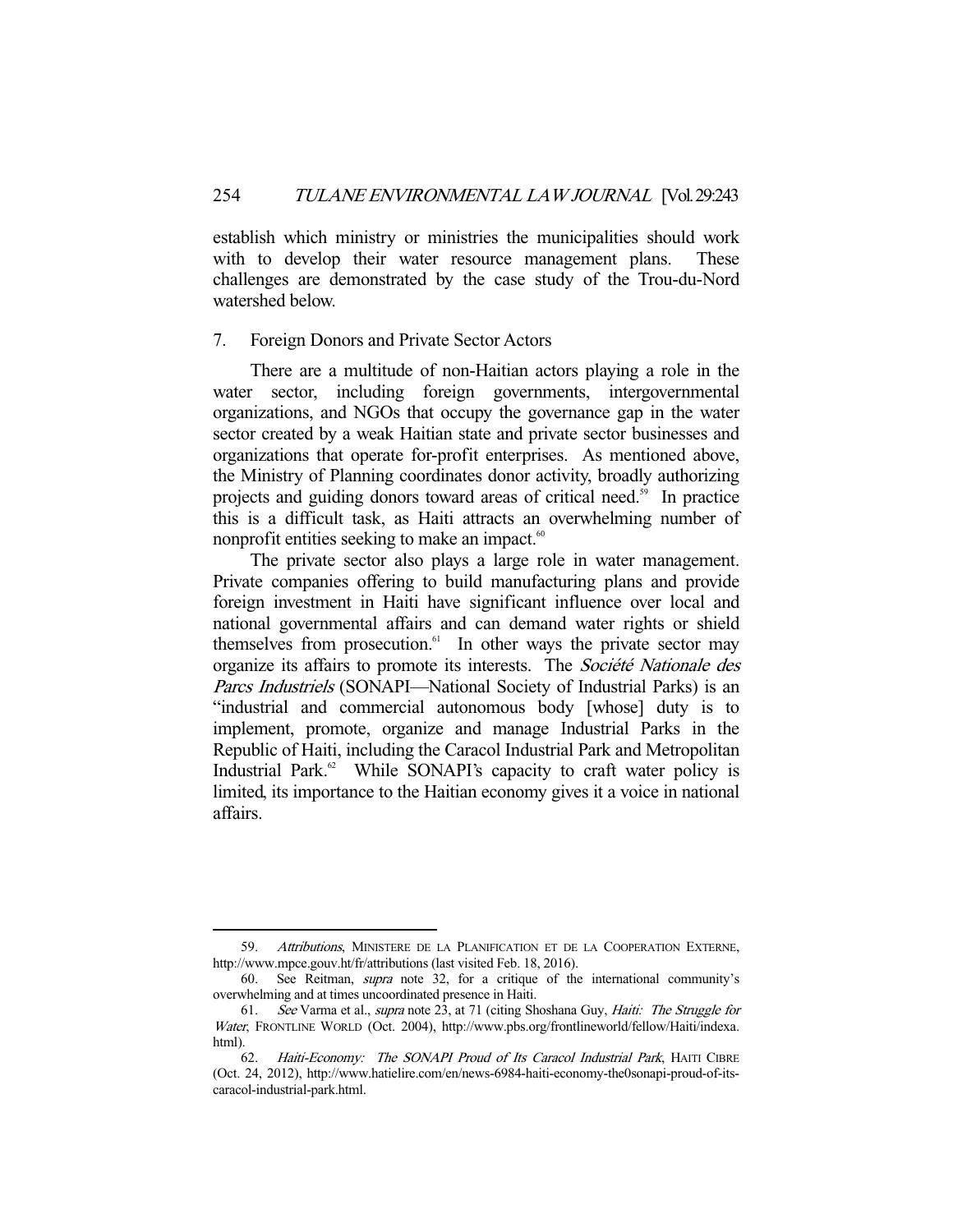establish which ministry or ministries the municipalities should work with to develop their water resource management plans. These challenges are demonstrated by the case study of the Trou-du-Nord watershed below.

### 7. Foreign Donors and Private Sector Actors

There are a multitude of non-Haitian actors playing a role in the water sector, including foreign governments, intergovernmental organizations, and NGOs that occupy the governance gap in the water sector created by a weak Haitian state and private sector businesses and organizations that operate for-profit enterprises. As mentioned above, the Ministry of Planning coordinates donor activity, broadly authorizing projects and guiding donors toward areas of critical need.[59] In practice this is a difficult task, as Haiti attracts an overwhelming number of nonprofit entities seeking to make an impact.[60]

The private sector also plays a large role in water management. Private companies offering to build manufacturing plans and provide foreign investment in Haiti have significant influence over local and national governmental affairs and can demand water rights or shield themselves from prosecution.[61] In other ways the private sector may organize its affairs to promote its interests. The *Société Nationale des Parcs Industriels* (SONAPI—National Society of Industrial Parks) is an "industrial and commercial autonomous body [whose] duty is to implement, promote, organize and manage Industrial Parks in the Republic of Haiti, including the Caracol Industrial Park and Metropolitan Industrial Park.[62] While SONAPI's capacity to craft water policy is limited, its importance to the Haitian economy gives it a voice in national affairs.

---

59. *Attributions*, MINISTERE DE LA PLANIFICATION ET DE LA COOPERATION EXTERNE, http://www.mpce.gouv.ht/fr/attributions (last visited Feb. 18, 2016).

60. See Reitman, *supra* note 32, for a critique of the international community's overwhelming and at times uncoordinated presence in Haiti.

61. *See* Varma et al., *supra* note 23, at 71 (citing Shoshana Guy, *Haiti: The Struggle for Water*, FRONTLINE WORLD (Oct. 2004), http://www.pbs.org/frontlineworld/fellow/Haiti/indexa.html).

62. *Haiti-Economy: The SONAPI Proud of Its Caracol Industrial Park*, HAITI CIBRE (Oct. 24, 2012), http://www.hatielire.com/en/news-6984-haiti-economy-the0sonapi-proud-of-its-caracol-industrial-park.html.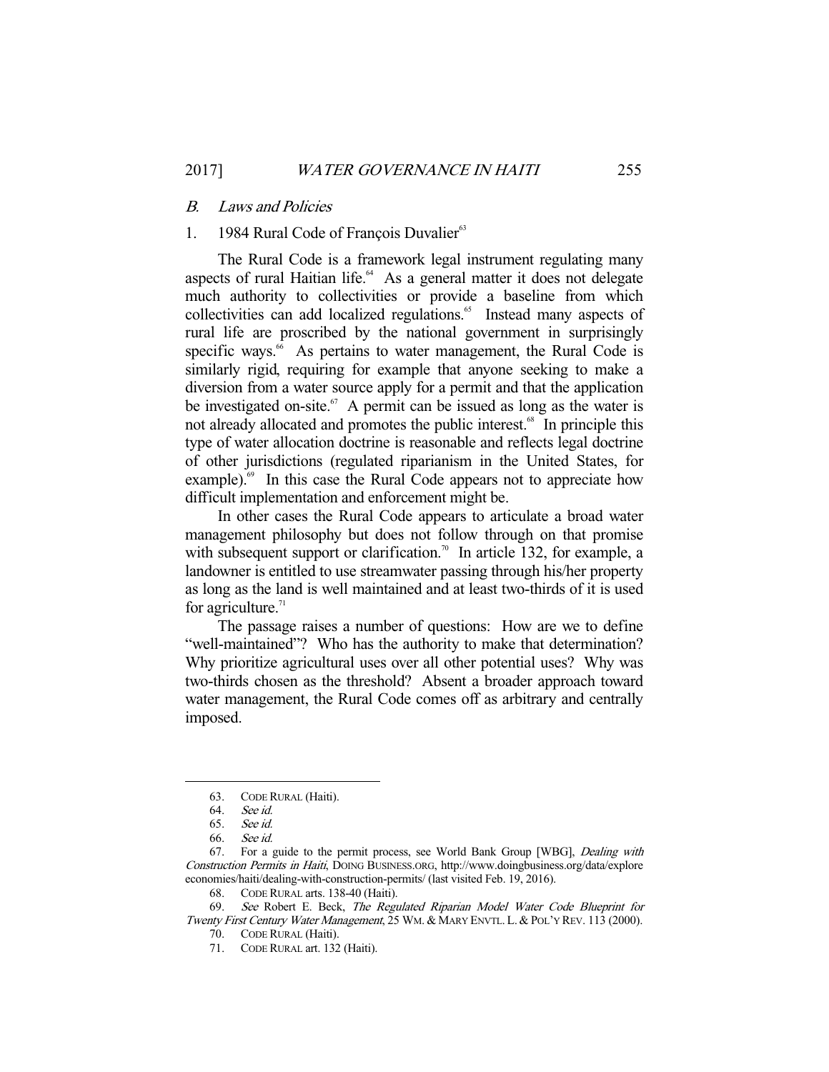### *B. Laws and Policies*

#### 1. 1984 Rural Code of François Duvalier[63]

The Rural Code is a framework legal instrument regulating many aspects of rural Haitian life.[64] As a general matter it does not delegate much authority to collectivities or provide a baseline from which collectivities can add localized regulations.[65] Instead many aspects of rural life are proscribed by the national government in surprisingly specific ways.[66] As pertains to water management, the Rural Code is similarly rigid, requiring for example that anyone seeking to make a diversion from a water source apply for a permit and that the application be investigated on-site.[67] A permit can be issued as long as the water is not already allocated and promotes the public interest.[68] In principle this type of water allocation doctrine is reasonable and reflects legal doctrine of other jurisdictions (regulated riparianism in the United States, for example).[69] In this case the Rural Code appears not to appreciate how difficult implementation and enforcement might be.

In other cases the Rural Code appears to articulate a broad water management philosophy but does not follow through on that promise with subsequent support or clarification.[70] In article 132, for example, a landowner is entitled to use streamwater passing through his/her property as long as the land is well maintained and at least two-thirds of it is used for agriculture.[71]

The passage raises a number of questions: How are we to define "well-maintained"? Who has the authority to make that determination? Why prioritize agricultural uses over all other potential uses? Why was two-thirds chosen as the threshold? Absent a broader approach toward water management, the Rural Code comes off as arbitrary and centrally imposed.

---

63. CODE RURAL (Haiti).

64. *See id.*

65. *See id.*

66. *See id.*

67. For a guide to the permit process, see World Bank Group [WBG], *Dealing with Construction Permits in Haiti*, DOING BUSINESS.ORG, http://www.doingbusiness.org/data/exploreeconomies/haiti/dealing-with-construction-permits/ (last visited Feb. 19, 2016).

68. CODE RURAL arts. 138-40 (Haiti).

69. *See* Robert E. Beck, *The Regulated Riparian Model Water Code Blueprint for Twenty First Century Water Management*, 25 WM. & MARY ENVTL. L. & POL'Y REV. 113 (2000).

70. CODE RURAL (Haiti).

71. CODE RURAL art. 132 (Haiti).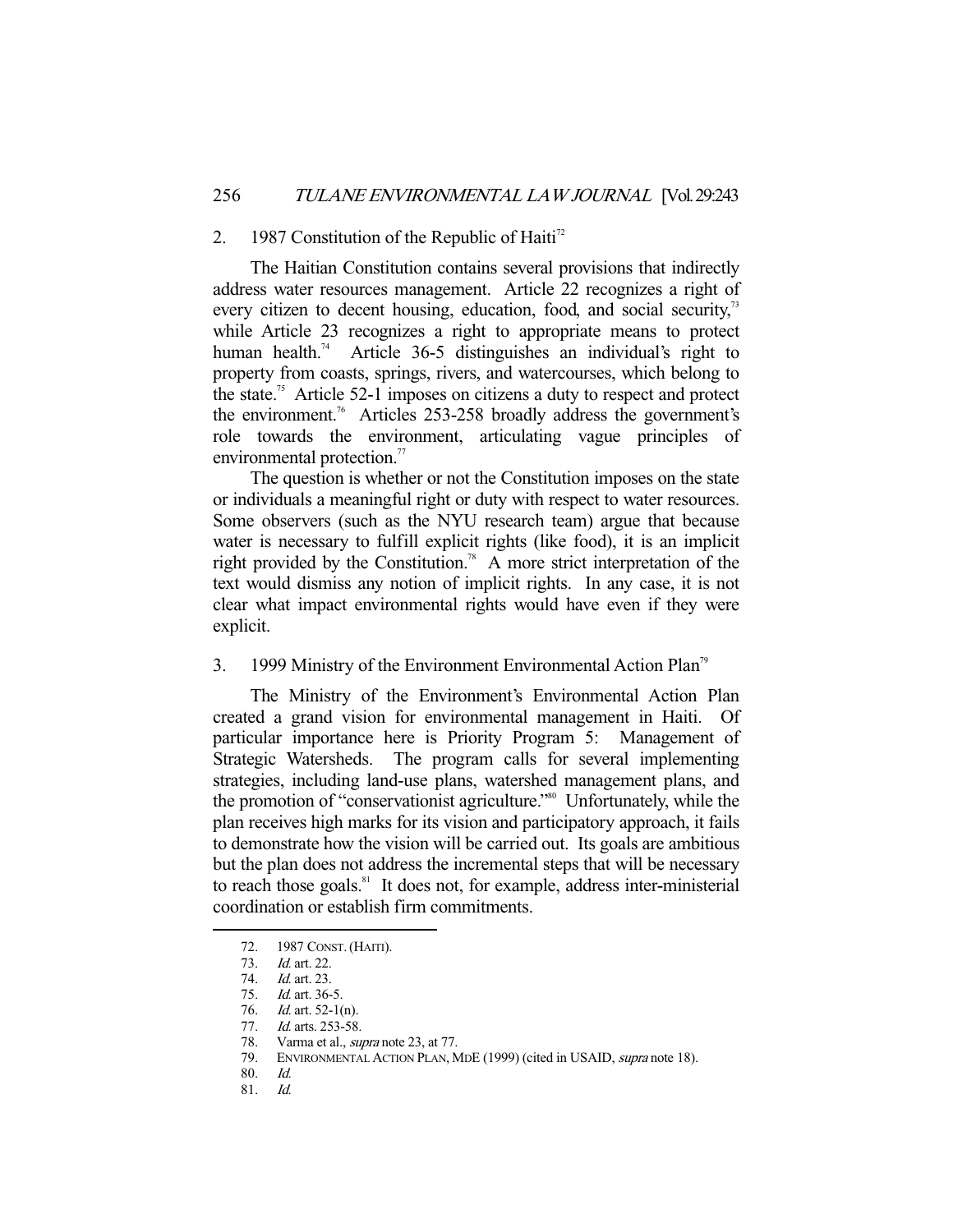### 2. 1987 Constitution of the Republic of Haiti[72]

The Haitian Constitution contains several provisions that indirectly address water resources management. Article 22 recognizes a right of every citizen to decent housing, education, food, and social security,[73] while Article 23 recognizes a right to appropriate means to protect human health.[74] Article 36-5 distinguishes an individual's right to property from coasts, springs, rivers, and watercourses, which belong to the state.[75] Article 52-1 imposes on citizens a duty to respect and protect the environment.[76] Articles 253-258 broadly address the government's role towards the environment, articulating vague principles of environmental protection.[77]

The question is whether or not the Constitution imposes on the state or individuals a meaningful right or duty with respect to water resources. Some observers (such as the NYU research team) argue that because water is necessary to fulfill explicit rights (like food), it is an implicit right provided by the Constitution.[78] A more strict interpretation of the text would dismiss any notion of implicit rights. In any case, it is not clear what impact environmental rights would have even if they were explicit.

### 3. 1999 Ministry of the Environment Environmental Action Plan[79]

The Ministry of the Environment's Environmental Action Plan created a grand vision for environmental management in Haiti. Of particular importance here is Priority Program 5: Management of Strategic Watersheds. The program calls for several implementing strategies, including land-use plans, watershed management plans, and the promotion of "conservationist agriculture."[80] Unfortunately, while the plan receives high marks for its vision and participatory approach, it fails to demonstrate how the vision will be carried out. Its goals are ambitious but the plan does not address the incremental steps that will be necessary to reach those goals.[81] It does not, for example, address inter-ministerial coordination or establish firm commitments.

---

72. 1987 CONST. (HAITI).
73. *Id.* art. 22.
74. *Id.* art. 23.
75. *Id.* art. 36-5.
76. *Id.* art. 52-1(n).
77. *Id.* arts. 253-58.
78. Varma et al., *supra* note 23, at 77.
79. ENVIRONMENTAL ACTION PLAN, MDE (1999) (cited in USAID, *supra* note 18).
80. *Id.*
81. *Id.*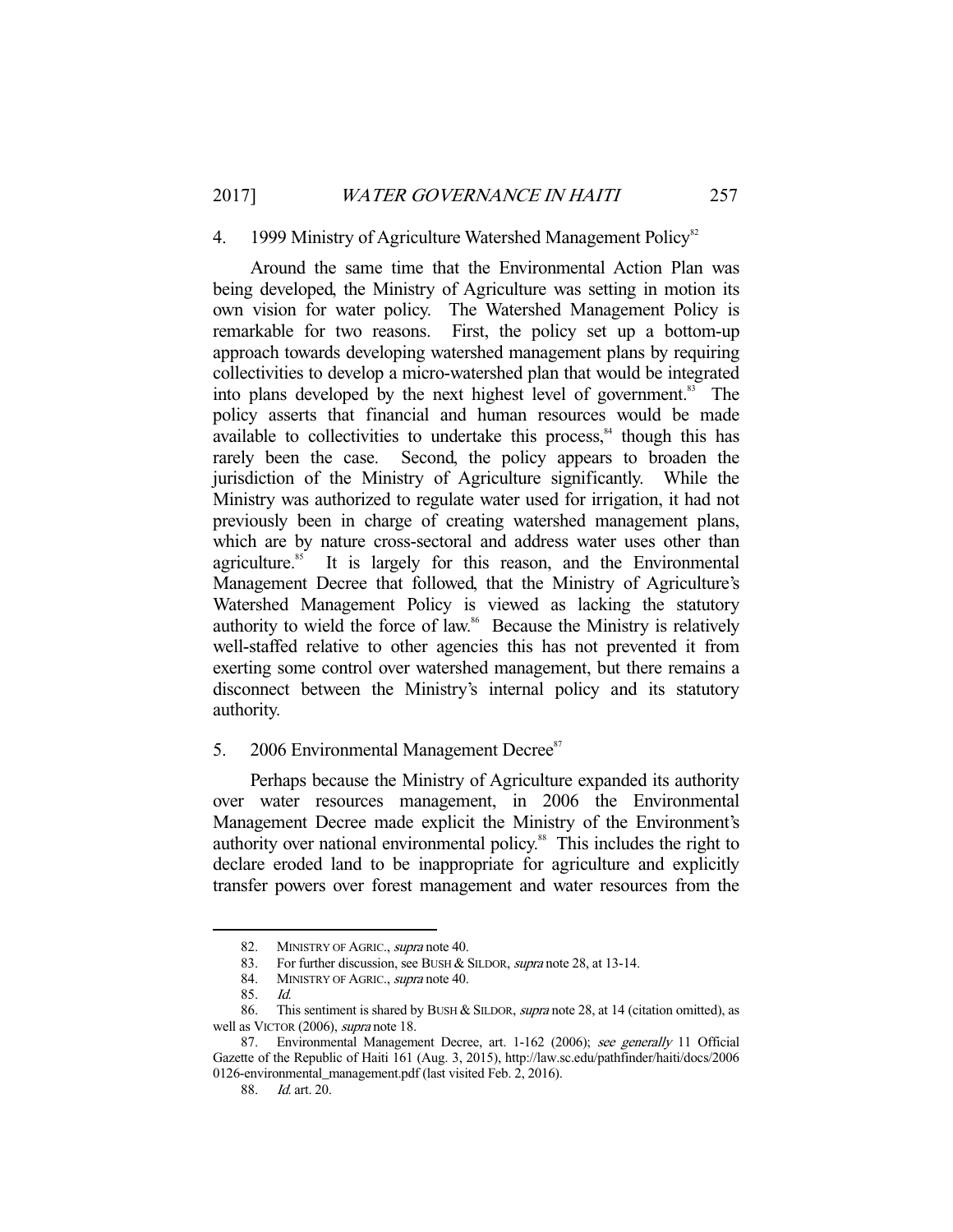#### 4. 1999 Ministry of Agriculture Watershed Management Policy[82]

Around the same time that the Environmental Action Plan was being developed, the Ministry of Agriculture was setting in motion its own vision for water policy. The Watershed Management Policy is remarkable for two reasons. First, the policy set up a bottom-up approach towards developing watershed management plans by requiring collectivities to develop a micro-watershed plan that would be integrated into plans developed by the next highest level of government.[83] The policy asserts that financial and human resources would be made available to collectivities to undertake this process,[84] though this has rarely been the case. Second, the policy appears to broaden the jurisdiction of the Ministry of Agriculture significantly. While the Ministry was authorized to regulate water used for irrigation, it had not previously been in charge of creating watershed management plans, which are by nature cross-sectoral and address water uses other than agriculture.[85] It is largely for this reason, and the Environmental Management Decree that followed, that the Ministry of Agriculture's Watershed Management Policy is viewed as lacking the statutory authority to wield the force of law.[86] Because the Ministry is relatively well-staffed relative to other agencies this has not prevented it from exerting some control over watershed management, but there remains a disconnect between the Ministry's internal policy and its statutory authority.

#### 5. 2006 Environmental Management Decree[87]

Perhaps because the Ministry of Agriculture expanded its authority over water resources management, in 2006 the Environmental Management Decree made explicit the Ministry of the Environment's authority over national environmental policy.[88] This includes the right to declare eroded land to be inappropriate for agriculture and explicitly transfer powers over forest management and water resources from the

---

82. MINISTRY OF AGRIC., *supra* note 40.

83. For further discussion, see BUSH & SILDOR, *supra* note 28, at 13-14.

84. MINISTRY OF AGRIC., *supra* note 40.

85. *Id.*

86. This sentiment is shared by BUSH & SILDOR, *supra* note 28, at 14 (citation omitted), as well as VICTOR (2006), *supra* note 18.

87. Environmental Management Decree, art. 1-162 (2006); *see generally* 11 Official Gazette of the Republic of Haiti 161 (Aug. 3, 2015), http://law.sc.edu/pathfinder/haiti/docs/2006 0126-environmental_management.pdf (last visited Feb. 2, 2016).

88. *Id.* art. 20.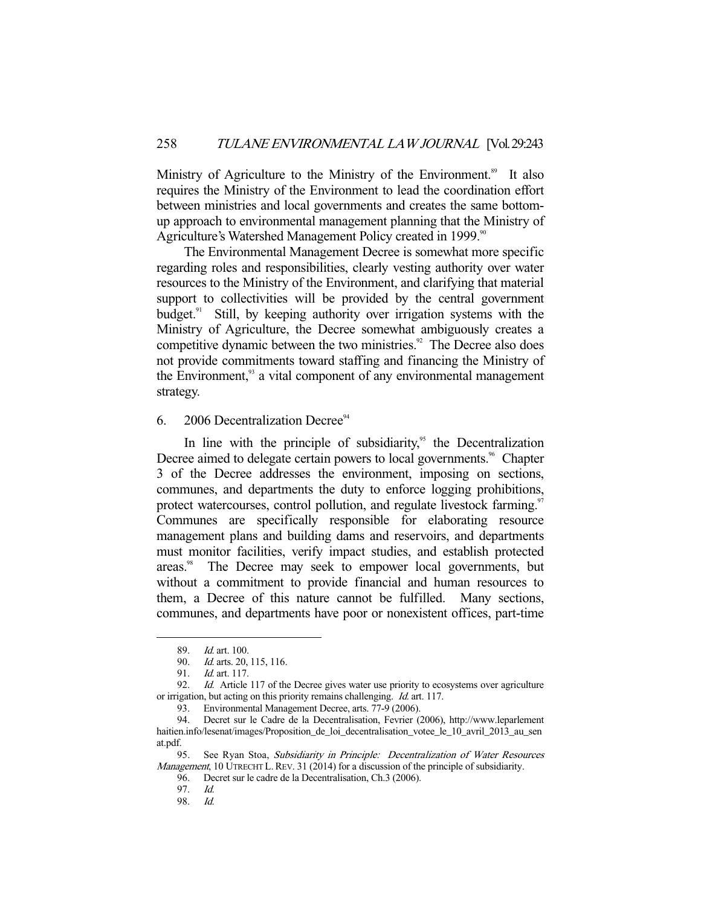Ministry of Agriculture to the Ministry of the Environment.[89] It also requires the Ministry of the Environment to lead the coordination effort between ministries and local governments and creates the same bottom-up approach to environmental management planning that the Ministry of Agriculture's Watershed Management Policy created in 1999.[90]

The Environmental Management Decree is somewhat more specific regarding roles and responsibilities, clearly vesting authority over water resources to the Ministry of the Environment, and clarifying that material support to collectivities will be provided by the central government budget.[91] Still, by keeping authority over irrigation systems with the Ministry of Agriculture, the Decree somewhat ambiguously creates a competitive dynamic between the two ministries.[92] The Decree also does not provide commitments toward staffing and financing the Ministry of the Environment,[93] a vital component of any environmental management strategy.

### 6. 2006 Decentralization Decree[94]

In line with the principle of subsidiarity,[95] the Decentralization Decree aimed to delegate certain powers to local governments.[96] Chapter 3 of the Decree addresses the environment, imposing on sections, communes, and departments the duty to enforce logging prohibitions, protect watercourses, control pollution, and regulate livestock farming.[97] Communes are specifically responsible for elaborating resource management plans and building dams and reservoirs, and departments must monitor facilities, verify impact studies, and establish protected areas.[98] The Decree may seek to empower local governments, but without a commitment to provide financial and human resources to them, a Decree of this nature cannot be fulfilled. Many sections, communes, and departments have poor or nonexistent offices, part-time

---

89. *Id.* art. 100.

90. *Id.* arts. 20, 115, 116.

91. *Id.* art. 117.

92. *Id.* Article 117 of the Decree gives water use priority to ecosystems over agriculture or irrigation, but acting on this priority remains challenging. *Id.* art. 117.

93. Environmental Management Decree, arts. 77-9 (2006).

94. Decret sur le Cadre de la Decentralisation, Fevrier (2006), http://www.leparlementhaitien.info/lesenat/images/Proposition_de_loi_decentralisation_votee_le_10_avril_2013_au_senat.pdf.

95. See Ryan Stoa, *Subsidiarity in Principle: Decentralization of Water Resources Management*, 10 UTRECHT L. REV. 31 (2014) for a discussion of the principle of subsidiarity.

96. Decret sur le cadre de la Decentralisation, Ch.3 (2006).

97. *Id.*

98. *Id.*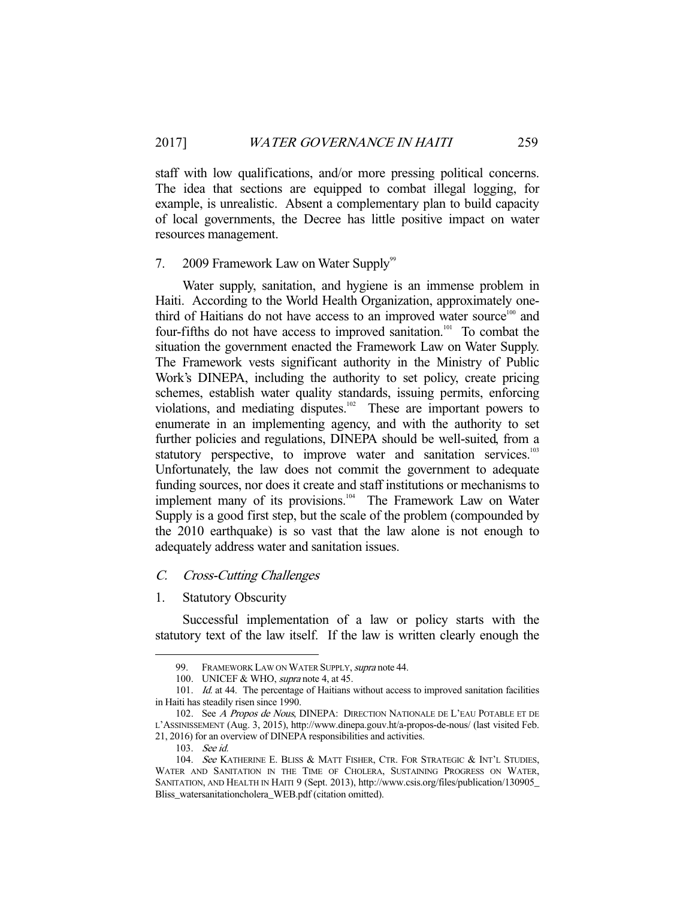staff with low qualifications, and/or more pressing political concerns. The idea that sections are equipped to combat illegal logging, for example, is unrealistic. Absent a complementary plan to build capacity of local governments, the Decree has little positive impact on water resources management.

### 7. 2009 Framework Law on Water Supply[99]

Water supply, sanitation, and hygiene is an immense problem in Haiti. According to the World Health Organization, approximately one-third of Haitians do not have access to an improved water source[100] and four-fifths do not have access to improved sanitation.[101] To combat the situation the government enacted the Framework Law on Water Supply. The Framework vests significant authority in the Ministry of Public Work's DINEPA, including the authority to set policy, create pricing schemes, establish water quality standards, issuing permits, enforcing violations, and mediating disputes.[102] These are important powers to enumerate in an implementing agency, and with the authority to set further policies and regulations, DINEPA should be well-suited, from a statutory perspective, to improve water and sanitation services.[103] Unfortunately, the law does not commit the government to adequate funding sources, nor does it create and staff institutions or mechanisms to implement many of its provisions.[104] The Framework Law on Water Supply is a good first step, but the scale of the problem (compounded by the 2010 earthquake) is so vast that the law alone is not enough to adequately address water and sanitation issues.

## *C. Cross-Cutting Challenges*

### 1. Statutory Obscurity

Successful implementation of a law or policy starts with the statutory text of the law itself. If the law is written clearly enough the

---

99. FRAMEWORK LAW ON WATER SUPPLY, *supra* note 44.

100. UNICEF & WHO, *supra* note 4, at 45.

101. *Id.* at 44. The percentage of Haitians without access to improved sanitation facilities in Haiti has steadily risen since 1990.

102. See *A Propos de Nous*, DINEPA: DIRECTION NATIONALE DE L'EAU POTABLE ET DE L'ASSINISSEMENT (Aug. 3, 2015), http://www.dinepa.gouv.ht/a-propos-de-nous/ (last visited Feb. 21, 2016) for an overview of DINEPA responsibilities and activities.

103. *See id.*

104. *See* KATHERINE E. BLISS & MATT FISHER, CTR. FOR STRATEGIC & INT'L STUDIES, WATER AND SANITATION IN THE TIME OF CHOLERA, SUSTAINING PROGRESS ON WATER, SANITATION, AND HEALTH IN HAITI 9 (Sept. 2013), http://www.csis.org/files/publication/130905_Bliss_watersanitationcholera_WEB.pdf (citation omitted).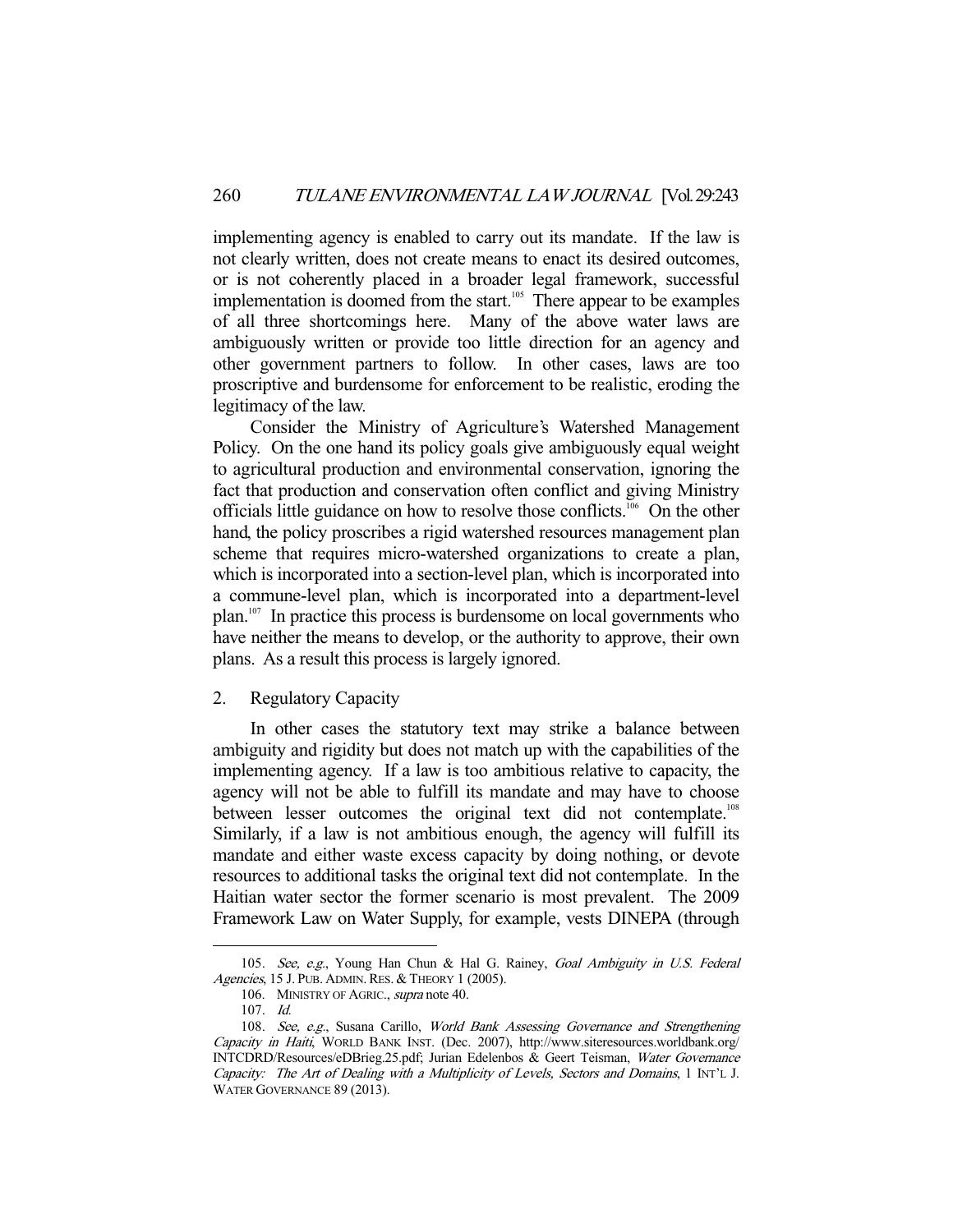implementing agency is enabled to carry out its mandate. If the law is not clearly written, does not create means to enact its desired outcomes, or is not coherently placed in a broader legal framework, successful implementation is doomed from the start.[105] There appear to be examples of all three shortcomings here. Many of the above water laws are ambiguously written or provide too little direction for an agency and other government partners to follow. In other cases, laws are too proscriptive and burdensome for enforcement to be realistic, eroding the legitimacy of the law.

Consider the Ministry of Agriculture's Watershed Management Policy. On the one hand its policy goals give ambiguously equal weight to agricultural production and environmental conservation, ignoring the fact that production and conservation often conflict and giving Ministry officials little guidance on how to resolve those conflicts.[106] On the other hand, the policy proscribes a rigid watershed resources management plan scheme that requires micro-watershed organizations to create a plan, which is incorporated into a section-level plan, which is incorporated into a commune-level plan, which is incorporated into a department-level plan.[107] In practice this process is burdensome on local governments who have neither the means to develop, or the authority to approve, their own plans. As a result this process is largely ignored.

### 2. Regulatory Capacity

In other cases the statutory text may strike a balance between ambiguity and rigidity but does not match up with the capabilities of the implementing agency. If a law is too ambitious relative to capacity, the agency will not be able to fulfill its mandate and may have to choose between lesser outcomes the original text did not contemplate.[108] Similarly, if a law is not ambitious enough, the agency will fulfill its mandate and either waste excess capacity by doing nothing, or devote resources to additional tasks the original text did not contemplate. In the Haitian water sector the former scenario is most prevalent. The 2009 Framework Law on Water Supply, for example, vests DINEPA (through

---

105. *See, e.g.*, Young Han Chun & Hal G. Rainey, *Goal Ambiguity in U.S. Federal Agencies*, 15 J. PUB. ADMIN. RES. & THEORY 1 (2005).

106. MINISTRY OF AGRIC., *supra* note 40.

107. *Id.*

108. *See, e.g.*, Susana Carillo, *World Bank Assessing Governance and Strengthening Capacity in Haiti*, WORLD BANK INST. (Dec. 2007), http://www.siteresources.worldbank.org/INTCDRD/Resources/eDBrieg.25.pdf; Jurian Edelenbos & Geert Teisman, *Water Governance Capacity: The Art of Dealing with a Multiplicity of Levels, Sectors and Domains*, 1 INT'L J. WATER GOVERNANCE 89 (2013).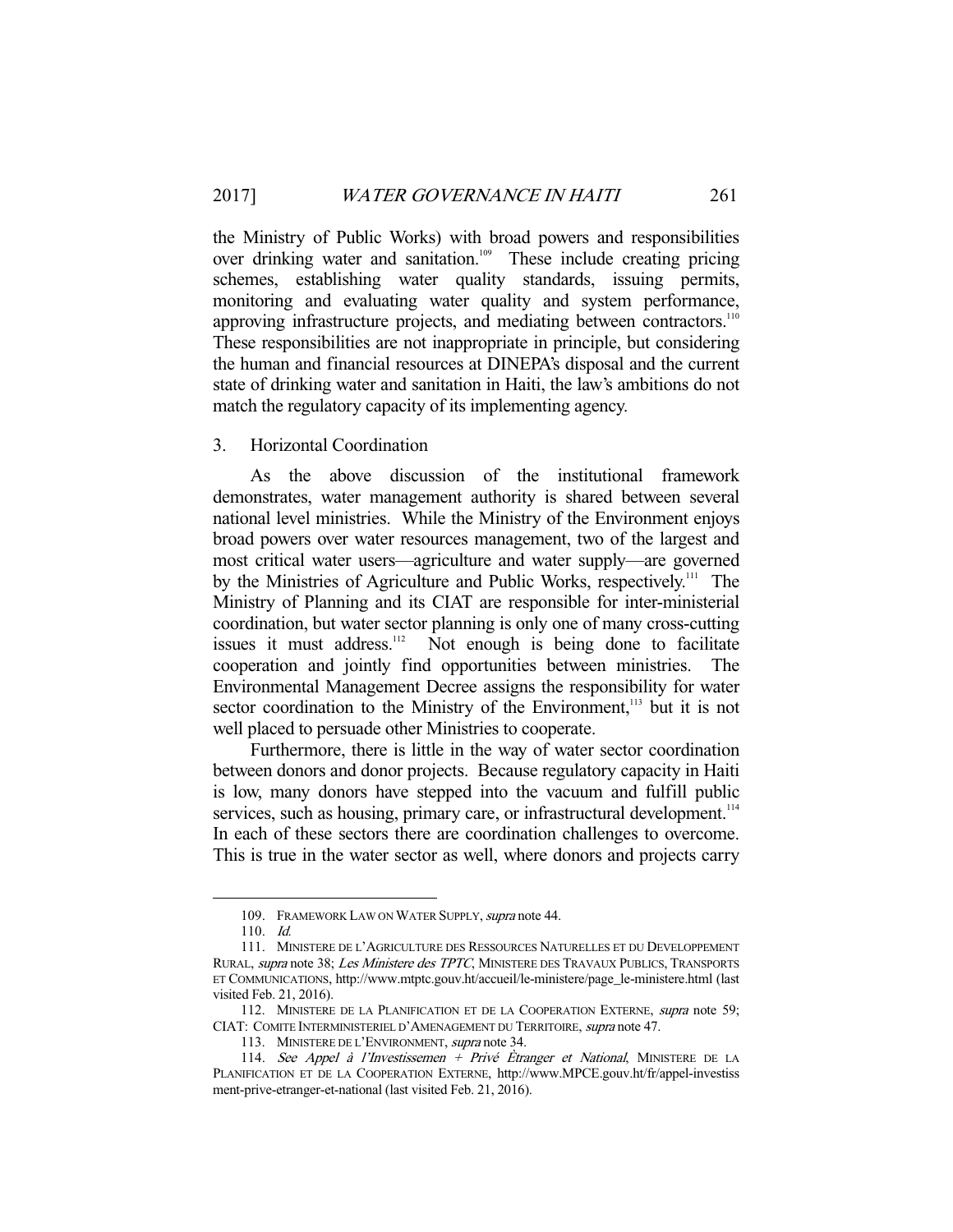the Ministry of Public Works) with broad powers and responsibilities over drinking water and sanitation.[109] These include creating pricing schemes, establishing water quality standards, issuing permits, monitoring and evaluating water quality and system performance, approving infrastructure projects, and mediating between contractors.[110] These responsibilities are not inappropriate in principle, but considering the human and financial resources at DINEPA's disposal and the current state of drinking water and sanitation in Haiti, the law's ambitions do not match the regulatory capacity of its implementing agency.

### 3. Horizontal Coordination

As the above discussion of the institutional framework demonstrates, water management authority is shared between several national level ministries. While the Ministry of the Environment enjoys broad powers over water resources management, two of the largest and most critical water users—agriculture and water supply—are governed by the Ministries of Agriculture and Public Works, respectively.[111] The Ministry of Planning and its CIAT are responsible for inter-ministerial coordination, but water sector planning is only one of many cross-cutting issues it must address.[112] Not enough is being done to facilitate cooperation and jointly find opportunities between ministries. The Environmental Management Decree assigns the responsibility for water sector coordination to the Ministry of the Environment,[113] but it is not well placed to persuade other Ministries to cooperate.

Furthermore, there is little in the way of water sector coordination between donors and donor projects. Because regulatory capacity in Haiti is low, many donors have stepped into the vacuum and fulfill public services, such as housing, primary care, or infrastructural development.[114] In each of these sectors there are coordination challenges to overcome. This is true in the water sector as well, where donors and projects carry

---

109. FRAMEWORK LAW ON WATER SUPPLY, *supra* note 44.

110. *Id.*

111. MINISTERE DE L'AGRICULTURE DES RESSOURCES NATURELLES ET DU DEVELOPPEMENT RURAL, *supra* note 38; *Les Ministere des TPTC*, MINISTERE DES TRAVAUX PUBLICS, TRANSPORTS ET COMMUNICATIONS, http://www.mtptc.gouv.ht/accueil/le-ministere/page_le-ministere.html (last visited Feb. 21, 2016).

112. MINISTERE DE LA PLANIFICATION ET DE LA COOPERATION EXTERNE, *supra* note 59; CIAT: COMITE INTERMINISTERIEL D'AMENAGEMENT DU TERRITOIRE, *supra* note 47.

113. MINISTERE DE L'ENVIRONMENT, *supra* note 34.

114. *See Appel à l'Investissemen + Privé Ètranger et National*, MINISTERE DE LA PLANIFICATION ET DE LA COOPERATION EXTERNE, http://www.MPCE.gouv.ht/fr/appel-investissment-prive-etranger-et-national (last visited Feb. 21, 2016).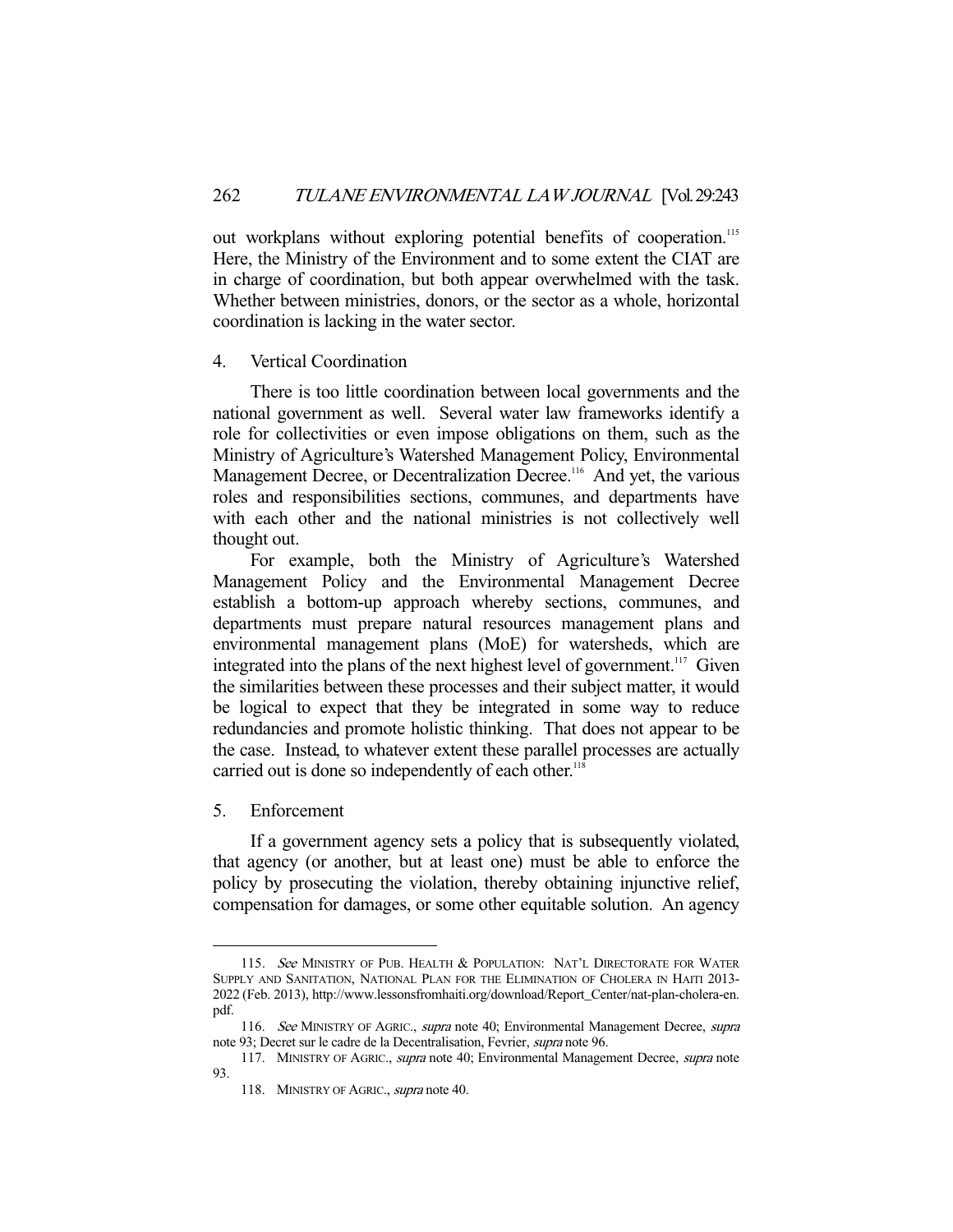out workplans without exploring potential benefits of cooperation.[115] Here, the Ministry of the Environment and to some extent the CIAT are in charge of coordination, but both appear overwhelmed with the task. Whether between ministries, donors, or the sector as a whole, horizontal coordination is lacking in the water sector.

### 4. Vertical Coordination

There is too little coordination between local governments and the national government as well. Several water law frameworks identify a role for collectivities or even impose obligations on them, such as the Ministry of Agriculture's Watershed Management Policy, Environmental Management Decree, or Decentralization Decree.[116] And yet, the various roles and responsibilities sections, communes, and departments have with each other and the national ministries is not collectively well thought out.

For example, both the Ministry of Agriculture's Watershed Management Policy and the Environmental Management Decree establish a bottom-up approach whereby sections, communes, and departments must prepare natural resources management plans and environmental management plans (MoE) for watersheds, which are integrated into the plans of the next highest level of government.[117] Given the similarities between these processes and their subject matter, it would be logical to expect that they be integrated in some way to reduce redundancies and promote holistic thinking. That does not appear to be the case. Instead, to whatever extent these parallel processes are actually carried out is done so independently of each other.[118]

### 5. Enforcement

If a government agency sets a policy that is subsequently violated, that agency (or another, but at least one) must be able to enforce the policy by prosecuting the violation, thereby obtaining injunctive relief, compensation for damages, or some other equitable solution. An agency

---

115. *See* MINISTRY OF PUB. HEALTH & POPULATION: NAT'L DIRECTORATE FOR WATER SUPPLY AND SANITATION, NATIONAL PLAN FOR THE ELIMINATION OF CHOLERA IN HAITI 2013-2022 (Feb. 2013), http://www.lessonsfromhaiti.org/download/Report_Center/nat-plan-cholera-en.pdf.

116. *See* MINISTRY OF AGRIC., *supra* note 40; Environmental Management Decree, *supra* note 93; Decret sur le cadre de la Decentralisation, Fevrier, *supra* note 96.

117. MINISTRY OF AGRIC., *supra* note 40; Environmental Management Decree, *supra* note 93.

118. MINISTRY OF AGRIC., *supra* note 40.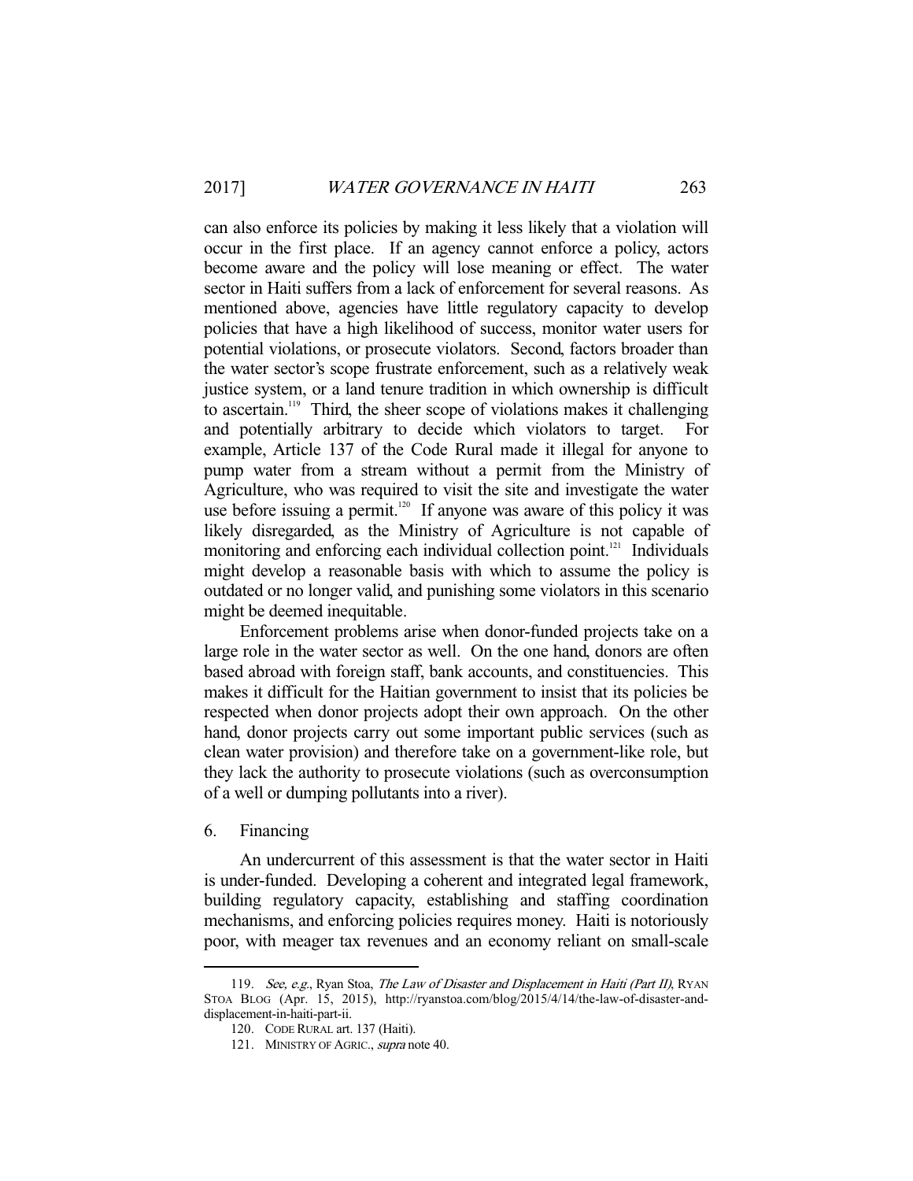can also enforce its policies by making it less likely that a violation will occur in the first place. If an agency cannot enforce a policy, actors become aware and the policy will lose meaning or effect. The water sector in Haiti suffers from a lack of enforcement for several reasons. As mentioned above, agencies have little regulatory capacity to develop policies that have a high likelihood of success, monitor water users for potential violations, or prosecute violators. Second, factors broader than the water sector's scope frustrate enforcement, such as a relatively weak justice system, or a land tenure tradition in which ownership is difficult to ascertain.[119] Third, the sheer scope of violations makes it challenging and potentially arbitrary to decide which violators to target. For example, Article 137 of the Code Rural made it illegal for anyone to pump water from a stream without a permit from the Ministry of Agriculture, who was required to visit the site and investigate the water use before issuing a permit.[120] If anyone was aware of this policy it was likely disregarded, as the Ministry of Agriculture is not capable of monitoring and enforcing each individual collection point.[121] Individuals might develop a reasonable basis with which to assume the policy is outdated or no longer valid, and punishing some violators in this scenario might be deemed inequitable.

Enforcement problems arise when donor-funded projects take on a large role in the water sector as well. On the one hand, donors are often based abroad with foreign staff, bank accounts, and constituencies. This makes it difficult for the Haitian government to insist that its policies be respected when donor projects adopt their own approach. On the other hand, donor projects carry out some important public services (such as clean water provision) and therefore take on a government-like role, but they lack the authority to prosecute violations (such as overconsumption of a well or dumping pollutants into a river).

### 6. Financing

An undercurrent of this assessment is that the water sector in Haiti is under-funded. Developing a coherent and integrated legal framework, building regulatory capacity, establishing and staffing coordination mechanisms, and enforcing policies requires money. Haiti is notoriously poor, with meager tax revenues and an economy reliant on small-scale

---

119. *See, e.g.*, Ryan Stoa, *The Law of Disaster and Displacement in Haiti (Part II)*, RYAN STOA BLOG (Apr. 15, 2015), http://ryanstoa.com/blog/2015/4/14/the-law-of-disaster-and-displacement-in-haiti-part-ii.

120. CODE RURAL art. 137 (Haiti).

121. MINISTRY OF AGRIC., *supra* note 40.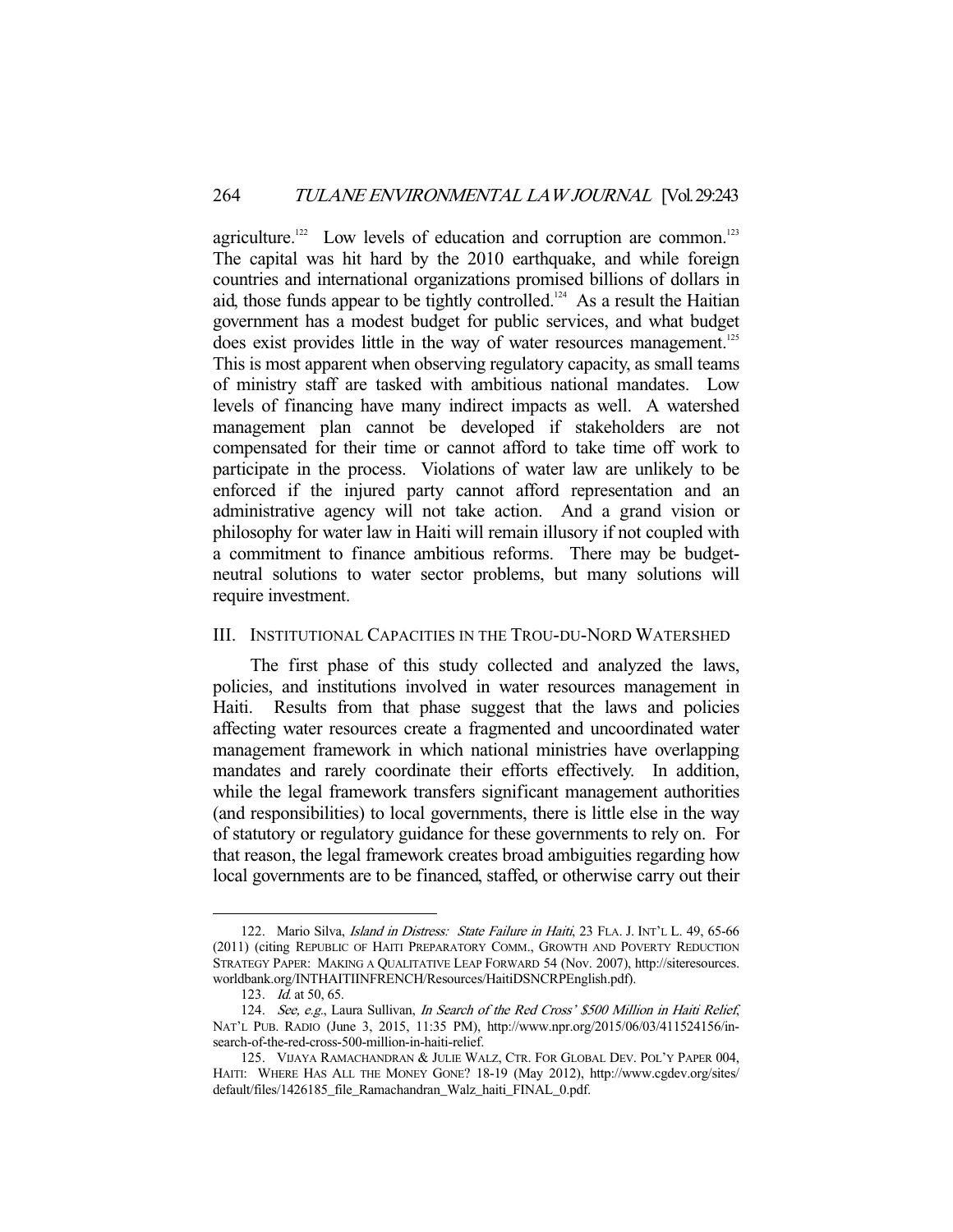agriculture.[122] Low levels of education and corruption are common.[123] The capital was hit hard by the 2010 earthquake, and while foreign countries and international organizations promised billions of dollars in aid, those funds appear to be tightly controlled.[124] As a result the Haitian government has a modest budget for public services, and what budget does exist provides little in the way of water resources management.[125] This is most apparent when observing regulatory capacity, as small teams of ministry staff are tasked with ambitious national mandates. Low levels of financing have many indirect impacts as well. A watershed management plan cannot be developed if stakeholders are not compensated for their time or cannot afford to take time off work to participate in the process. Violations of water law are unlikely to be enforced if the injured party cannot afford representation and an administrative agency will not take action. And a grand vision or philosophy for water law in Haiti will remain illusory if not coupled with a commitment to finance ambitious reforms. There may be budget-neutral solutions to water sector problems, but many solutions will require investment.

## III. INSTITUTIONAL CAPACITIES IN THE TROU-DU-NORD WATERSHED

The first phase of this study collected and analyzed the laws, policies, and institutions involved in water resources management in Haiti. Results from that phase suggest that the laws and policies affecting water resources create a fragmented and uncoordinated water management framework in which national ministries have overlapping mandates and rarely coordinate their efforts effectively. In addition, while the legal framework transfers significant management authorities (and responsibilities) to local governments, there is little else in the way of statutory or regulatory guidance for these governments to rely on. For that reason, the legal framework creates broad ambiguities regarding how local governments are to be financed, staffed, or otherwise carry out their

---

122. Mario Silva, *Island in Distress: State Failure in Haiti*, 23 FLA. J. INT'L L. 49, 65-66 (2011) (citing REPUBLIC OF HAITI PREPARATORY COMM., GROWTH AND POVERTY REDUCTION STRATEGY PAPER: MAKING A QUALITATIVE LEAP FORWARD 54 (Nov. 2007), http://siteresources.worldbank.org/INTHAITIINFRENCH/Resources/HaitiDSNCRPEnglish.pdf).

123. *Id.* at 50, 65.

124. *See, e.g.*, Laura Sullivan, *In Search of the Red Cross' $500 Million in Haiti Relief*, NAT'L PUB. RADIO (June 3, 2015, 11:35 PM), http://www.npr.org/2015/06/03/411524156/in-search-of-the-red-cross-500-million-in-haiti-relief.

125. VIJAYA RAMACHANDRAN & JULIE WALZ, CTR. FOR GLOBAL DEV. POL'Y PAPER 004, HAITI: WHERE HAS ALL THE MONEY GONE? 18-19 (May 2012), http://www.cgdev.org/sites/default/files/1426185_file_Ramachandran_Walz_haiti_FINAL_0.pdf.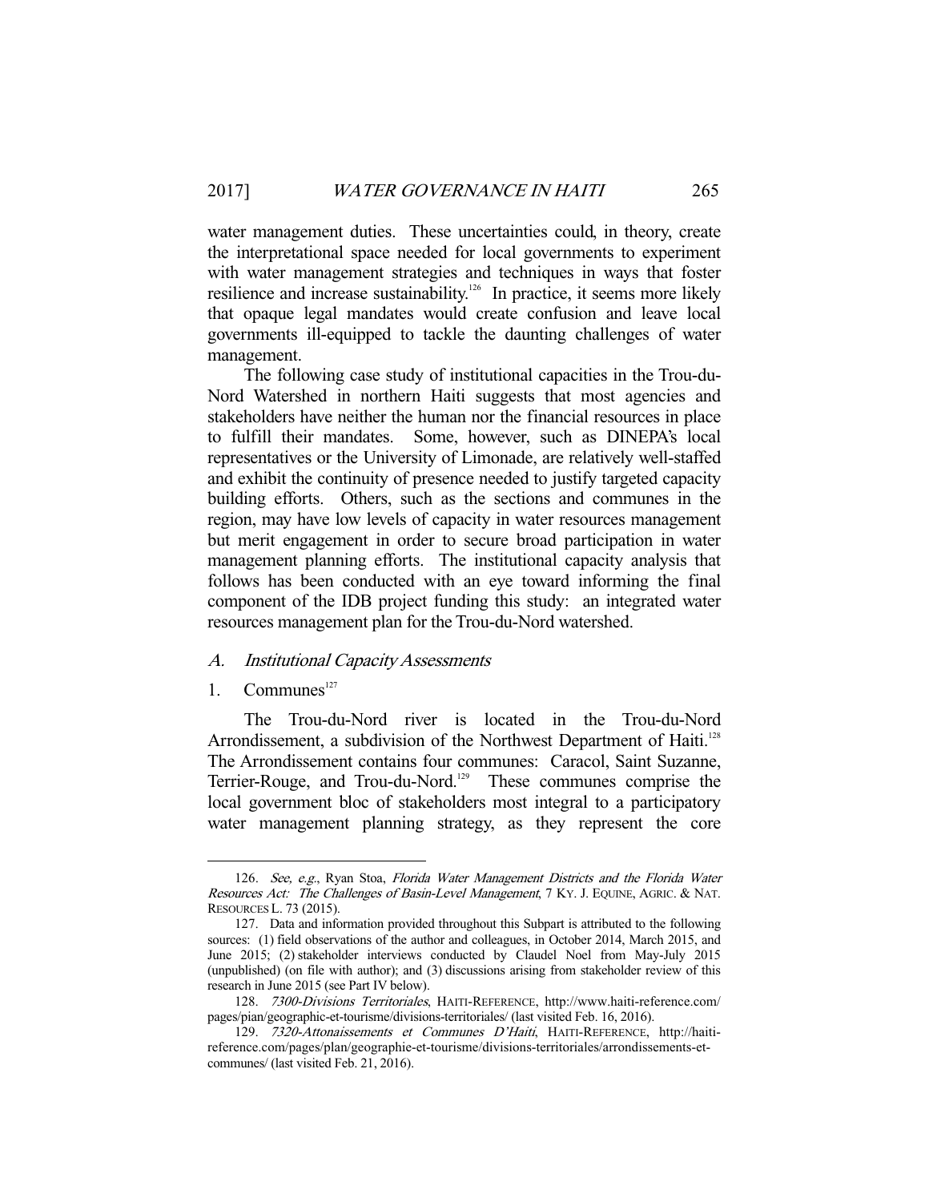water management duties. These uncertainties could, in theory, create the interpretational space needed for local governments to experiment with water management strategies and techniques in ways that foster resilience and increase sustainability.[126] In practice, it seems more likely that opaque legal mandates would create confusion and leave local governments ill-equipped to tackle the daunting challenges of water management.

The following case study of institutional capacities in the Trou-du-Nord Watershed in northern Haiti suggests that most agencies and stakeholders have neither the human nor the financial resources in place to fulfill their mandates. Some, however, such as DINEPA's local representatives or the University of Limonade, are relatively well-staffed and exhibit the continuity of presence needed to justify targeted capacity building efforts. Others, such as the sections and communes in the region, may have low levels of capacity in water resources management but merit engagement in order to secure broad participation in water management planning efforts. The institutional capacity analysis that follows has been conducted with an eye toward informing the final component of the IDB project funding this study: an integrated water resources management plan for the Trou-du-Nord watershed.

### *A. Institutional Capacity Assessments*

#### 1. Communes[127]

The Trou-du-Nord river is located in the Trou-du-Nord Arrondissement, a subdivision of the Northwest Department of Haiti.[128] The Arrondissement contains four communes: Caracol, Saint Suzanne, Terrier-Rouge, and Trou-du-Nord.[129] These communes comprise the local government bloc of stakeholders most integral to a participatory water management planning strategy, as they represent the core

---

126. *See, e.g.*, Ryan Stoa, *Florida Water Management Districts and the Florida Water Resources Act: The Challenges of Basin-Level Management*, 7 KY. J. EQUINE, AGRIC. & NAT. RESOURCES L. 73 (2015).

127. Data and information provided throughout this Subpart is attributed to the following sources: (1) field observations of the author and colleagues, in October 2014, March 2015, and June 2015; (2) stakeholder interviews conducted by Claudel Noel from May-July 2015 (unpublished) (on file with author); and (3) discussions arising from stakeholder review of this research in June 2015 (see Part IV below).

128. *7300-Divisions Territoriales*, HAITI-REFERENCE, http://www.haiti-reference.com/pages/pian/geographic-et-tourisme/divisions-territoriales/ (last visited Feb. 16, 2016).

129. *7320-Attonaissements et Communes D'Haiti*, HAITI-REFERENCE, http://haiti-reference.com/pages/plan/geographie-et-tourisme/divisions-territoriales/arrondissements-et-communes/ (last visited Feb. 21, 2016).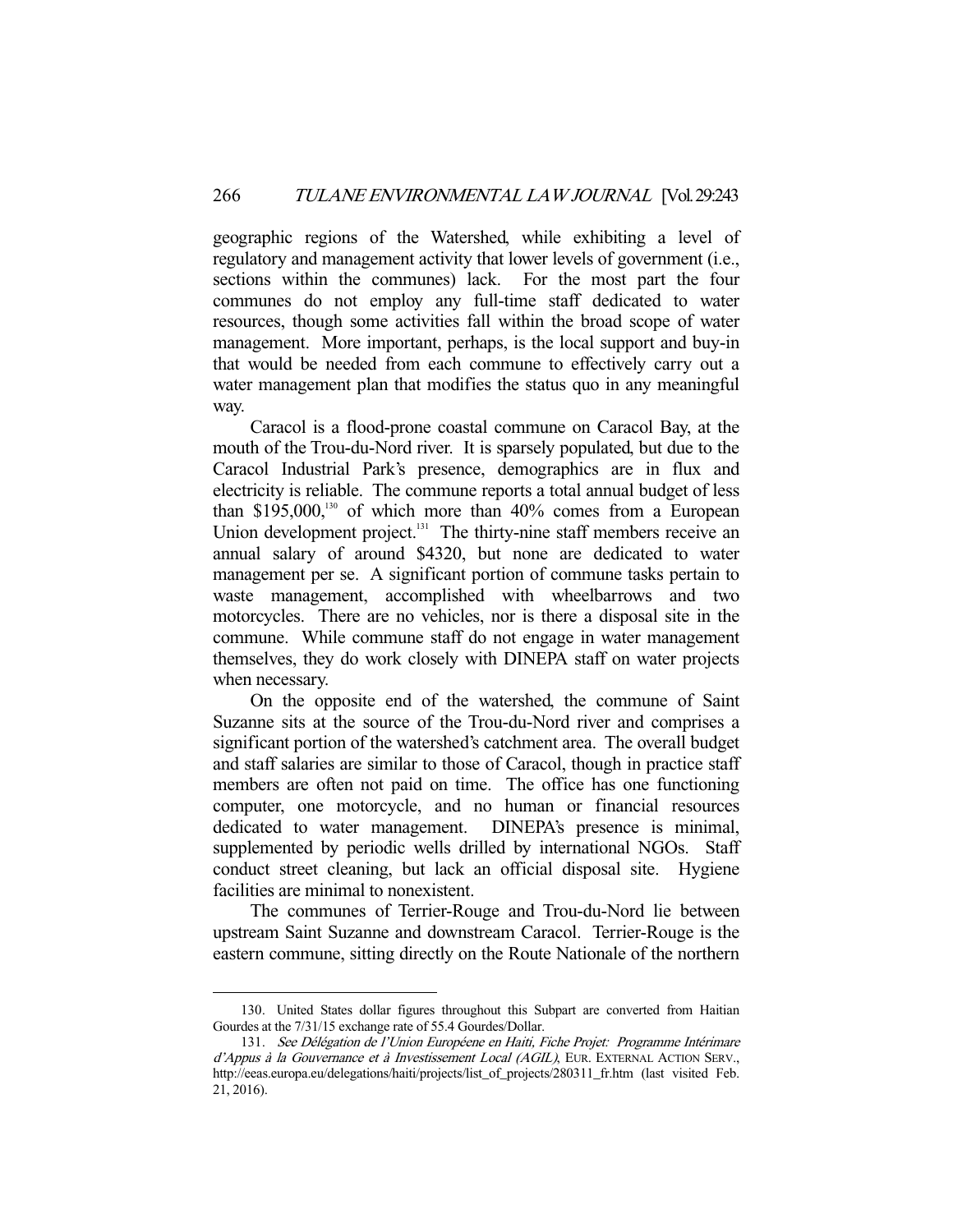geographic regions of the Watershed, while exhibiting a level of regulatory and management activity that lower levels of government (i.e., sections within the communes) lack. For the most part the four communes do not employ any full-time staff dedicated to water resources, though some activities fall within the broad scope of water management. More important, perhaps, is the local support and buy-in that would be needed from each commune to effectively carry out a water management plan that modifies the status quo in any meaningful way.

Caracol is a flood-prone coastal commune on Caracol Bay, at the mouth of the Trou-du-Nord river. It is sparsely populated, but due to the Caracol Industrial Park's presence, demographics are in flux and electricity is reliable. The commune reports a total annual budget of less than $195,000,[130] of which more than 40% comes from a European Union development project.[131] The thirty-nine staff members receive an annual salary of around $4320, but none are dedicated to water management per se. A significant portion of commune tasks pertain to waste management, accomplished with wheelbarrows and two motorcycles. There are no vehicles, nor is there a disposal site in the commune. While commune staff do not engage in water management themselves, they do work closely with DINEPA staff on water projects when necessary.

On the opposite end of the watershed, the commune of Saint Suzanne sits at the source of the Trou-du-Nord river and comprises a significant portion of the watershed's catchment area. The overall budget and staff salaries are similar to those of Caracol, though in practice staff members are often not paid on time. The office has one functioning computer, one motorcycle, and no human or financial resources dedicated to water management. DINEPA's presence is minimal, supplemented by periodic wells drilled by international NGOs. Staff conduct street cleaning, but lack an official disposal site. Hygiene facilities are minimal to nonexistent.

The communes of Terrier-Rouge and Trou-du-Nord lie between upstream Saint Suzanne and downstream Caracol. Terrier-Rouge is the eastern commune, sitting directly on the Route Nationale of the northern

---

130. United States dollar figures throughout this Subpart are converted from Haitian Gourdes at the 7/31/15 exchange rate of 55.4 Gourdes/Dollar.

131. *See Délégation de l'Union Européene en Haiti, Fiche Projet: Programme Intérimare d'Appus à la Gouvernance et à Investissement Local (AGIL)*, EUR. EXTERNAL ACTION SERV., http://eeas.europa.eu/delegations/haiti/projects/list_of_projects/280311_fr.htm (last visited Feb. 21, 2016).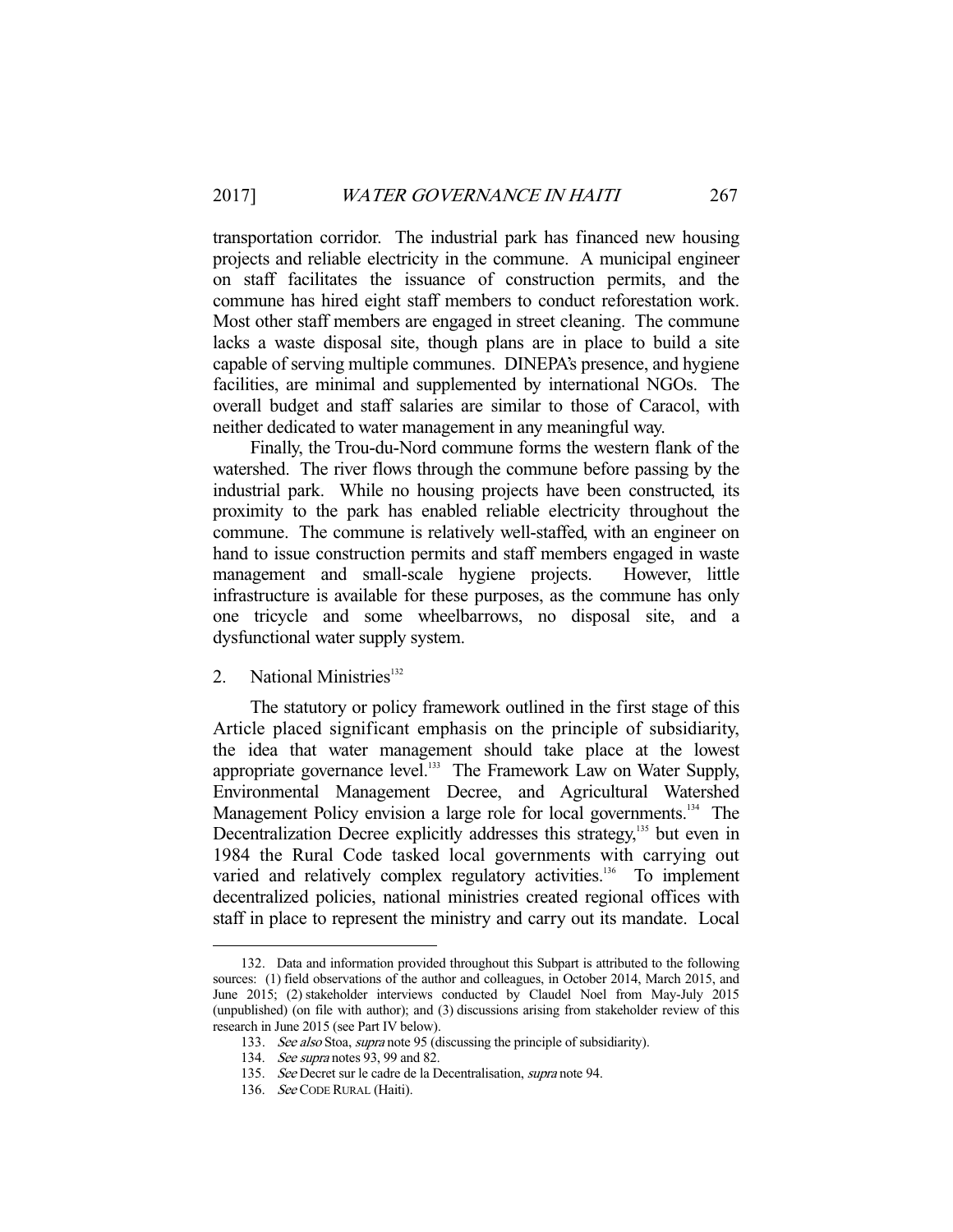transportation corridor. The industrial park has financed new housing projects and reliable electricity in the commune. A municipal engineer on staff facilitates the issuance of construction permits, and the commune has hired eight staff members to conduct reforestation work. Most other staff members are engaged in street cleaning. The commune lacks a waste disposal site, though plans are in place to build a site capable of serving multiple communes. DINEPA's presence, and hygiene facilities, are minimal and supplemented by international NGOs. The overall budget and staff salaries are similar to those of Caracol, with neither dedicated to water management in any meaningful way.

Finally, the Trou-du-Nord commune forms the western flank of the watershed. The river flows through the commune before passing by the industrial park. While no housing projects have been constructed, its proximity to the park has enabled reliable electricity throughout the commune. The commune is relatively well-staffed, with an engineer on hand to issue construction permits and staff members engaged in waste management and small-scale hygiene projects. However, little infrastructure is available for these purposes, as the commune has only one tricycle and some wheelbarrows, no disposal site, and a dysfunctional water supply system.

### 2. National Ministries[132]

The statutory or policy framework outlined in the first stage of this Article placed significant emphasis on the principle of subsidiarity, the idea that water management should take place at the lowest appropriate governance level.[133] The Framework Law on Water Supply, Environmental Management Decree, and Agricultural Watershed Management Policy envision a large role for local governments.[134] The Decentralization Decree explicitly addresses this strategy,[135] but even in 1984 the Rural Code tasked local governments with carrying out varied and relatively complex regulatory activities.[136] To implement decentralized policies, national ministries created regional offices with staff in place to represent the ministry and carry out its mandate. Local

---

132. Data and information provided throughout this Subpart is attributed to the following sources: (1) field observations of the author and colleagues, in October 2014, March 2015, and June 2015; (2) stakeholder interviews conducted by Claudel Noel from May-July 2015 (unpublished) (on file with author); and (3) discussions arising from stakeholder review of this research in June 2015 (see Part IV below).

133. *See also* Stoa, *supra* note 95 (discussing the principle of subsidiarity).

134. *See supra* notes 93, 99 and 82.

135. *See* Decret sur le cadre de la Decentralisation, *supra* note 94.

136. *See* CODE RURAL (Haiti).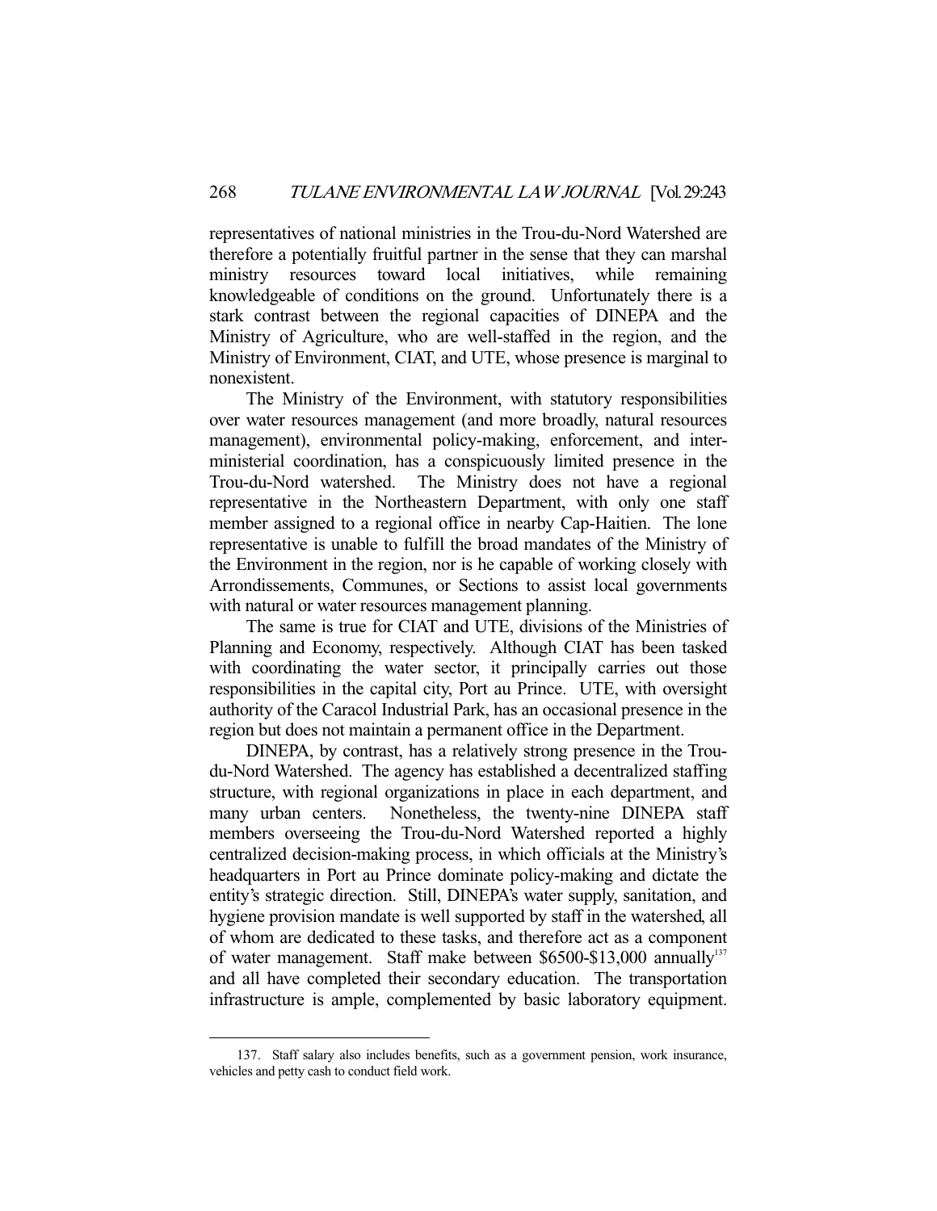representatives of national ministries in the Trou-du-Nord Watershed are therefore a potentially fruitful partner in the sense that they can marshal ministry resources toward local initiatives, while remaining knowledgeable of conditions on the ground. Unfortunately there is a stark contrast between the regional capacities of DINEPA and the Ministry of Agriculture, who are well-staffed in the region, and the Ministry of Environment, CIAT, and UTE, whose presence is marginal to nonexistent.

The Ministry of the Environment, with statutory responsibilities over water resources management (and more broadly, natural resources management), environmental policy-making, enforcement, and inter-ministerial coordination, has a conspicuously limited presence in the Trou-du-Nord watershed. The Ministry does not have a regional representative in the Northeastern Department, with only one staff member assigned to a regional office in nearby Cap-Haitien. The lone representative is unable to fulfill the broad mandates of the Ministry of the Environment in the region, nor is he capable of working closely with Arrondissements, Communes, or Sections to assist local governments with natural or water resources management planning.

The same is true for CIAT and UTE, divisions of the Ministries of Planning and Economy, respectively. Although CIAT has been tasked with coordinating the water sector, it principally carries out those responsibilities in the capital city, Port au Prince. UTE, with oversight authority of the Caracol Industrial Park, has an occasional presence in the region but does not maintain a permanent office in the Department.

DINEPA, by contrast, has a relatively strong presence in the Trou-du-Nord Watershed. The agency has established a decentralized staffing structure, with regional organizations in place in each department, and many urban centers. Nonetheless, the twenty-nine DINEPA staff members overseeing the Trou-du-Nord Watershed reported a highly centralized decision-making process, in which officials at the Ministry's headquarters in Port au Prince dominate policy-making and dictate the entity's strategic direction. Still, DINEPA's water supply, sanitation, and hygiene provision mandate is well supported by staff in the watershed, all of whom are dedicated to these tasks, and therefore act as a component of water management. Staff make between $6500-$13,000 annually[137] and all have completed their secondary education. The transportation infrastructure is ample, complemented by basic laboratory equipment.

---

137. Staff salary also includes benefits, such as a government pension, work insurance, vehicles and petty cash to conduct field work.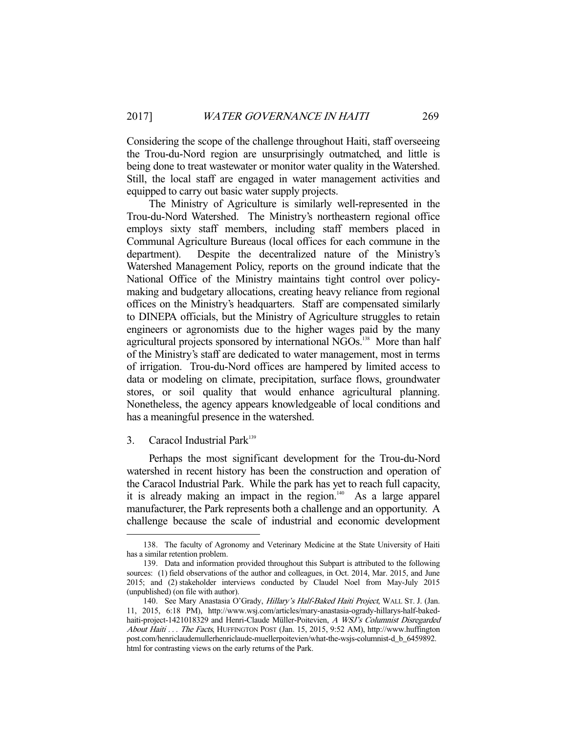Considering the scope of the challenge throughout Haiti, staff overseeing the Trou-du-Nord region are unsurprisingly outmatched, and little is being done to treat wastewater or monitor water quality in the Watershed. Still, the local staff are engaged in water management activities and equipped to carry out basic water supply projects.

The Ministry of Agriculture is similarly well-represented in the Trou-du-Nord Watershed. The Ministry's northeastern regional office employs sixty staff members, including staff members placed in Communal Agriculture Bureaus (local offices for each commune in the department). Despite the decentralized nature of the Ministry's Watershed Management Policy, reports on the ground indicate that the National Office of the Ministry maintains tight control over policy-making and budgetary allocations, creating heavy reliance from regional offices on the Ministry's headquarters. Staff are compensated similarly to DINEPA officials, but the Ministry of Agriculture struggles to retain engineers or agronomists due to the higher wages paid by the many agricultural projects sponsored by international NGOs.[138] More than half of the Ministry's staff are dedicated to water management, most in terms of irrigation. Trou-du-Nord offices are hampered by limited access to data or modeling on climate, precipitation, surface flows, groundwater stores, or soil quality that would enhance agricultural planning. Nonetheless, the agency appears knowledgeable of local conditions and has a meaningful presence in the watershed.

### 3. Caracol Industrial Park[139]

Perhaps the most significant development for the Trou-du-Nord watershed in recent history has been the construction and operation of the Caracol Industrial Park. While the park has yet to reach full capacity, it is already making an impact in the region.[140] As a large apparel manufacturer, the Park represents both a challenge and an opportunity. A challenge because the scale of industrial and economic development

---

138. The faculty of Agronomy and Veterinary Medicine at the State University of Haiti has a similar retention problem.

139. Data and information provided throughout this Subpart is attributed to the following sources: (1) field observations of the author and colleagues, in Oct. 2014, Mar. 2015, and June 2015; and (2) stakeholder interviews conducted by Claudel Noel from May-July 2015 (unpublished) (on file with author).

140. See Mary Anastasia O'Grady, *Hillary's Half-Baked Haiti Project*, WALL ST. J. (Jan. 11, 2015, 6:18 PM), http://www.wsj.com/articles/mary-anastasia-ogrady-hillarys-half-baked-haiti-project-1421018329 and Henri-Claude Müller-Poitevien, *A WSJ's Columnist Disregarded About Haiti . . . The Facts*, HUFFINGTON POST (Jan. 15, 2015, 9:52 AM), http://www.huffingtonpost.com/henriclaudemullerhenriclaude-muellerpoitevien/what-the-wsjs-columnist-d_b_6459892.html for contrasting views on the early returns of the Park.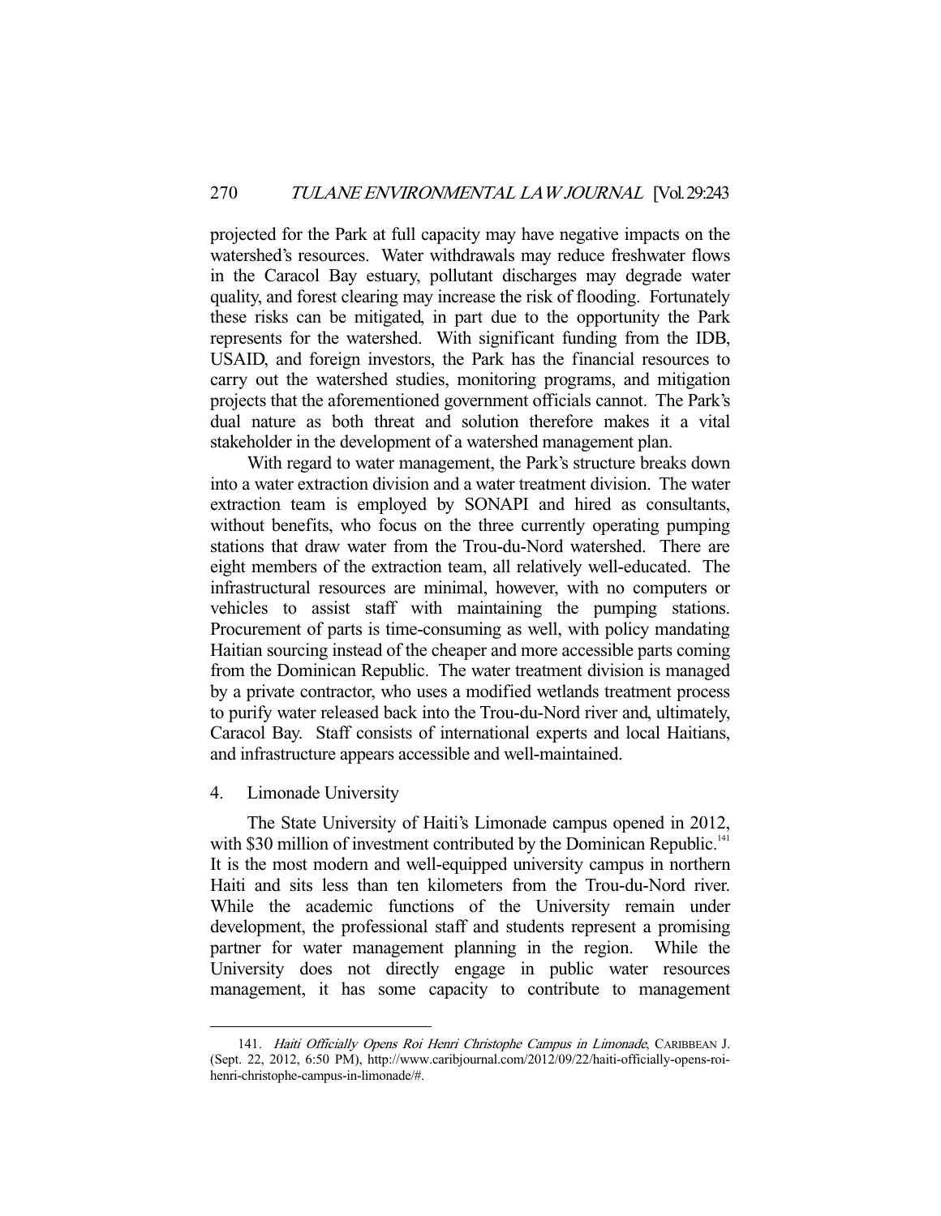projected for the Park at full capacity may have negative impacts on the watershed's resources. Water withdrawals may reduce freshwater flows in the Caracol Bay estuary, pollutant discharges may degrade water quality, and forest clearing may increase the risk of flooding. Fortunately these risks can be mitigated, in part due to the opportunity the Park represents for the watershed. With significant funding from the IDB, USAID, and foreign investors, the Park has the financial resources to carry out the watershed studies, monitoring programs, and mitigation projects that the aforementioned government officials cannot. The Park's dual nature as both threat and solution therefore makes it a vital stakeholder in the development of a watershed management plan.

With regard to water management, the Park's structure breaks down into a water extraction division and a water treatment division. The water extraction team is employed by SONAPI and hired as consultants, without benefits, who focus on the three currently operating pumping stations that draw water from the Trou-du-Nord watershed. There are eight members of the extraction team, all relatively well-educated. The infrastructural resources are minimal, however, with no computers or vehicles to assist staff with maintaining the pumping stations. Procurement of parts is time-consuming as well, with policy mandating Haitian sourcing instead of the cheaper and more accessible parts coming from the Dominican Republic. The water treatment division is managed by a private contractor, who uses a modified wetlands treatment process to purify water released back into the Trou-du-Nord river and, ultimately, Caracol Bay. Staff consists of international experts and local Haitians, and infrastructure appears accessible and well-maintained.

#### 4. Limonade University

The State University of Haiti's Limonade campus opened in 2012, with $30 million of investment contributed by the Dominican Republic.[141] It is the most modern and well-equipped university campus in northern Haiti and sits less than ten kilometers from the Trou-du-Nord river. While the academic functions of the University remain under development, the professional staff and students represent a promising partner for water management planning in the region. While the University does not directly engage in public water resources management, it has some capacity to contribute to management

141. *Haiti Officially Opens Roi Henri Christophe Campus in Limonade*, CARIBBEAN J. (Sept. 22, 2012, 6:50 PM), http://www.caribjournal.com/2012/09/22/haiti-officially-opens-roi-henri-christophe-campus-in-limonade/#.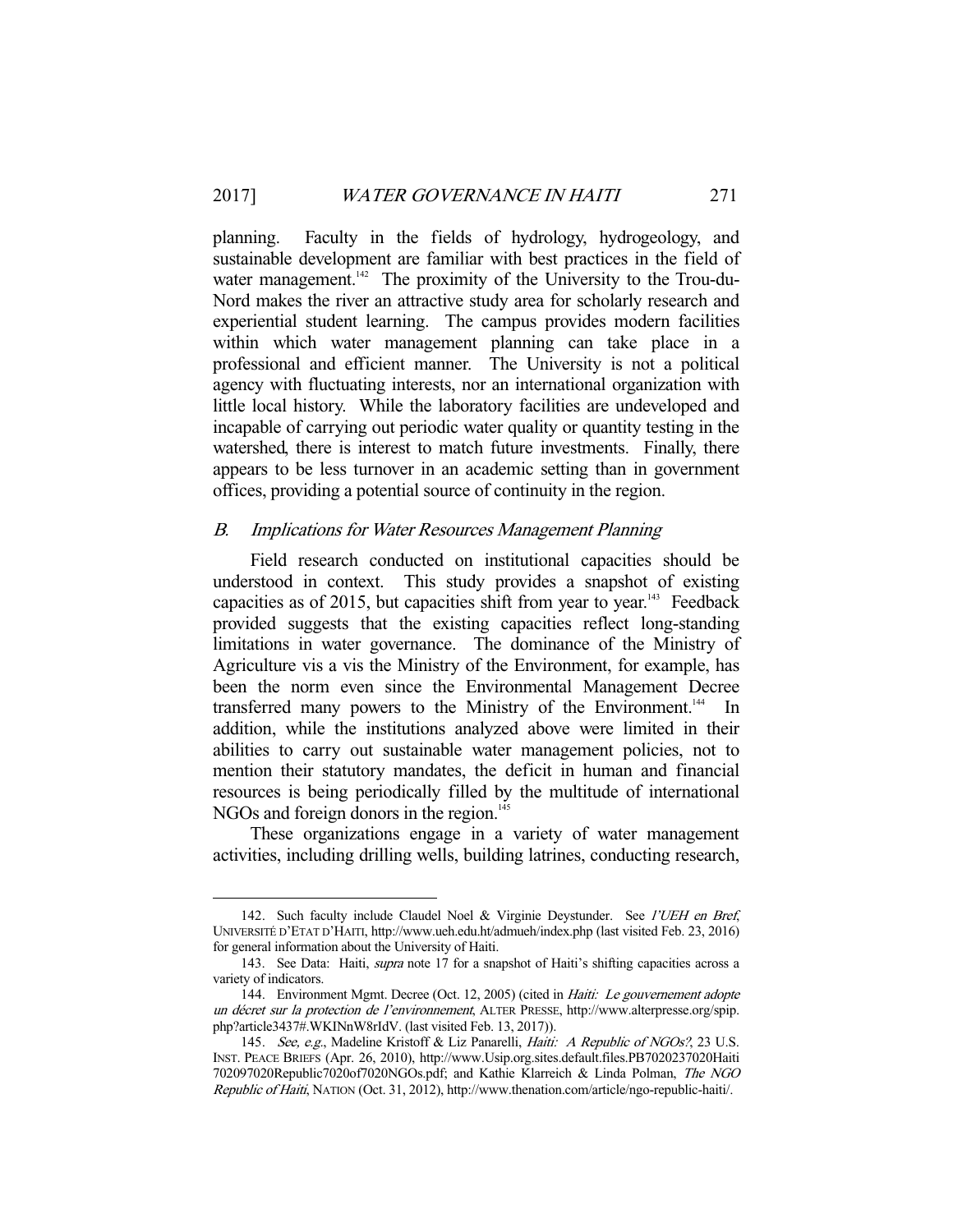planning. Faculty in the fields of hydrology, hydrogeology, and sustainable development are familiar with best practices in the field of water management.[142] The proximity of the University to the Trou-du-Nord makes the river an attractive study area for scholarly research and experiential student learning. The campus provides modern facilities within which water management planning can take place in a professional and efficient manner. The University is not a political agency with fluctuating interests, nor an international organization with little local history. While the laboratory facilities are undeveloped and incapable of carrying out periodic water quality or quantity testing in the watershed, there is interest to match future investments. Finally, there appears to be less turnover in an academic setting than in government offices, providing a potential source of continuity in the region.

### *B. Implications for Water Resources Management Planning*

Field research conducted on institutional capacities should be understood in context. This study provides a snapshot of existing capacities as of 2015, but capacities shift from year to year.[143] Feedback provided suggests that the existing capacities reflect long-standing limitations in water governance. The dominance of the Ministry of Agriculture vis a vis the Ministry of the Environment, for example, has been the norm even since the Environmental Management Decree transferred many powers to the Ministry of the Environment.[144] In addition, while the institutions analyzed above were limited in their abilities to carry out sustainable water management policies, not to mention their statutory mandates, the deficit in human and financial resources is being periodically filled by the multitude of international NGOs and foreign donors in the region.[145]

These organizations engage in a variety of water management activities, including drilling wells, building latrines, conducting research,

---

142. Such faculty include Claudel Noel & Virginie Deystunder. See *l'UEH en Bref*, UNIVERSITÉ D'ETAT D'HAITI, http://www.ueh.edu.ht/admueh/index.php (last visited Feb. 23, 2016) for general information about the University of Haiti.

143. See Data: Haiti, *supra* note 17 for a snapshot of Haiti's shifting capacities across a variety of indicators.

144. Environment Mgmt. Decree (Oct. 12, 2005) (cited in *Haiti: Le gouvernement adopte un décret sur la protection de l'environnement*, ALTER PRESSE, http://www.alterpresse.org/spip.php?article3437#.WKINnW8rIdV. (last visited Feb. 13, 2017)).

145. *See, e.g.*, Madeline Kristoff & Liz Panarelli, *Haiti: A Republic of NGOs?*, 23 U.S. INST. PEACE BRIEFS (Apr. 26, 2010), http://www.Usip.org.sites.default.files.PB7020237020Haiti702097020Republic7020of7020NGOs.pdf; and Kathie Klarreich & Linda Polman, *The NGO Republic of Haiti*, NATION (Oct. 31, 2012), http://www.thenation.com/article/ngo-republic-haiti/.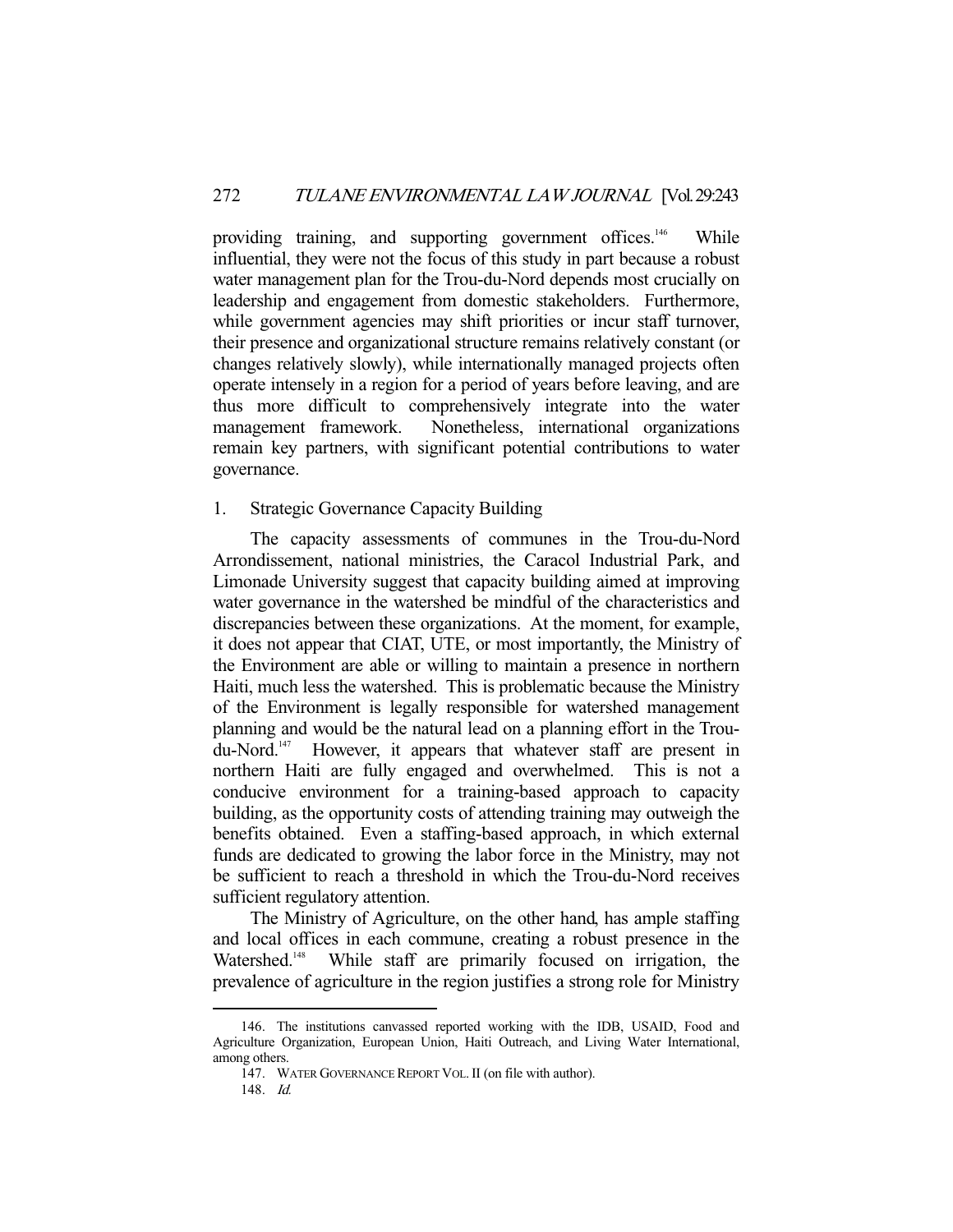providing training, and supporting government offices.[146] While influential, they were not the focus of this study in part because a robust water management plan for the Trou-du-Nord depends most crucially on leadership and engagement from domestic stakeholders. Furthermore, while government agencies may shift priorities or incur staff turnover, their presence and organizational structure remains relatively constant (or changes relatively slowly), while internationally managed projects often operate intensely in a region for a period of years before leaving, and are thus more difficult to comprehensively integrate into the water management framework. Nonetheless, international organizations remain key partners, with significant potential contributions to water governance.

1. Strategic Governance Capacity Building

The capacity assessments of communes in the Trou-du-Nord Arrondissement, national ministries, the Caracol Industrial Park, and Limonade University suggest that capacity building aimed at improving water governance in the watershed be mindful of the characteristics and discrepancies between these organizations. At the moment, for example, it does not appear that CIAT, UTE, or most importantly, the Ministry of the Environment are able or willing to maintain a presence in northern Haiti, much less the watershed. This is problematic because the Ministry of the Environment is legally responsible for watershed management planning and would be the natural lead on a planning effort in the Trou-du-Nord.[147] However, it appears that whatever staff are present in northern Haiti are fully engaged and overwhelmed. This is not a conducive environment for a training-based approach to capacity building, as the opportunity costs of attending training may outweigh the benefits obtained. Even a staffing-based approach, in which external funds are dedicated to growing the labor force in the Ministry, may not be sufficient to reach a threshold in which the Trou-du-Nord receives sufficient regulatory attention.

The Ministry of Agriculture, on the other hand, has ample staffing and local offices in each commune, creating a robust presence in the Watershed.[148] While staff are primarily focused on irrigation, the prevalence of agriculture in the region justifies a strong role for Ministry

---

146. The institutions canvassed reported working with the IDB, USAID, Food and Agriculture Organization, European Union, Haiti Outreach, and Living Water International, among others.

147. WATER GOVERNANCE REPORT VOL. II (on file with author).

148. *Id.*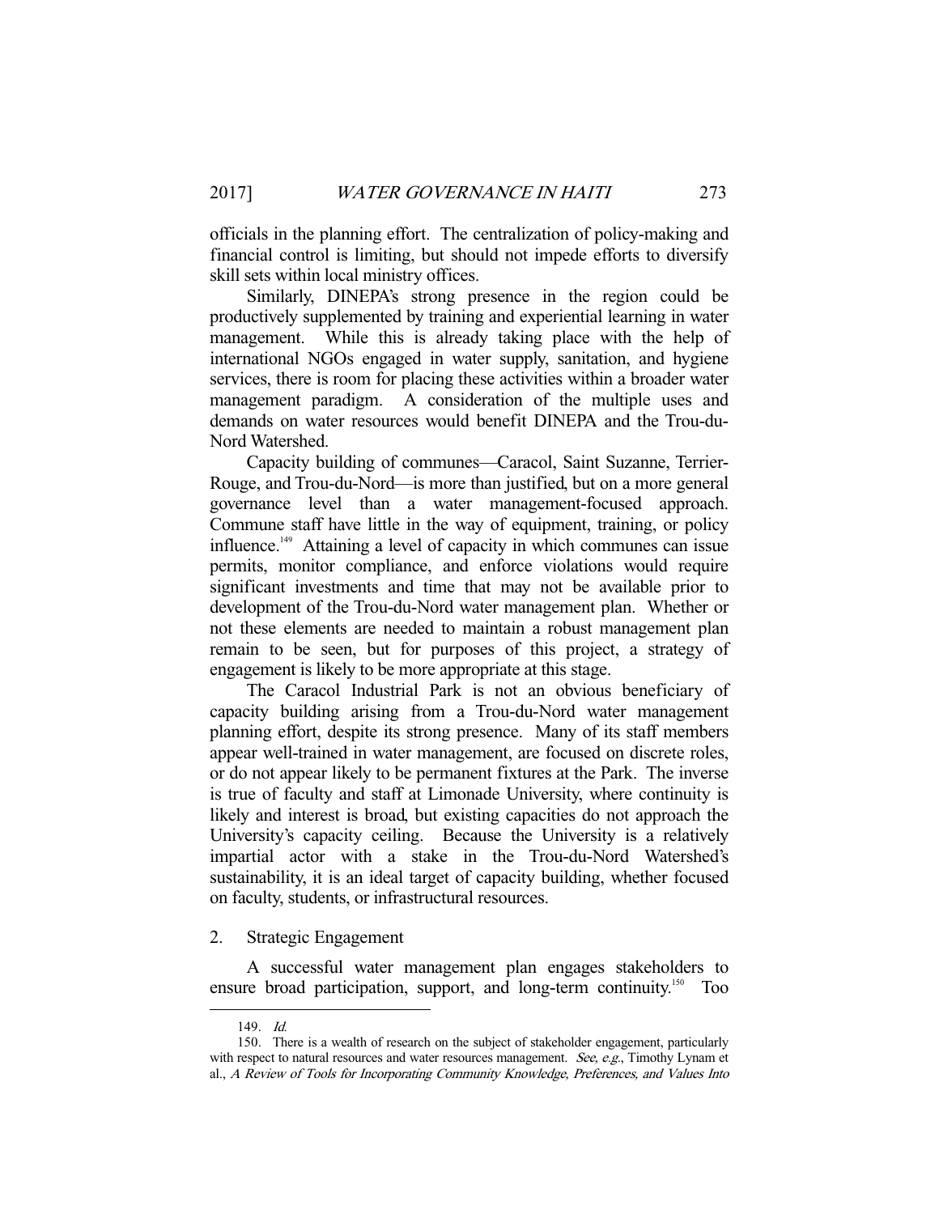officials in the planning effort. The centralization of policy-making and financial control is limiting, but should not impede efforts to diversify skill sets within local ministry offices.

Similarly, DINEPA's strong presence in the region could be productively supplemented by training and experiential learning in water management. While this is already taking place with the help of international NGOs engaged in water supply, sanitation, and hygiene services, there is room for placing these activities within a broader water management paradigm. A consideration of the multiple uses and demands on water resources would benefit DINEPA and the Trou-du-Nord Watershed.

Capacity building of communes—Caracol, Saint Suzanne, Terrier-Rouge, and Trou-du-Nord—is more than justified, but on a more general governance level than a water management-focused approach. Commune staff have little in the way of equipment, training, or policy influence.[149] Attaining a level of capacity in which communes can issue permits, monitor compliance, and enforce violations would require significant investments and time that may not be available prior to development of the Trou-du-Nord water management plan. Whether or not these elements are needed to maintain a robust management plan remain to be seen, but for purposes of this project, a strategy of engagement is likely to be more appropriate at this stage.

The Caracol Industrial Park is not an obvious beneficiary of capacity building arising from a Trou-du-Nord water management planning effort, despite its strong presence. Many of its staff members appear well-trained in water management, are focused on discrete roles, or do not appear likely to be permanent fixtures at the Park. The inverse is true of faculty and staff at Limonade University, where continuity is likely and interest is broad, but existing capacities do not approach the University's capacity ceiling. Because the University is a relatively impartial actor with a stake in the Trou-du-Nord Watershed's sustainability, it is an ideal target of capacity building, whether focused on faculty, students, or infrastructural resources.

2. Strategic Engagement

A successful water management plan engages stakeholders to ensure broad participation, support, and long-term continuity.[150] Too

---

149. *Id.*

150. There is a wealth of research on the subject of stakeholder engagement, particularly with respect to natural resources and water resources management. *See, e.g.*, Timothy Lynam et al., *A Review of Tools for Incorporating Community Knowledge, Preferences, and Values Into*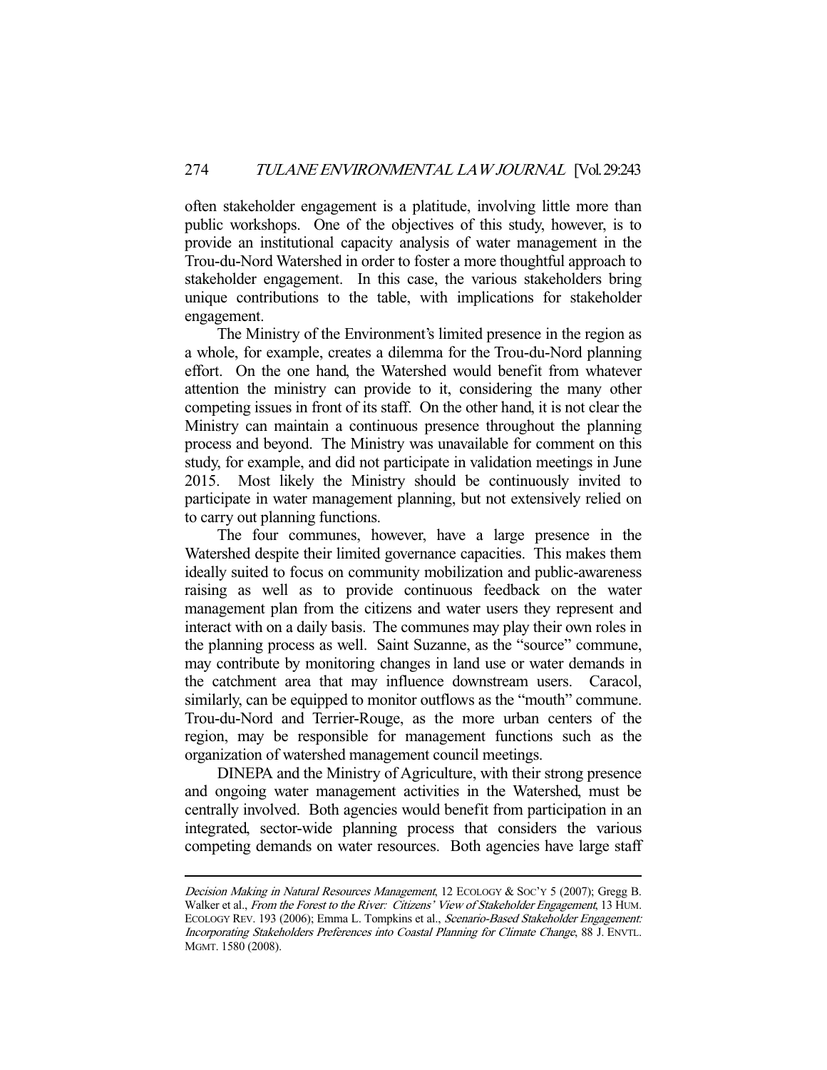often stakeholder engagement is a platitude, involving little more than public workshops. One of the objectives of this study, however, is to provide an institutional capacity analysis of water management in the Trou-du-Nord Watershed in order to foster a more thoughtful approach to stakeholder engagement. In this case, the various stakeholders bring unique contributions to the table, with implications for stakeholder engagement.

The Ministry of the Environment's limited presence in the region as a whole, for example, creates a dilemma for the Trou-du-Nord planning effort. On the one hand, the Watershed would benefit from whatever attention the ministry can provide to it, considering the many other competing issues in front of its staff. On the other hand, it is not clear the Ministry can maintain a continuous presence throughout the planning process and beyond. The Ministry was unavailable for comment on this study, for example, and did not participate in validation meetings in June 2015. Most likely the Ministry should be continuously invited to participate in water management planning, but not extensively relied on to carry out planning functions.

The four communes, however, have a large presence in the Watershed despite their limited governance capacities. This makes them ideally suited to focus on community mobilization and public-awareness raising as well as to provide continuous feedback on the water management plan from the citizens and water users they represent and interact with on a daily basis. The communes may play their own roles in the planning process as well. Saint Suzanne, as the "source" commune, may contribute by monitoring changes in land use or water demands in the catchment area that may influence downstream users. Caracol, similarly, can be equipped to monitor outflows as the "mouth" commune. Trou-du-Nord and Terrier-Rouge, as the more urban centers of the region, may be responsible for management functions such as the organization of watershed management council meetings.

DINEPA and the Ministry of Agriculture, with their strong presence and ongoing water management activities in the Watershed, must be centrally involved. Both agencies would benefit from participation in an integrated, sector-wide planning process that considers the various competing demands on water resources. Both agencies have large staff

---

*Decision Making in Natural Resources Management*, 12 ECOLOGY & SOC'Y 5 (2007); Gregg B. Walker et al., *From the Forest to the River: Citizens' View of Stakeholder Engagement*, 13 HUM. ECOLOGY REV. 193 (2006); Emma L. Tompkins et al., *Scenario-Based Stakeholder Engagement: Incorporating Stakeholders Preferences into Coastal Planning for Climate Change*, 88 J. ENVTL. MGMT. 1580 (2008).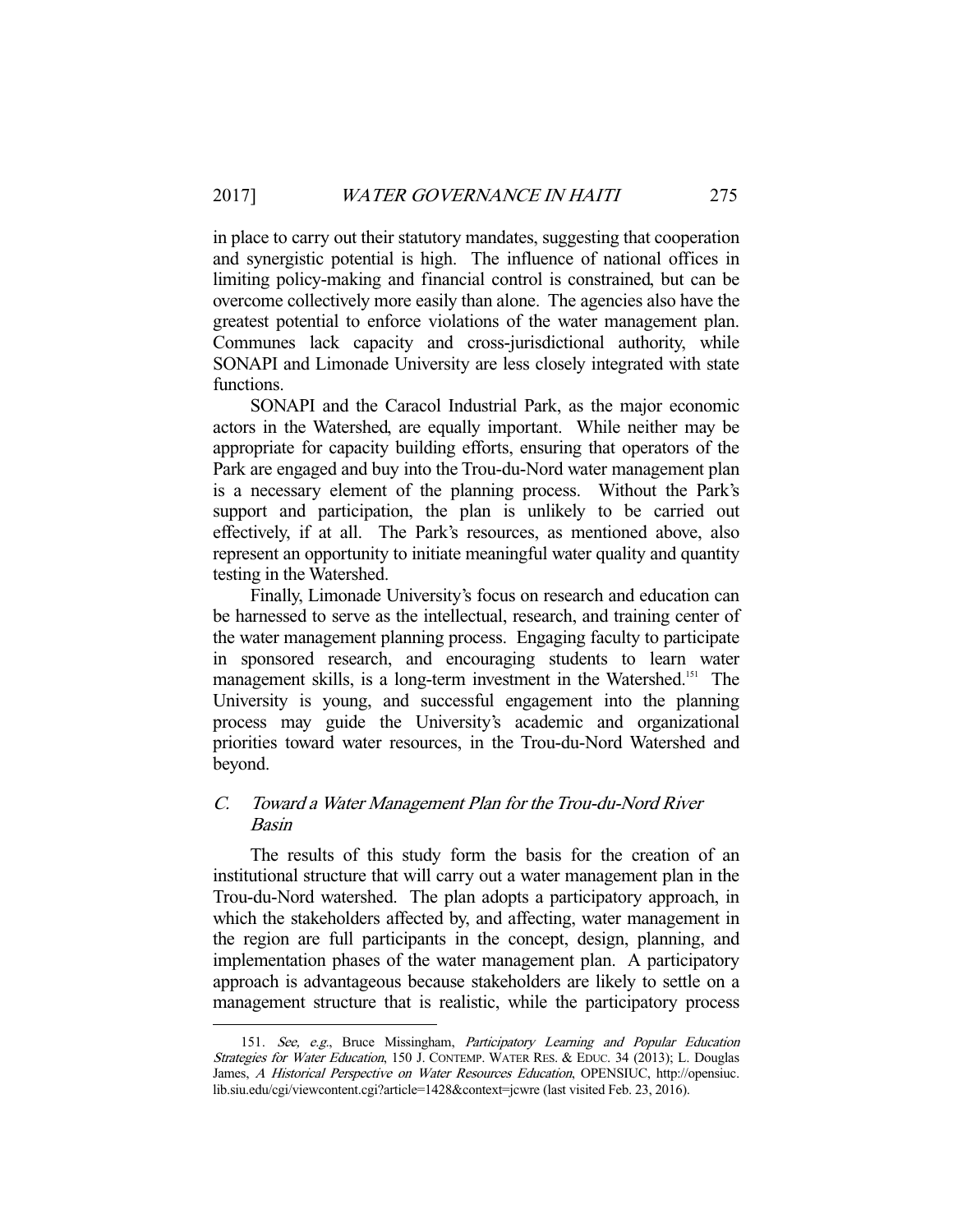in place to carry out their statutory mandates, suggesting that cooperation and synergistic potential is high. The influence of national offices in limiting policy-making and financial control is constrained, but can be overcome collectively more easily than alone. The agencies also have the greatest potential to enforce violations of the water management plan. Communes lack capacity and cross-jurisdictional authority, while SONAPI and Limonade University are less closely integrated with state functions.

SONAPI and the Caracol Industrial Park, as the major economic actors in the Watershed, are equally important. While neither may be appropriate for capacity building efforts, ensuring that operators of the Park are engaged and buy into the Trou-du-Nord water management plan is a necessary element of the planning process. Without the Park's support and participation, the plan is unlikely to be carried out effectively, if at all. The Park's resources, as mentioned above, also represent an opportunity to initiate meaningful water quality and quantity testing in the Watershed.

Finally, Limonade University's focus on research and education can be harnessed to serve as the intellectual, research, and training center of the water management planning process. Engaging faculty to participate in sponsored research, and encouraging students to learn water management skills, is a long-term investment in the Watershed.[151] The University is young, and successful engagement into the planning process may guide the University's academic and organizational priorities toward water resources, in the Trou-du-Nord Watershed and beyond.

### C. *Toward a Water Management Plan for the Trou-du-Nord River Basin*

The results of this study form the basis for the creation of an institutional structure that will carry out a water management plan in the Trou-du-Nord watershed. The plan adopts a participatory approach, in which the stakeholders affected by, and affecting, water management in the region are full participants in the concept, design, planning, and implementation phases of the water management plan. A participatory approach is advantageous because stakeholders are likely to settle on a management structure that is realistic, while the participatory process

---

151. *See, e.g.*, Bruce Missingham, *Participatory Learning and Popular Education Strategies for Water Education*, 150 J. CONTEMP. WATER RES. & EDUC. 34 (2013); L. Douglas James, *A Historical Perspective on Water Resources Education*, OPENSIUC, http://opensiuc.lib.siu.edu/cgi/viewcontent.cgi?article=1428&context=jcwre (last visited Feb. 23, 2016).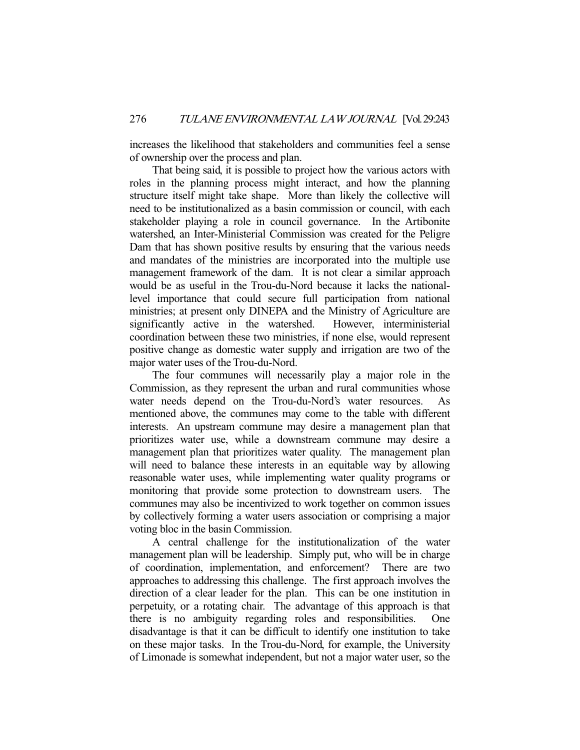increases the likelihood that stakeholders and communities feel a sense of ownership over the process and plan.

That being said, it is possible to project how the various actors with roles in the planning process might interact, and how the planning structure itself might take shape. More than likely the collective will need to be institutionalized as a basin commission or council, with each stakeholder playing a role in council governance. In the Artibonite watershed, an Inter-Ministerial Commission was created for the Peligre Dam that has shown positive results by ensuring that the various needs and mandates of the ministries are incorporated into the multiple use management framework of the dam. It is not clear a similar approach would be as useful in the Trou-du-Nord because it lacks the national-level importance that could secure full participation from national ministries; at present only DINEPA and the Ministry of Agriculture are significantly active in the watershed. However, interministerial coordination between these two ministries, if none else, would represent positive change as domestic water supply and irrigation are two of the major water uses of the Trou-du-Nord.

The four communes will necessarily play a major role in the Commission, as they represent the urban and rural communities whose water needs depend on the Trou-du-Nord's water resources. As mentioned above, the communes may come to the table with different interests. An upstream commune may desire a management plan that prioritizes water use, while a downstream commune may desire a management plan that prioritizes water quality. The management plan will need to balance these interests in an equitable way by allowing reasonable water uses, while implementing water quality programs or monitoring that provide some protection to downstream users. The communes may also be incentivized to work together on common issues by collectively forming a water users association or comprising a major voting bloc in the basin Commission.

A central challenge for the institutionalization of the water management plan will be leadership. Simply put, who will be in charge of coordination, implementation, and enforcement? There are two approaches to addressing this challenge. The first approach involves the direction of a clear leader for the plan. This can be one institution in perpetuity, or a rotating chair. The advantage of this approach is that there is no ambiguity regarding roles and responsibilities. One disadvantage is that it can be difficult to identify one institution to take on these major tasks. In the Trou-du-Nord, for example, the University of Limonade is somewhat independent, but not a major water user, so the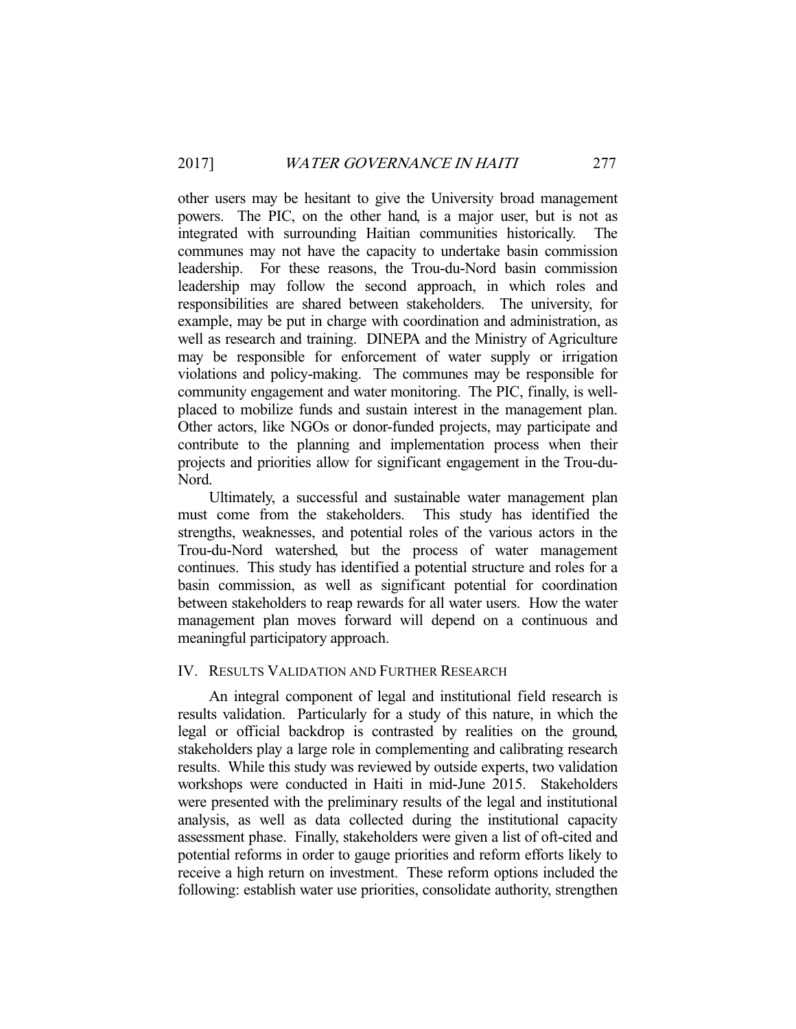other users may be hesitant to give the University broad management powers. The PIC, on the other hand, is a major user, but is not as integrated with surrounding Haitian communities historically. The communes may not have the capacity to undertake basin commission leadership. For these reasons, the Trou-du-Nord basin commission leadership may follow the second approach, in which roles and responsibilities are shared between stakeholders. The university, for example, may be put in charge with coordination and administration, as well as research and training. DINEPA and the Ministry of Agriculture may be responsible for enforcement of water supply or irrigation violations and policy-making. The communes may be responsible for community engagement and water monitoring. The PIC, finally, is well-placed to mobilize funds and sustain interest in the management plan. Other actors, like NGOs or donor-funded projects, may participate and contribute to the planning and implementation process when their projects and priorities allow for significant engagement in the Trou-du-Nord.

Ultimately, a successful and sustainable water management plan must come from the stakeholders. This study has identified the strengths, weaknesses, and potential roles of the various actors in the Trou-du-Nord watershed, but the process of water management continues. This study has identified a potential structure and roles for a basin commission, as well as significant potential for coordination between stakeholders to reap rewards for all water users. How the water management plan moves forward will depend on a continuous and meaningful participatory approach.

## IV. Results Validation and Further Research

An integral component of legal and institutional field research is results validation. Particularly for a study of this nature, in which the legal or official backdrop is contrasted by realities on the ground, stakeholders play a large role in complementing and calibrating research results. While this study was reviewed by outside experts, two validation workshops were conducted in Haiti in mid-June 2015. Stakeholders were presented with the preliminary results of the legal and institutional analysis, as well as data collected during the institutional capacity assessment phase. Finally, stakeholders were given a list of oft-cited and potential reforms in order to gauge priorities and reform efforts likely to receive a high return on investment. These reform options included the following: establish water use priorities, consolidate authority, strengthen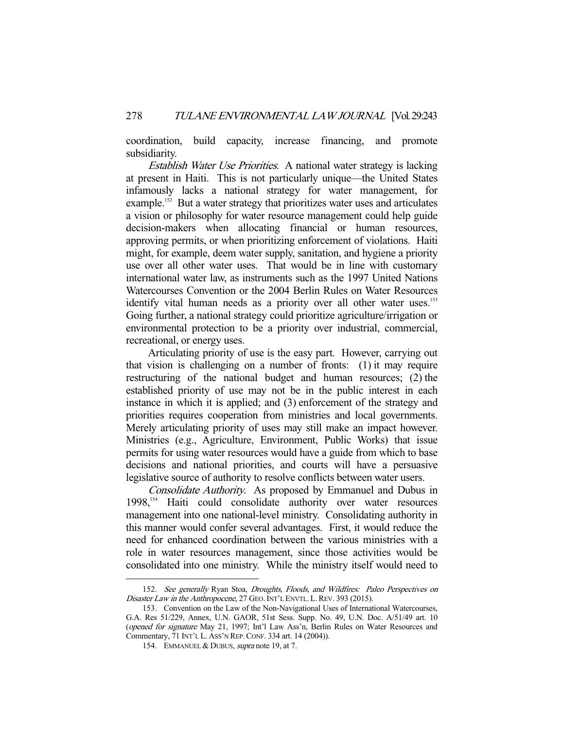coordination, build capacity, increase financing, and promote subsidiarity.

*Establish Water Use Priorities*. A national water strategy is lacking at present in Haiti. This is not particularly unique—the United States infamously lacks a national strategy for water management, for example.[152] But a water strategy that prioritizes water uses and articulates a vision or philosophy for water resource management could help guide decision-makers when allocating financial or human resources, approving permits, or when prioritizing enforcement of violations. Haiti might, for example, deem water supply, sanitation, and hygiene a priority use over all other water uses. That would be in line with customary international water law, as instruments such as the 1997 United Nations Watercourses Convention or the 2004 Berlin Rules on Water Resources identify vital human needs as a priority over all other water uses.[153] Going further, a national strategy could prioritize agriculture/irrigation or environmental protection to be a priority over industrial, commercial, recreational, or energy uses.

Articulating priority of use is the easy part. However, carrying out that vision is challenging on a number of fronts: (1) it may require restructuring of the national budget and human resources; (2) the established priority of use may not be in the public interest in each instance in which it is applied; and (3) enforcement of the strategy and priorities requires cooperation from ministries and local governments. Merely articulating priority of uses may still make an impact however. Ministries (e.g., Agriculture, Environment, Public Works) that issue permits for using water resources would have a guide from which to base decisions and national priorities, and courts will have a persuasive legislative source of authority to resolve conflicts between water users.

*Consolidate Authority*. As proposed by Emmanuel and Dubus in 1998,[154] Haiti could consolidate authority over water resources management into one national-level ministry. Consolidating authority in this manner would confer several advantages. First, it would reduce the need for enhanced coordination between the various ministries with a role in water resources management, since those activities would be consolidated into one ministry. While the ministry itself would need to

---

152. *See generally* Ryan Stoa, *Droughts, Floods, and Wildfires: Paleo Perspectives on Disaster Law in the Anthropocene*, 27 GEO. INT'L ENVTL. L. REV. 393 (2015).

153. Convention on the Law of the Non-Navigational Uses of International Watercourses, G.A. Res 51/229, Annex, U.N. GAOR, 51st Sess. Supp. No. 49, U.N. Doc. A/51/49 art. 10 (*opened for signature* May 21, 1997; Int'l Law Ass'n, Berlin Rules on Water Resources and Commentary, 71 INT'L L. ASS'N REP. CONF. 334 art. 14 (2004)).

154. EMMANUEL & DUBUS, *supra* note 19, at 7.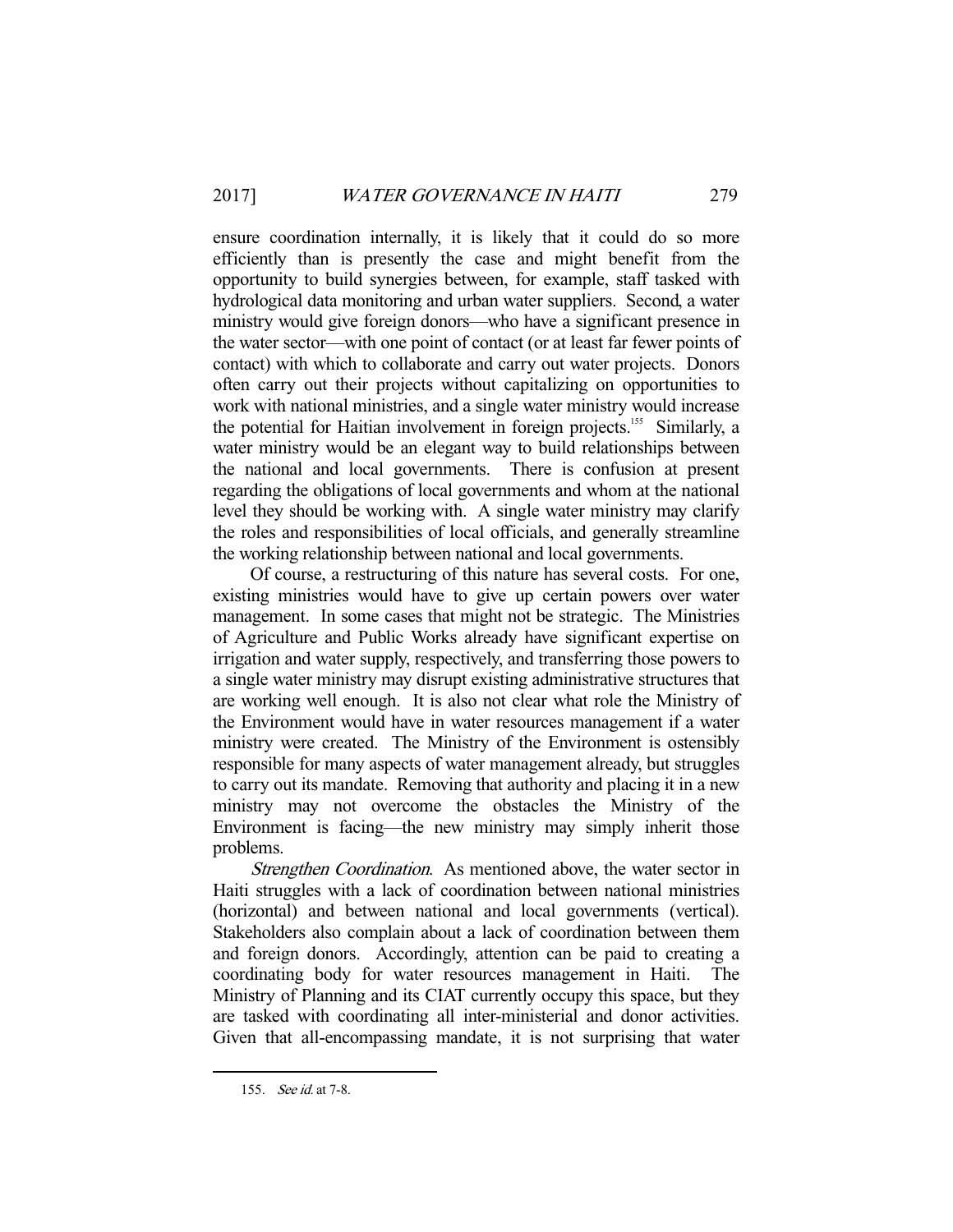ensure coordination internally, it is likely that it could do so more efficiently than is presently the case and might benefit from the opportunity to build synergies between, for example, staff tasked with hydrological data monitoring and urban water suppliers. Second, a water ministry would give foreign donors—who have a significant presence in the water sector—with one point of contact (or at least far fewer points of contact) with which to collaborate and carry out water projects. Donors often carry out their projects without capitalizing on opportunities to work with national ministries, and a single water ministry would increase the potential for Haitian involvement in foreign projects.[155] Similarly, a water ministry would be an elegant way to build relationships between the national and local governments. There is confusion at present regarding the obligations of local governments and whom at the national level they should be working with. A single water ministry may clarify the roles and responsibilities of local officials, and generally streamline the working relationship between national and local governments.

Of course, a restructuring of this nature has several costs. For one, existing ministries would have to give up certain powers over water management. In some cases that might not be strategic. The Ministries of Agriculture and Public Works already have significant expertise on irrigation and water supply, respectively, and transferring those powers to a single water ministry may disrupt existing administrative structures that are working well enough. It is also not clear what role the Ministry of the Environment would have in water resources management if a water ministry were created. The Ministry of the Environment is ostensibly responsible for many aspects of water management already, but struggles to carry out its mandate. Removing that authority and placing it in a new ministry may not overcome the obstacles the Ministry of the Environment is facing—the new ministry may simply inherit those problems.

*Strengthen Coordination*. As mentioned above, the water sector in Haiti struggles with a lack of coordination between national ministries (horizontal) and between national and local governments (vertical). Stakeholders also complain about a lack of coordination between them and foreign donors. Accordingly, attention can be paid to creating a coordinating body for water resources management in Haiti. The Ministry of Planning and its CIAT currently occupy this space, but they are tasked with coordinating all inter-ministerial and donor activities. Given that all-encompassing mandate, it is not surprising that water

155. *See id.* at 7-8.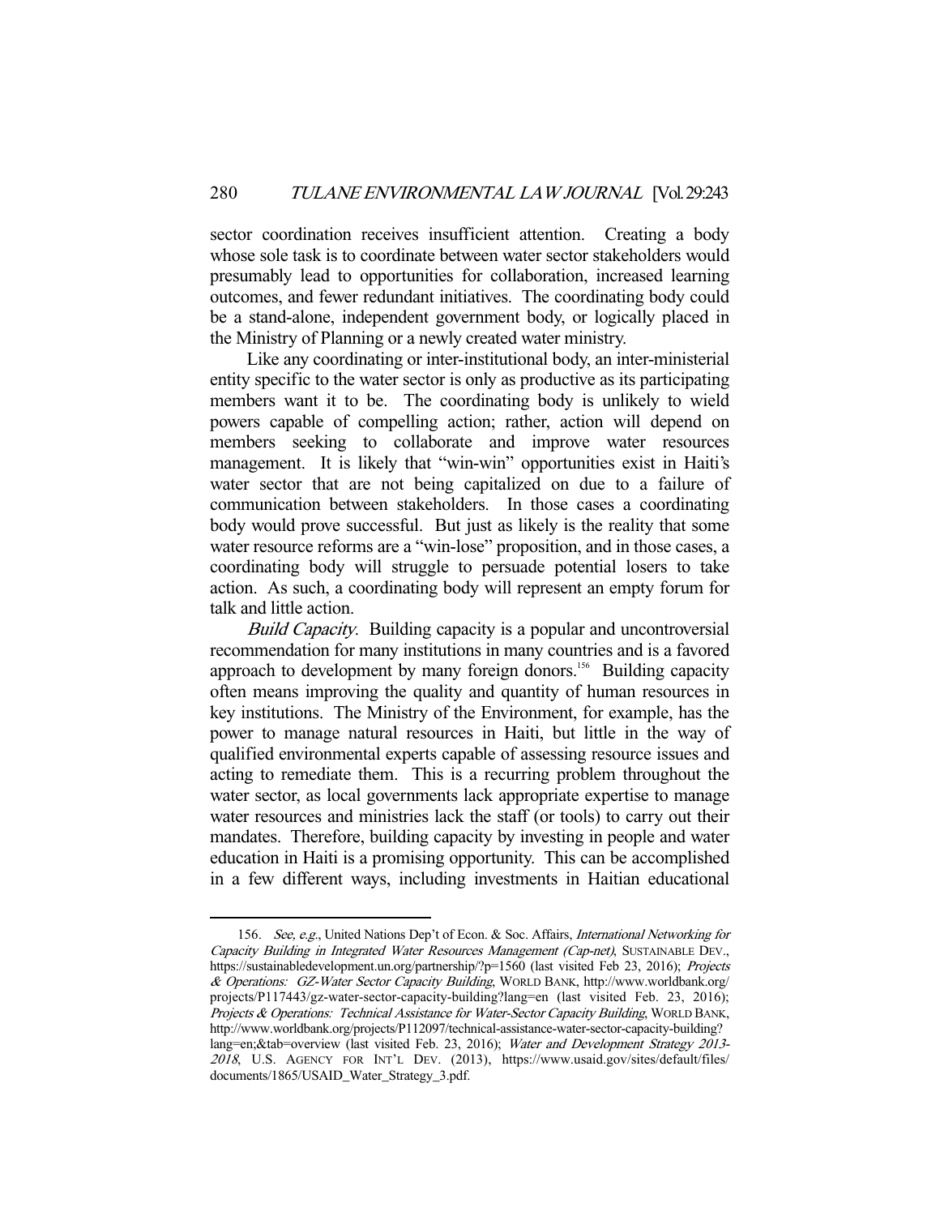sector coordination receives insufficient attention. Creating a body whose sole task is to coordinate between water sector stakeholders would presumably lead to opportunities for collaboration, increased learning outcomes, and fewer redundant initiatives. The coordinating body could be a stand-alone, independent government body, or logically placed in the Ministry of Planning or a newly created water ministry.

Like any coordinating or inter-institutional body, an inter-ministerial entity specific to the water sector is only as productive as its participating members want it to be. The coordinating body is unlikely to wield powers capable of compelling action; rather, action will depend on members seeking to collaborate and improve water resources management. It is likely that "win-win" opportunities exist in Haiti's water sector that are not being capitalized on due to a failure of communication between stakeholders. In those cases a coordinating body would prove successful. But just as likely is the reality that some water resource reforms are a "win-lose" proposition, and in those cases, a coordinating body will struggle to persuade potential losers to take action. As such, a coordinating body will represent an empty forum for talk and little action.

*Build Capacity*. Building capacity is a popular and uncontroversial recommendation for many institutions in many countries and is a favored approach to development by many foreign donors.[156] Building capacity often means improving the quality and quantity of human resources in key institutions. The Ministry of the Environment, for example, has the power to manage natural resources in Haiti, but little in the way of qualified environmental experts capable of assessing resource issues and acting to remediate them. This is a recurring problem throughout the water sector, as local governments lack appropriate expertise to manage water resources and ministries lack the staff (or tools) to carry out their mandates. Therefore, building capacity by investing in people and water education in Haiti is a promising opportunity. This can be accomplished in a few different ways, including investments in Haitian educational

---

156. *See, e.g.*, United Nations Dep't of Econ. & Soc. Affairs, *International Networking for Capacity Building in Integrated Water Resources Management (Cap-net)*, SUSTAINABLE DEV., https://sustainabledevelopment.un.org/partnership/?p=1560 (last visited Feb 23, 2016); *Projects & Operations: GZ-Water Sector Capacity Building*, WORLD BANK, http://www.worldbank.org/projects/P117443/gz-water-sector-capacity-building?lang=en (last visited Feb. 23, 2016); *Projects & Operations: Technical Assistance for Water-Sector Capacity Building*, WORLD BANK, http://www.worldbank.org/projects/P112097/technical-assistance-water-sector-capacity-building?lang=en;&tab=overview (last visited Feb. 23, 2016); *Water and Development Strategy 2013-2018*, U.S. AGENCY FOR INT'L DEV. (2013), https://www.usaid.gov/sites/default/files/documents/1865/USAID_Water_Strategy_3.pdf.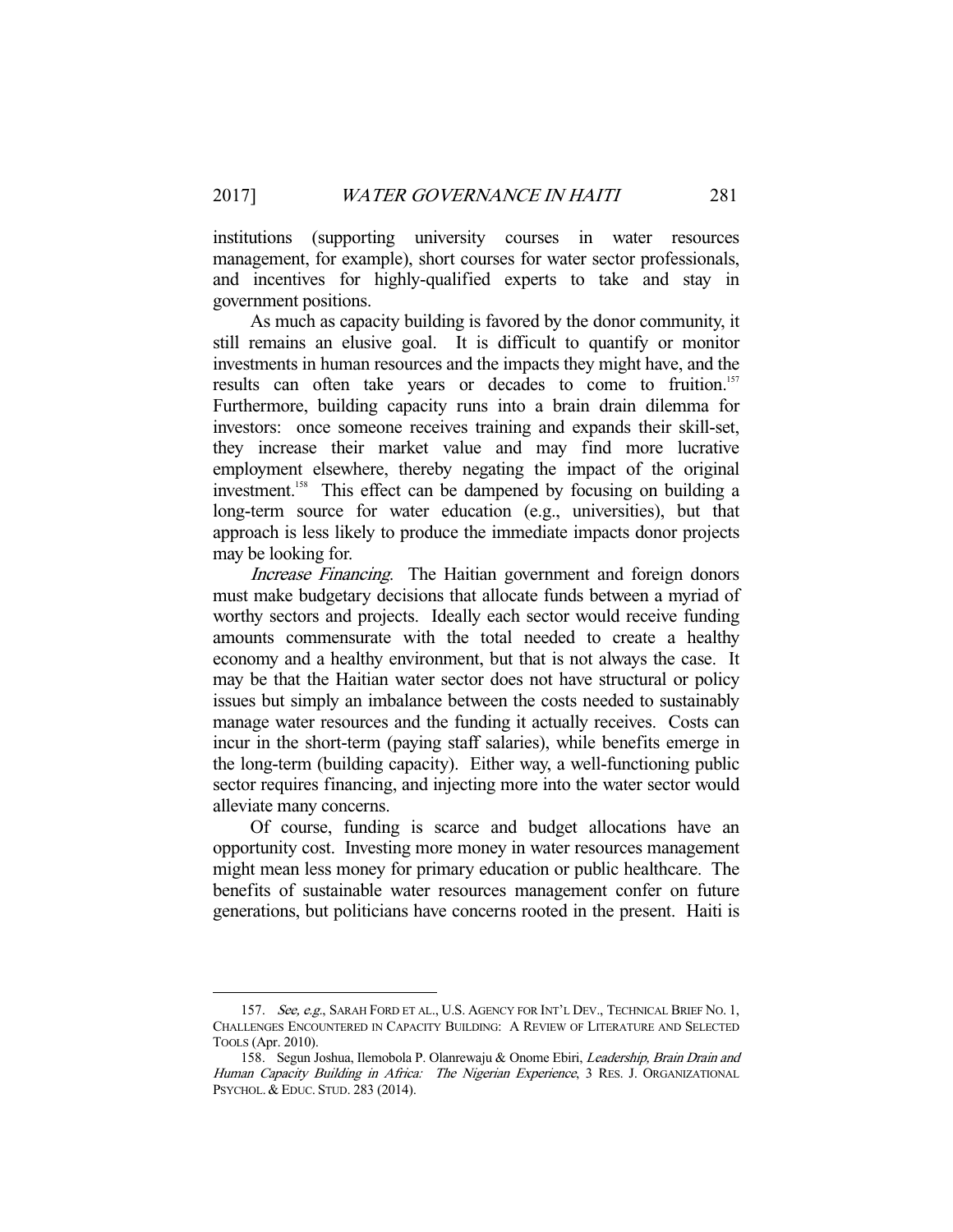institutions (supporting university courses in water resources management, for example), short courses for water sector professionals, and incentives for highly-qualified experts to take and stay in government positions.

As much as capacity building is favored by the donor community, it still remains an elusive goal. It is difficult to quantify or monitor investments in human resources and the impacts they might have, and the results can often take years or decades to come to fruition.[157] Furthermore, building capacity runs into a brain drain dilemma for investors: once someone receives training and expands their skill-set, they increase their market value and may find more lucrative employment elsewhere, thereby negating the impact of the original investment.[158] This effect can be dampened by focusing on building a long-term source for water education (e.g., universities), but that approach is less likely to produce the immediate impacts donor projects may be looking for.

*Increase Financing*. The Haitian government and foreign donors must make budgetary decisions that allocate funds between a myriad of worthy sectors and projects. Ideally each sector would receive funding amounts commensurate with the total needed to create a healthy economy and a healthy environment, but that is not always the case. It may be that the Haitian water sector does not have structural or policy issues but simply an imbalance between the costs needed to sustainably manage water resources and the funding it actually receives. Costs can incur in the short-term (paying staff salaries), while benefits emerge in the long-term (building capacity). Either way, a well-functioning public sector requires financing, and injecting more into the water sector would alleviate many concerns.

Of course, funding is scarce and budget allocations have an opportunity cost. Investing more money in water resources management might mean less money for primary education or public healthcare. The benefits of sustainable water resources management confer on future generations, but politicians have concerns rooted in the present. Haiti is

---

157. *See, e.g.*, SARAH FORD ET AL., U.S. AGENCY FOR INT'L DEV., TECHNICAL BRIEF NO. 1, CHALLENGES ENCOUNTERED IN CAPACITY BUILDING: A REVIEW OF LITERATURE AND SELECTED TOOLS (Apr. 2010).

158. Segun Joshua, Ilemobola P. Olanrewaju & Onome Ebiri, *Leadership, Brain Drain and Human Capacity Building in Africa: The Nigerian Experience*, 3 RES. J. ORGANIZATIONAL PSYCHOL. & EDUC. STUD. 283 (2014).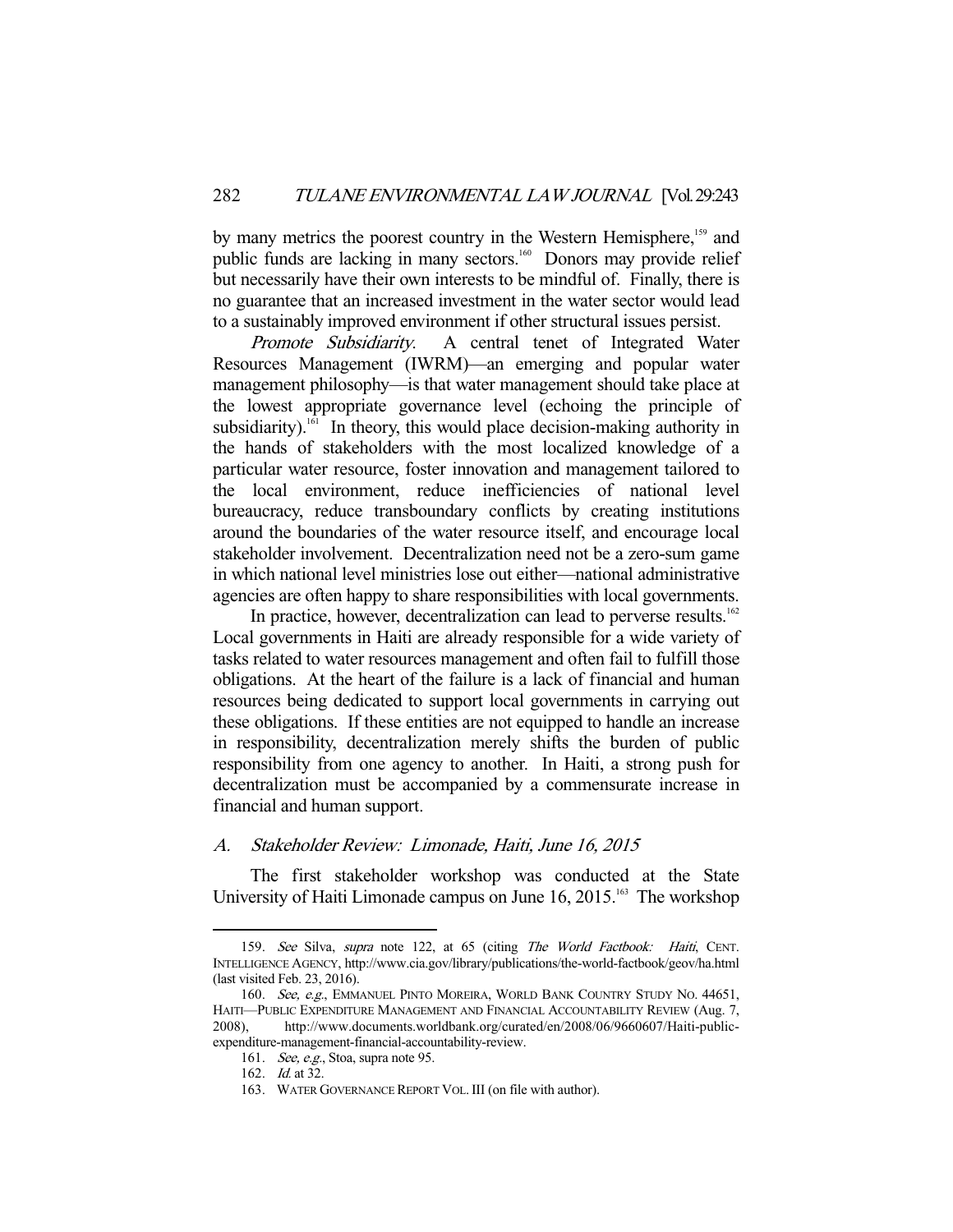by many metrics the poorest country in the Western Hemisphere,[159] and public funds are lacking in many sectors.[160] Donors may provide relief but necessarily have their own interests to be mindful of. Finally, there is no guarantee that an increased investment in the water sector would lead to a sustainably improved environment if other structural issues persist.

*Promote Subsidiarity*. A central tenet of Integrated Water Resources Management (IWRM)—an emerging and popular water management philosophy—is that water management should take place at the lowest appropriate governance level (echoing the principle of subsidiarity).[161] In theory, this would place decision-making authority in the hands of stakeholders with the most localized knowledge of a particular water resource, foster innovation and management tailored to the local environment, reduce inefficiencies of national level bureaucracy, reduce transboundary conflicts by creating institutions around the boundaries of the water resource itself, and encourage local stakeholder involvement. Decentralization need not be a zero-sum game in which national level ministries lose out either—national administrative agencies are often happy to share responsibilities with local governments.

In practice, however, decentralization can lead to perverse results.[162] Local governments in Haiti are already responsible for a wide variety of tasks related to water resources management and often fail to fulfill those obligations. At the heart of the failure is a lack of financial and human resources being dedicated to support local governments in carrying out these obligations. If these entities are not equipped to handle an increase in responsibility, decentralization merely shifts the burden of public responsibility from one agency to another. In Haiti, a strong push for decentralization must be accompanied by a commensurate increase in financial and human support.

### A. *Stakeholder Review: Limonade, Haiti, June 16, 2015*

The first stakeholder workshop was conducted at the State University of Haiti Limonade campus on June 16, 2015.[163] The workshop

---

159. *See* Silva, *supra* note 122, at 65 (citing *The World Factbook: Haiti*, CENT. INTELLIGENCE AGENCY, http://www.cia.gov/library/publications/the-world-factbook/geov/ha.html (last visited Feb. 23, 2016).

160. *See, e.g.*, EMMANUEL PINTO MOREIRA, WORLD BANK COUNTRY STUDY NO. 44651, HAITI—PUBLIC EXPENDITURE MANAGEMENT AND FINANCIAL ACCOUNTABILITY REVIEW (Aug. 7, 2008), http://www.documents.worldbank.org/curated/en/2008/06/9660607/Haiti-public-expenditure-management-financial-accountability-review.

161. *See, e.g.*, Stoa, supra note 95.

162. *Id.* at 32.

163. WATER GOVERNANCE REPORT VOL. III (on file with author).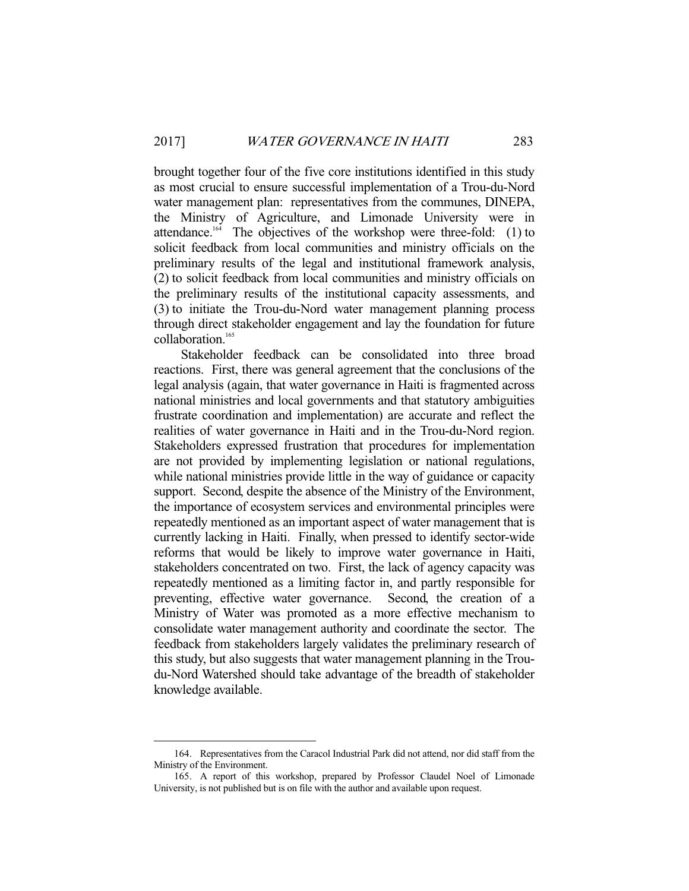brought together four of the five core institutions identified in this study as most crucial to ensure successful implementation of a Trou-du-Nord water management plan: representatives from the communes, DINEPA, the Ministry of Agriculture, and Limonade University were in attendance.[164] The objectives of the workshop were three-fold: (1) to solicit feedback from local communities and ministry officials on the preliminary results of the legal and institutional framework analysis, (2) to solicit feedback from local communities and ministry officials on the preliminary results of the institutional capacity assessments, and (3) to initiate the Trou-du-Nord water management planning process through direct stakeholder engagement and lay the foundation for future collaboration.[165]

Stakeholder feedback can be consolidated into three broad reactions. First, there was general agreement that the conclusions of the legal analysis (again, that water governance in Haiti is fragmented across national ministries and local governments and that statutory ambiguities frustrate coordination and implementation) are accurate and reflect the realities of water governance in Haiti and in the Trou-du-Nord region. Stakeholders expressed frustration that procedures for implementation are not provided by implementing legislation or national regulations, while national ministries provide little in the way of guidance or capacity support. Second, despite the absence of the Ministry of the Environment, the importance of ecosystem services and environmental principles were repeatedly mentioned as an important aspect of water management that is currently lacking in Haiti. Finally, when pressed to identify sector-wide reforms that would be likely to improve water governance in Haiti, stakeholders concentrated on two. First, the lack of agency capacity was repeatedly mentioned as a limiting factor in, and partly responsible for preventing, effective water governance. Second, the creation of a Ministry of Water was promoted as a more effective mechanism to consolidate water management authority and coordinate the sector. The feedback from stakeholders largely validates the preliminary research of this study, but also suggests that water management planning in the Trou-du-Nord Watershed should take advantage of the breadth of stakeholder knowledge available.

---

164. Representatives from the Caracol Industrial Park did not attend, nor did staff from the Ministry of the Environment.

165. A report of this workshop, prepared by Professor Claudel Noel of Limonade University, is not published but is on file with the author and available upon request.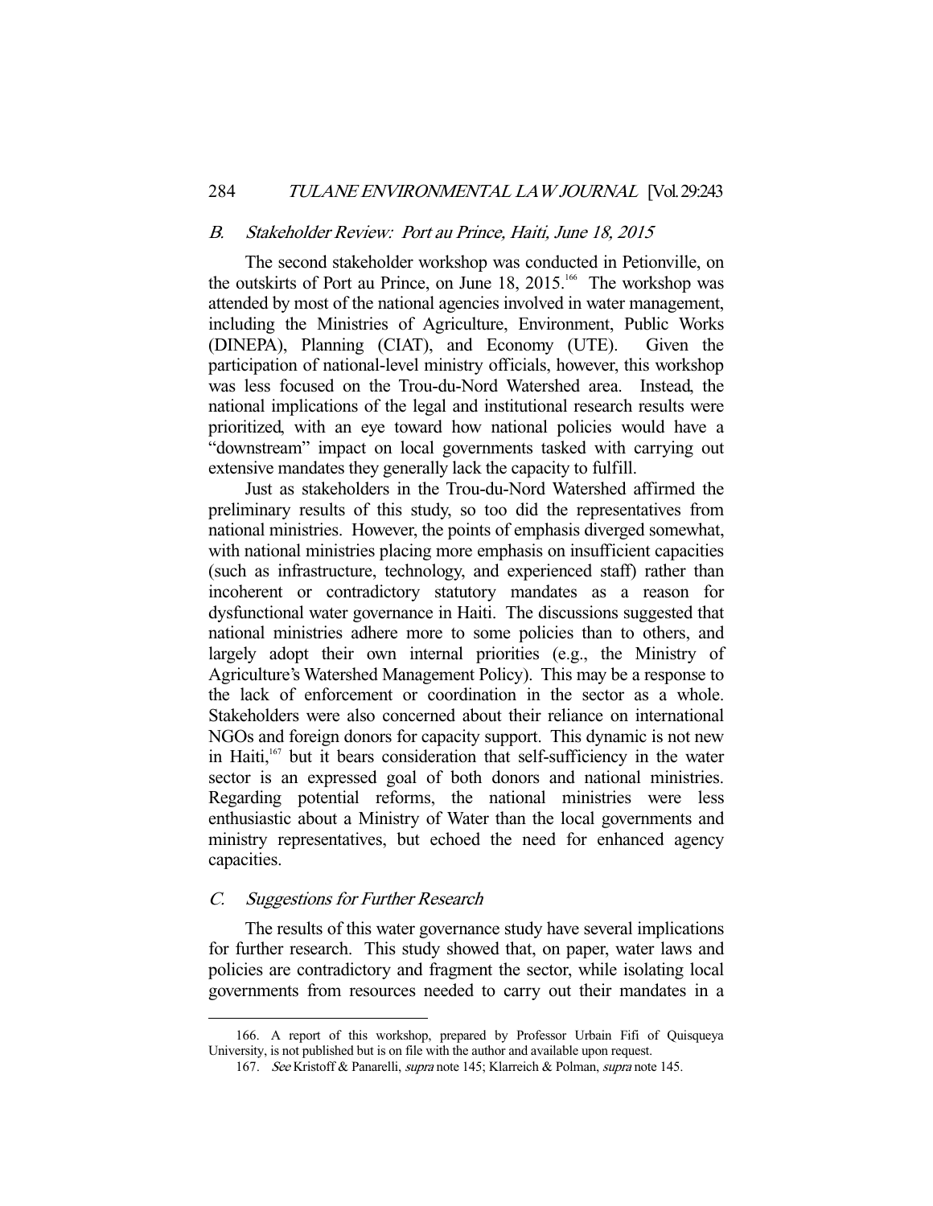### *B. Stakeholder Review: Port au Prince, Haiti, June 18, 2015*

The second stakeholder workshop was conducted in Petionville, on the outskirts of Port au Prince, on June 18, 2015.[166] The workshop was attended by most of the national agencies involved in water management, including the Ministries of Agriculture, Environment, Public Works (DINEPA), Planning (CIAT), and Economy (UTE). Given the participation of national-level ministry officials, however, this workshop was less focused on the Trou-du-Nord Watershed area. Instead, the national implications of the legal and institutional research results were prioritized, with an eye toward how national policies would have a "downstream" impact on local governments tasked with carrying out extensive mandates they generally lack the capacity to fulfill.

Just as stakeholders in the Trou-du-Nord Watershed affirmed the preliminary results of this study, so too did the representatives from national ministries. However, the points of emphasis diverged somewhat, with national ministries placing more emphasis on insufficient capacities (such as infrastructure, technology, and experienced staff) rather than incoherent or contradictory statutory mandates as a reason for dysfunctional water governance in Haiti. The discussions suggested that national ministries adhere more to some policies than to others, and largely adopt their own internal priorities (e.g., the Ministry of Agriculture's Watershed Management Policy). This may be a response to the lack of enforcement or coordination in the sector as a whole. Stakeholders were also concerned about their reliance on international NGOs and foreign donors for capacity support. This dynamic is not new in Haiti,[167] but it bears consideration that self-sufficiency in the water sector is an expressed goal of both donors and national ministries. Regarding potential reforms, the national ministries were less enthusiastic about a Ministry of Water than the local governments and ministry representatives, but echoed the need for enhanced agency capacities.

### *C. Suggestions for Further Research*

The results of this water governance study have several implications for further research. This study showed that, on paper, water laws and policies are contradictory and fragment the sector, while isolating local governments from resources needed to carry out their mandates in a

---

166. A report of this workshop, prepared by Professor Urbain Fifi of Quisqueya University, is not published but is on file with the author and available upon request.

167. *See* Kristoff & Panarelli, *supra* note 145; Klarreich & Polman, *supra* note 145.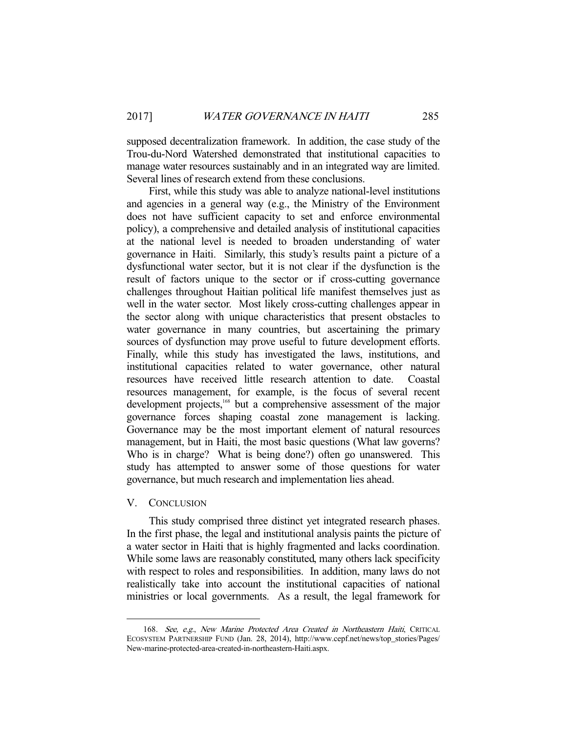supposed decentralization framework. In addition, the case study of the Trou-du-Nord Watershed demonstrated that institutional capacities to manage water resources sustainably and in an integrated way are limited. Several lines of research extend from these conclusions.

First, while this study was able to analyze national-level institutions and agencies in a general way (e.g., the Ministry of the Environment does not have sufficient capacity to set and enforce environmental policy), a comprehensive and detailed analysis of institutional capacities at the national level is needed to broaden understanding of water governance in Haiti. Similarly, this study's results paint a picture of a dysfunctional water sector, but it is not clear if the dysfunction is the result of factors unique to the sector or if cross-cutting governance challenges throughout Haitian political life manifest themselves just as well in the water sector. Most likely cross-cutting challenges appear in the sector along with unique characteristics that present obstacles to water governance in many countries, but ascertaining the primary sources of dysfunction may prove useful to future development efforts. Finally, while this study has investigated the laws, institutions, and institutional capacities related to water governance, other natural resources have received little research attention to date. Coastal resources management, for example, is the focus of several recent development projects,[168] but a comprehensive assessment of the major governance forces shaping coastal zone management is lacking. Governance may be the most important element of natural resources management, but in Haiti, the most basic questions (What law governs? Who is in charge? What is being done?) often go unanswered. This study has attempted to answer some of those questions for water governance, but much research and implementation lies ahead.

## V. CONCLUSION

This study comprised three distinct yet integrated research phases. In the first phase, the legal and institutional analysis paints the picture of a water sector in Haiti that is highly fragmented and lacks coordination. While some laws are reasonably constituted, many others lack specificity with respect to roles and responsibilities. In addition, many laws do not realistically take into account the institutional capacities of national ministries or local governments. As a result, the legal framework for

168. *See, e.g.*, *New Marine Protected Area Created in Northeastern Haiti*, CRITICAL ECOSYSTEM PARTNERSHIP FUND (Jan. 28, 2014), http://www.cepf.net/news/top_stories/Pages/New-marine-protected-area-created-in-northeastern-Haiti.aspx.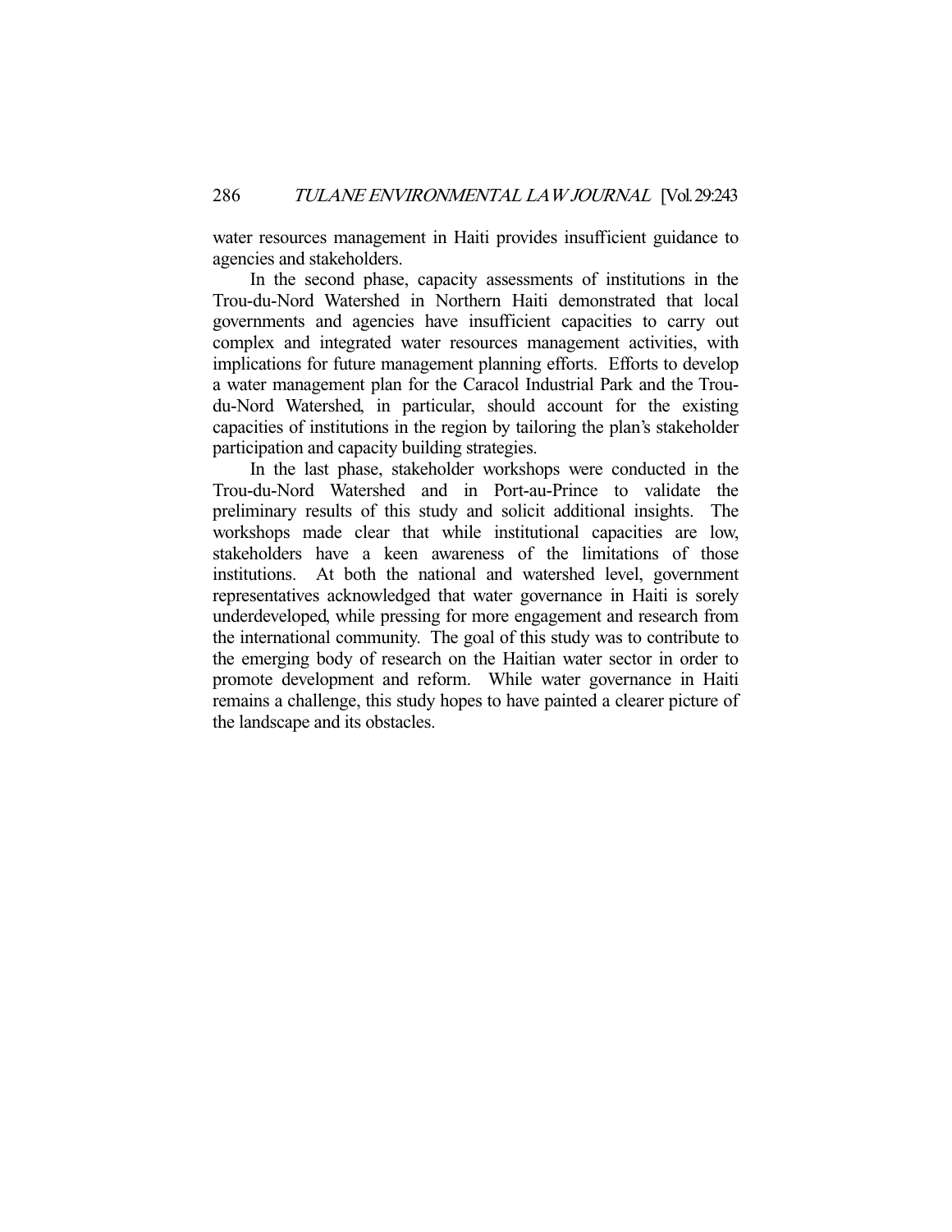water resources management in Haiti provides insufficient guidance to agencies and stakeholders.

In the second phase, capacity assessments of institutions in the Trou-du-Nord Watershed in Northern Haiti demonstrated that local governments and agencies have insufficient capacities to carry out complex and integrated water resources management activities, with implications for future management planning efforts. Efforts to develop a water management plan for the Caracol Industrial Park and the Trou-du-Nord Watershed, in particular, should account for the existing capacities of institutions in the region by tailoring the plan's stakeholder participation and capacity building strategies.

In the last phase, stakeholder workshops were conducted in the Trou-du-Nord Watershed and in Port-au-Prince to validate the preliminary results of this study and solicit additional insights. The workshops made clear that while institutional capacities are low, stakeholders have a keen awareness of the limitations of those institutions. At both the national and watershed level, government representatives acknowledged that water governance in Haiti is sorely underdeveloped, while pressing for more engagement and research from the international community. The goal of this study was to contribute to the emerging body of research on the Haitian water sector in order to promote development and reform. While water governance in Haiti remains a challenge, this study hopes to have painted a clearer picture of the landscape and its obstacles.